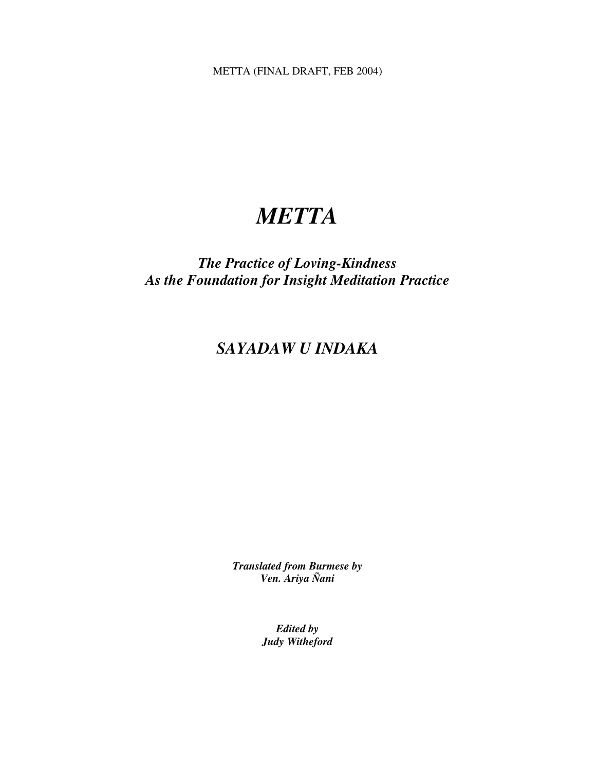METTA (FINAL DRAFT, FEB 2004)

# *METTA*

## *The Practice of Loving-Kindness As the Foundation for Insight Meditation Practice*

## *SAYADAW U INDAKA*

***Translated from Burmese by Ven. Ariya Ñani***

***Edited by Judy Witheford***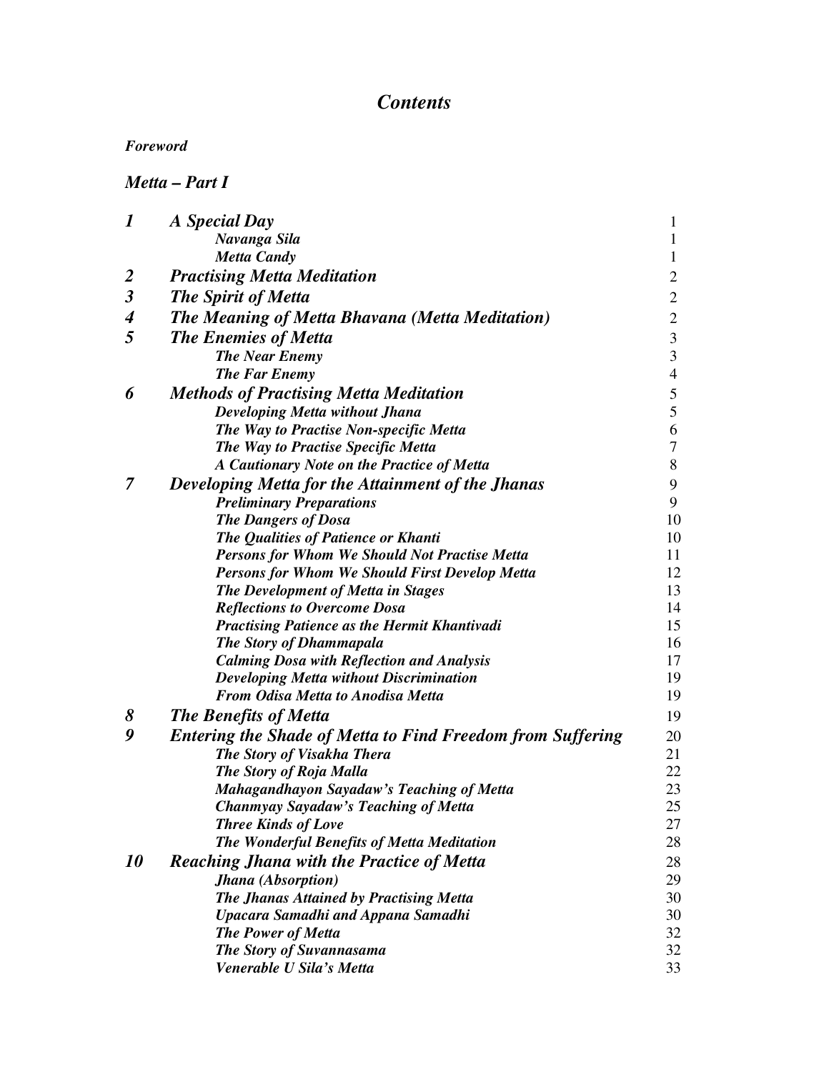# *Contents*

***Foreword***

## *Metta – Part I*

| | | |
|---|---|---|
| ***1*** | ***A Special Day*** | 1 |
| | ***Navanga Sila*** | 1 |
| | ***Metta Candy*** | 1 |
| ***2*** | ***Practising Metta Meditation*** | 2 |
| ***3*** | ***The Spirit of Metta*** | 2 |
| ***4*** | ***The Meaning of Metta Bhavana (Metta Meditation)*** | 2 |
| ***5*** | ***The Enemies of Metta*** | 3 |
| | ***The Near Enemy*** | 3 |
| | ***The Far Enemy*** | 4 |
| ***6*** | ***Methods of Practising Metta Meditation*** | 5 |
| | ***Developing Metta without Jhana*** | 5 |
| | ***The Way to Practise Non-specific Metta*** | 6 |
| | ***The Way to Practise Specific Metta*** | 7 |
| | ***A Cautionary Note on the Practice of Metta*** | 8 |
| ***7*** | ***Developing Metta for the Attainment of the Jhanas*** | 9 |
| | ***Preliminary Preparations*** | 9 |
| | ***The Dangers of Dosa*** | 10 |
| | ***The Qualities of Patience or Khanti*** | 10 |
| | ***Persons for Whom We Should Not Practise Metta*** | 11 |
| | ***Persons for Whom We Should First Develop Metta*** | 12 |
| | ***The Development of Metta in Stages*** | 13 |
| | ***Reflections to Overcome Dosa*** | 14 |
| | ***Practising Patience as the Hermit Khantivadi*** | 15 |
| | ***The Story of Dhammapala*** | 16 |
| | ***Calming Dosa with Reflection and Analysis*** | 17 |
| | ***Developing Metta without Discrimination*** | 19 |
| | ***From Odisa Metta to Anodisa Metta*** | 19 |
| ***8*** | ***The Benefits of Metta*** | 19 |
| ***9*** | ***Entering the Shade of Metta to Find Freedom from Suffering*** | 20 |
| | ***The Story of Visakha Thera*** | 21 |
| | ***The Story of Roja Malla*** | 22 |
| | ***Mahagandhayon Sayadaw's Teaching of Metta*** | 23 |
| | ***Chanmyay Sayadaw's Teaching of Metta*** | 25 |
| | ***Three Kinds of Love*** | 27 |
| | ***The Wonderful Benefits of Metta Meditation*** | 28 |
| ***10*** | ***Reaching Jhana with the Practice of Metta*** | 28 |
| | ***Jhana (Absorption)*** | 29 |
| | ***The Jhanas Attained by Practising Metta*** | 30 |
| | ***Upacara Samadhi and Appana Samadhi*** | 30 |
| | ***The Power of Metta*** | 32 |
| | ***The Story of Suvannasama*** | 32 |
| | ***Venerable U Sila's Metta*** | 33 |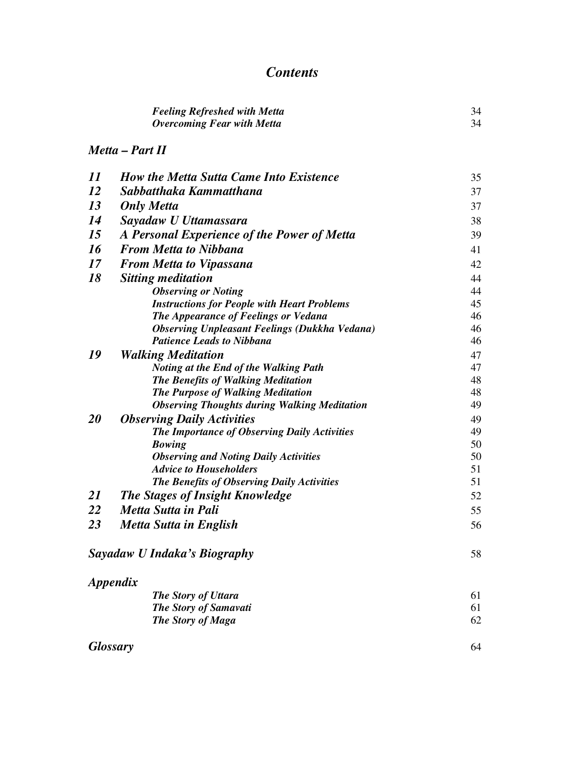# *Contents*

| | | |
|---|---|---|
| | ***Feeling Refreshed with Metta*** | 34 |
| | ***Overcoming Fear with Metta*** | 34 |

## *Metta – Part II*

| | | |
|---|---|---|
| ***11*** | ***How the Metta Sutta Came Into Existence*** | 35 |
| ***12*** | ***Sabbatthaka Kammatthana*** | 37 |
| ***13*** | ***Only Metta*** | 37 |
| ***14*** | ***Sayadaw U Uttamassara*** | 38 |
| ***15*** | ***A Personal Experience of the Power of Metta*** | 39 |
| ***16*** | ***From Metta to Nibbana*** | 41 |
| ***17*** | ***From Metta to Vipassana*** | 42 |
| ***18*** | ***Sitting meditation*** | 44 |
| | ***Observing or Noting*** | 44 |
| | ***Instructions for People with Heart Problems*** | 45 |
| | ***The Appearance of Feelings or Vedana*** | 46 |
| | ***Observing Unpleasant Feelings (Dukkha Vedana)*** | 46 |
| | ***Patience Leads to Nibbana*** | 46 |
| ***19*** | ***Walking Meditation*** | 47 |
| | ***Noting at the End of the Walking Path*** | 47 |
| | ***The Benefits of Walking Meditation*** | 48 |
| | ***The Purpose of Walking Meditation*** | 48 |
| | ***Observing Thoughts during Walking Meditation*** | 49 |
| ***20*** | ***Observing Daily Activities*** | 49 |
| | ***The Importance of Observing Daily Activities*** | 49 |
| | ***Bowing*** | 50 |
| | ***Observing and Noting Daily Activities*** | 50 |
| | ***Advice to Householders*** | 51 |
| | ***The Benefits of Observing Daily Activities*** | 51 |
| ***21*** | ***The Stages of Insight Knowledge*** | 52 |
| ***22*** | ***Metta Sutta in Pali*** | 55 |
| ***23*** | ***Metta Sutta in English*** | 56 |

## *Sayadaw U Indaka's Biography* 58

## *Appendix*

| | |
|---|---|
| ***The Story of Uttara*** | 61 |
| ***The Story of Samavati*** | 61 |
| ***The Story of Maga*** | 62 |

## *Glossary* 64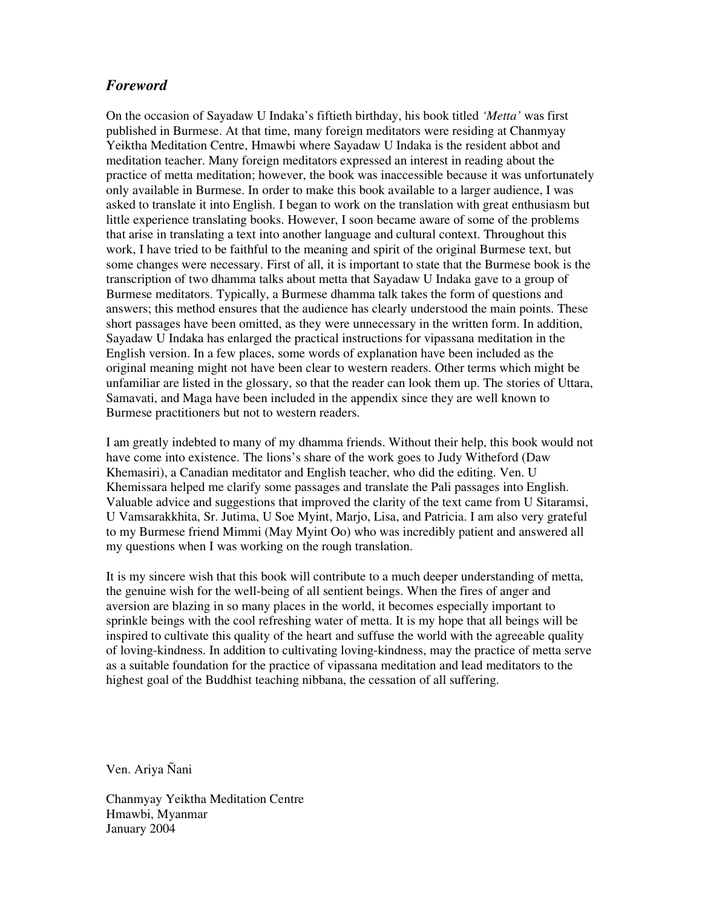## *Foreword*

On the occasion of Sayadaw U Indaka's fiftieth birthday, his book titled *'Metta'* was first published in Burmese. At that time, many foreign meditators were residing at Chanmyay Yeiktha Meditation Centre, Hmawbi where Sayadaw U Indaka is the resident abbot and meditation teacher. Many foreign meditators expressed an interest in reading about the practice of metta meditation; however, the book was inaccessible because it was unfortunately only available in Burmese. In order to make this book available to a larger audience, I was asked to translate it into English. I began to work on the translation with great enthusiasm but little experience translating books. However, I soon became aware of some of the problems that arise in translating a text into another language and cultural context. Throughout this work, I have tried to be faithful to the meaning and spirit of the original Burmese text, but some changes were necessary. First of all, it is important to state that the Burmese book is the transcription of two dhamma talks about metta that Sayadaw U Indaka gave to a group of Burmese meditators. Typically, a Burmese dhamma talk takes the form of questions and answers; this method ensures that the audience has clearly understood the main points. These short passages have been omitted, as they were unnecessary in the written form. In addition, Sayadaw U Indaka has enlarged the practical instructions for vipassana meditation in the English version. In a few places, some words of explanation have been included as the original meaning might not have been clear to western readers. Other terms which might be unfamiliar are listed in the glossary, so that the reader can look them up. The stories of Uttara, Samavati, and Maga have been included in the appendix since they are well known to Burmese practitioners but not to western readers.

I am greatly indebted to many of my dhamma friends. Without their help, this book would not have come into existence. The lions's share of the work goes to Judy Witheford (Daw Khemasiri), a Canadian meditator and English teacher, who did the editing. Ven. U Khemissara helped me clarify some passages and translate the Pali passages into English. Valuable advice and suggestions that improved the clarity of the text came from U Sitaramsi, U Vamsarakkhita, Sr. Jutima, U Soe Myint, Marjo, Lisa, and Patricia. I am also very grateful to my Burmese friend Mimmi (May Myint Oo) who was incredibly patient and answered all my questions when I was working on the rough translation.

It is my sincere wish that this book will contribute to a much deeper understanding of metta, the genuine wish for the well-being of all sentient beings. When the fires of anger and aversion are blazing in so many places in the world, it becomes especially important to sprinkle beings with the cool refreshing water of metta. It is my hope that all beings will be inspired to cultivate this quality of the heart and suffuse the world with the agreeable quality of loving-kindness. In addition to cultivating loving-kindness, may the practice of metta serve as a suitable foundation for the practice of vipassana meditation and lead meditators to the highest goal of the Buddhist teaching nibbana, the cessation of all suffering.

Ven. Ariya Ñani

Chanmyay Yeiktha Meditation Centre
Hmawbi, Myanmar
January 2004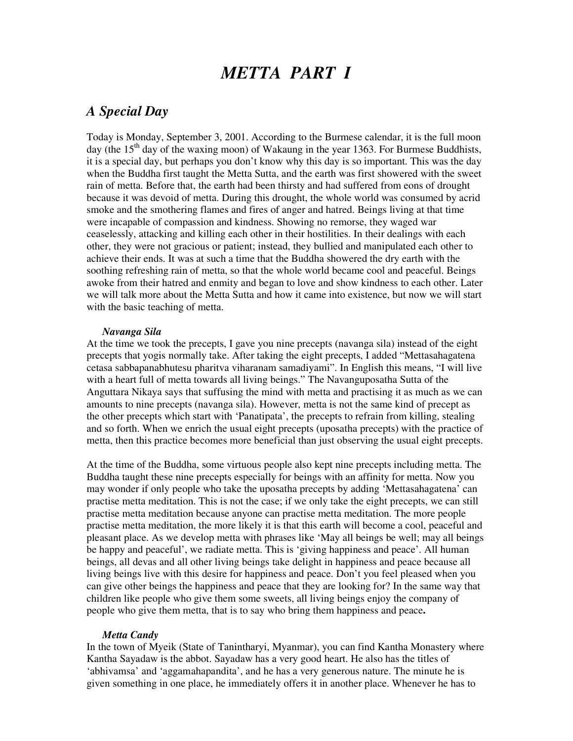# *METTA PART I*

## *A Special Day*

Today is Monday, September 3, 2001. According to the Burmese calendar, it is the full moon day (the 15th day of the waxing moon) of Wakaung in the year 1363. For Burmese Buddhists, it is a special day, but perhaps you don't know why this day is so important. This was the day when the Buddha first taught the Metta Sutta, and the earth was first showered with the sweet rain of metta. Before that, the earth had been thirsty and had suffered from eons of drought because it was devoid of metta. During this drought, the whole world was consumed by acrid smoke and the smothering flames and fires of anger and hatred. Beings living at that time were incapable of compassion and kindness. Showing no remorse, they waged war ceaselessly, attacking and killing each other in their hostilities. In their dealings with each other, they were not gracious or patient; instead, they bullied and manipulated each other to achieve their ends. It was at such a time that the Buddha showered the dry earth with the soothing refreshing rain of metta, so that the whole world became cool and peaceful. Beings awoke from their hatred and enmity and began to love and show kindness to each other. Later we will talk more about the Metta Sutta and how it came into existence, but now we will start with the basic teaching of metta.

### *Navanga Sila*

At the time we took the precepts, I gave you nine precepts (navanga sila) instead of the eight precepts that yogis normally take. After taking the eight precepts, I added "Mettasahagatena cetasa sabbapanabhutesu pharitva viharanam samadiyami". In English this means, "I will live with a heart full of metta towards all living beings." The Navanguposatha Sutta of the Anguttara Nikaya says that suffusing the mind with metta and practising it as much as we can amounts to nine precepts (navanga sila). However, metta is not the same kind of precept as the other precepts which start with 'Panatipata', the precepts to refrain from killing, stealing and so forth. When we enrich the usual eight precepts (uposatha precepts) with the practice of metta, then this practice becomes more beneficial than just observing the usual eight precepts.

At the time of the Buddha, some virtuous people also kept nine precepts including metta. The Buddha taught these nine precepts especially for beings with an affinity for metta. Now you may wonder if only people who take the uposatha precepts by adding 'Mettasahagatena' can practise metta meditation. This is not the case; if we only take the eight precepts, we can still practise metta meditation because anyone can practise metta meditation. The more people practise metta meditation, the more likely it is that this earth will become a cool, peaceful and pleasant place. As we develop metta with phrases like 'May all beings be well; may all beings be happy and peaceful', we radiate metta. This is 'giving happiness and peace'. All human beings, all devas and all other living beings take delight in happiness and peace because all living beings live with this desire for happiness and peace. Don't you feel pleased when you can give other beings the happiness and peace that they are looking for? In the same way that children like people who give them some sweets, all living beings enjoy the company of people who give them metta, that is to say who bring them happiness and peace**.**

### *Metta Candy*

In the town of Myeik (State of Tanintharyi, Myanmar), you can find Kantha Monastery where Kantha Sayadaw is the abbot. Sayadaw has a very good heart. He also has the titles of 'abhivamsa' and 'aggamahapandita', and he has a very generous nature. The minute he is given something in one place, he immediately offers it in another place. Whenever he has to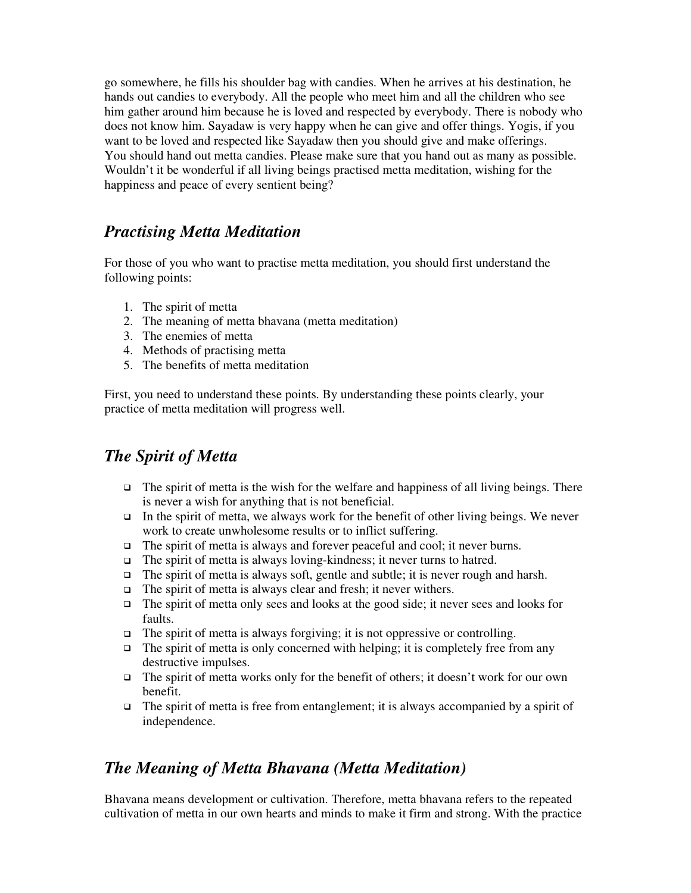go somewhere, he fills his shoulder bag with candies. When he arrives at his destination, he hands out candies to everybody. All the people who meet him and all the children who see him gather around him because he is loved and respected by everybody. There is nobody who does not know him. Sayadaw is very happy when he can give and offer things. Yogis, if you want to be loved and respected like Sayadaw then you should give and make offerings. You should hand out metta candies. Please make sure that you hand out as many as possible. Wouldn't it be wonderful if all living beings practised metta meditation, wishing for the happiness and peace of every sentient being?

## *Practising Metta Meditation*

For those of you who want to practise metta meditation, you should first understand the following points:

1. The spirit of metta
2. The meaning of metta bhavana (metta meditation)
3. The enemies of metta
4. Methods of practising metta
5. The benefits of metta meditation

First, you need to understand these points. By understanding these points clearly, your practice of metta meditation will progress well.

## *The Spirit of Metta*

- The spirit of metta is the wish for the welfare and happiness of all living beings. There is never a wish for anything that is not beneficial.
- In the spirit of metta, we always work for the benefit of other living beings. We never work to create unwholesome results or to inflict suffering.
- The spirit of metta is always and forever peaceful and cool; it never burns.
- The spirit of metta is always loving-kindness; it never turns to hatred.
- The spirit of metta is always soft, gentle and subtle; it is never rough and harsh.
- The spirit of metta is always clear and fresh; it never withers.
- The spirit of metta only sees and looks at the good side; it never sees and looks for faults.
- The spirit of metta is always forgiving; it is not oppressive or controlling.
- The spirit of metta is only concerned with helping; it is completely free from any destructive impulses.
- The spirit of metta works only for the benefit of others; it doesn't work for our own benefit.
- The spirit of metta is free from entanglement; it is always accompanied by a spirit of independence.

## *The Meaning of Metta Bhavana (Metta Meditation)*

Bhavana means development or cultivation. Therefore, metta bhavana refers to the repeated cultivation of metta in our own hearts and minds to make it firm and strong. With the practice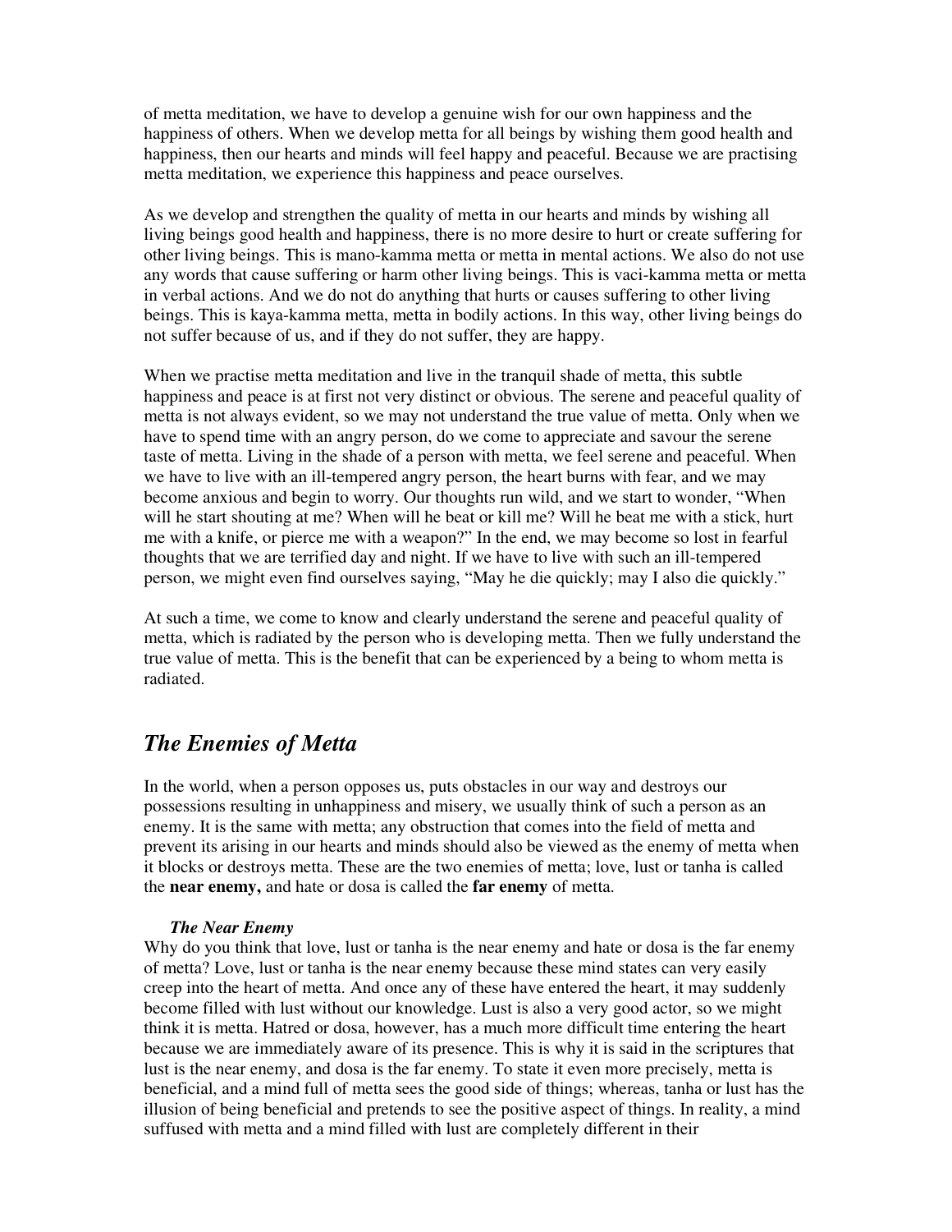of metta meditation, we have to develop a genuine wish for our own happiness and the happiness of others. When we develop metta for all beings by wishing them good health and happiness, then our hearts and minds will feel happy and peaceful. Because we are practising metta meditation, we experience this happiness and peace ourselves.

As we develop and strengthen the quality of metta in our hearts and minds by wishing all living beings good health and happiness, there is no more desire to hurt or create suffering for other living beings. This is mano-kamma metta or metta in mental actions. We also do not use any words that cause suffering or harm other living beings. This is vaci-kamma metta or metta in verbal actions. And we do not do anything that hurts or causes suffering to other living beings. This is kaya-kamma metta, metta in bodily actions. In this way, other living beings do not suffer because of us, and if they do not suffer, they are happy.

When we practise metta meditation and live in the tranquil shade of metta, this subtle happiness and peace is at first not very distinct or obvious. The serene and peaceful quality of metta is not always evident, so we may not understand the true value of metta. Only when we have to spend time with an angry person, do we come to appreciate and savour the serene taste of metta. Living in the shade of a person with metta, we feel serene and peaceful. When we have to live with an ill-tempered angry person, the heart burns with fear, and we may become anxious and begin to worry. Our thoughts run wild, and we start to wonder, "When will he start shouting at me? When will he beat or kill me? Will he beat me with a stick, hurt me with a knife, or pierce me with a weapon?" In the end, we may become so lost in fearful thoughts that we are terrified day and night. If we have to live with such an ill-tempered person, we might even find ourselves saying, "May he die quickly; may I also die quickly."

At such a time, we come to know and clearly understand the serene and peaceful quality of metta, which is radiated by the person who is developing metta. Then we fully understand the true value of metta. This is the benefit that can be experienced by a being to whom metta is radiated.

## *The Enemies of Metta*

In the world, when a person opposes us, puts obstacles in our way and destroys our possessions resulting in unhappiness and misery, we usually think of such a person as an enemy. It is the same with metta; any obstruction that comes into the field of metta and prevent its arising in our hearts and minds should also be viewed as the enemy of metta when it blocks or destroys metta. These are the two enemies of metta; love, lust or tanha is called the **near enemy,** and hate or dosa is called the **far enemy** of metta.

### *The Near Enemy*

Why do you think that love, lust or tanha is the near enemy and hate or dosa is the far enemy of metta? Love, lust or tanha is the near enemy because these mind states can very easily creep into the heart of metta. And once any of these have entered the heart, it may suddenly become filled with lust without our knowledge. Lust is also a very good actor, so we might think it is metta. Hatred or dosa, however, has a much more difficult time entering the heart because we are immediately aware of its presence. This is why it is said in the scriptures that lust is the near enemy, and dosa is the far enemy. To state it even more precisely, metta is beneficial, and a mind full of metta sees the good side of things; whereas, tanha or lust has the illusion of being beneficial and pretends to see the positive aspect of things. In reality, a mind suffused with metta and a mind filled with lust are completely different in their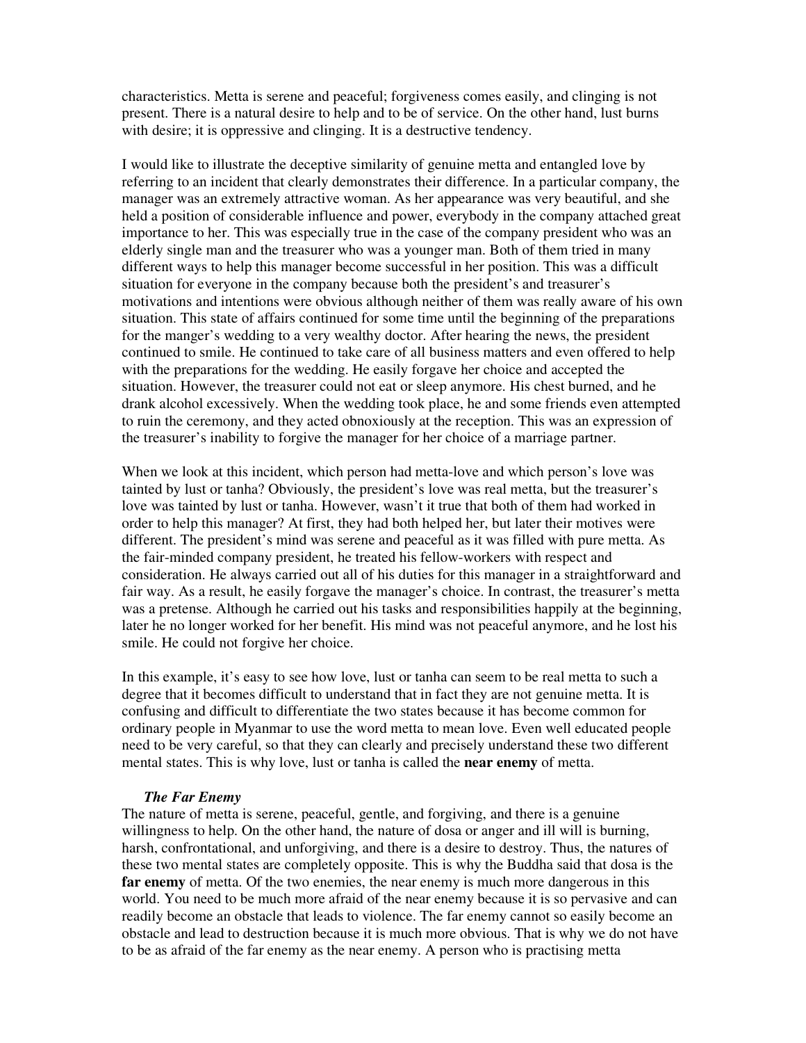characteristics. Metta is serene and peaceful; forgiveness comes easily, and clinging is not present. There is a natural desire to help and to be of service. On the other hand, lust burns with desire; it is oppressive and clinging. It is a destructive tendency.

I would like to illustrate the deceptive similarity of genuine metta and entangled love by referring to an incident that clearly demonstrates their difference. In a particular company, the manager was an extremely attractive woman. As her appearance was very beautiful, and she held a position of considerable influence and power, everybody in the company attached great importance to her. This was especially true in the case of the company president who was an elderly single man and the treasurer who was a younger man. Both of them tried in many different ways to help this manager become successful in her position. This was a difficult situation for everyone in the company because both the president's and treasurer's motivations and intentions were obvious although neither of them was really aware of his own situation. This state of affairs continued for some time until the beginning of the preparations for the manger's wedding to a very wealthy doctor. After hearing the news, the president continued to smile. He continued to take care of all business matters and even offered to help with the preparations for the wedding. He easily forgave her choice and accepted the situation. However, the treasurer could not eat or sleep anymore. His chest burned, and he drank alcohol excessively. When the wedding took place, he and some friends even attempted to ruin the ceremony, and they acted obnoxiously at the reception. This was an expression of the treasurer's inability to forgive the manager for her choice of a marriage partner.

When we look at this incident, which person had metta-love and which person's love was tainted by lust or tanha? Obviously, the president's love was real metta, but the treasurer's love was tainted by lust or tanha. However, wasn't it true that both of them had worked in order to help this manager? At first, they had both helped her, but later their motives were different. The president's mind was serene and peaceful as it was filled with pure metta. As the fair-minded company president, he treated his fellow-workers with respect and consideration. He always carried out all of his duties for this manager in a straightforward and fair way. As a result, he easily forgave the manager's choice. In contrast, the treasurer's metta was a pretense. Although he carried out his tasks and responsibilities happily at the beginning, later he no longer worked for her benefit. His mind was not peaceful anymore, and he lost his smile. He could not forgive her choice.

In this example, it's easy to see how love, lust or tanha can seem to be real metta to such a degree that it becomes difficult to understand that in fact they are not genuine metta. It is confusing and difficult to differentiate the two states because it has become common for ordinary people in Myanmar to use the word metta to mean love. Even well educated people need to be very careful, so that they can clearly and precisely understand these two different mental states. This is why love, lust or tanha is called the **near enemy** of metta.

### *The Far Enemy*

The nature of metta is serene, peaceful, gentle, and forgiving, and there is a genuine willingness to help. On the other hand, the nature of dosa or anger and ill will is burning, harsh, confrontational, and unforgiving, and there is a desire to destroy. Thus, the natures of these two mental states are completely opposite. This is why the Buddha said that dosa is the **far enemy** of metta. Of the two enemies, the near enemy is much more dangerous in this world. You need to be much more afraid of the near enemy because it is so pervasive and can readily become an obstacle that leads to violence. The far enemy cannot so easily become an obstacle and lead to destruction because it is much more obvious. That is why we do not have to be as afraid of the far enemy as the near enemy. A person who is practising metta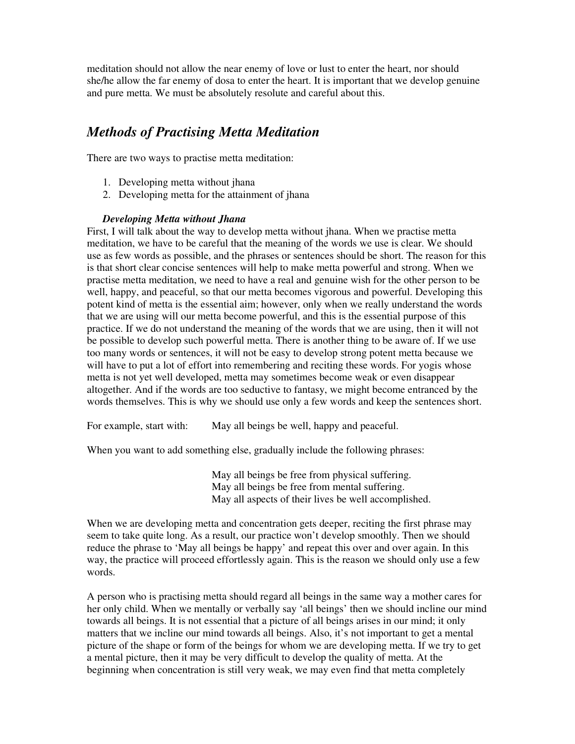meditation should not allow the near enemy of love or lust to enter the heart, nor should she/he allow the far enemy of dosa to enter the heart. It is important that we develop genuine and pure metta. We must be absolutely resolute and careful about this.

## *Methods of Practising Metta Meditation*

There are two ways to practise metta meditation:

1. Developing metta without jhana
2. Developing metta for the attainment of jhana

### *Developing Metta without Jhana*

First, I will talk about the way to develop metta without jhana. When we practise metta meditation, we have to be careful that the meaning of the words we use is clear. We should use as few words as possible, and the phrases or sentences should be short. The reason for this is that short clear concise sentences will help to make metta powerful and strong. When we practise metta meditation, we need to have a real and genuine wish for the other person to be well, happy, and peaceful, so that our metta becomes vigorous and powerful. Developing this potent kind of metta is the essential aim; however, only when we really understand the words that we are using will our metta become powerful, and this is the essential purpose of this practice. If we do not understand the meaning of the words that we are using, then it will not be possible to develop such powerful metta. There is another thing to be aware of. If we use too many words or sentences, it will not be easy to develop strong potent metta because we will have to put a lot of effort into remembering and reciting these words. For yogis whose metta is not yet well developed, metta may sometimes become weak or even disappear altogether. And if the words are too seductive to fantasy, we might become entranced by the words themselves. This is why we should use only a few words and keep the sentences short.

For example, start with: May all beings be well, happy and peaceful.

When you want to add something else, gradually include the following phrases:

May all beings be free from physical suffering.
May all beings be free from mental suffering.
May all aspects of their lives be well accomplished.

When we are developing metta and concentration gets deeper, reciting the first phrase may seem to take quite long. As a result, our practice won't develop smoothly. Then we should reduce the phrase to 'May all beings be happy' and repeat this over and over again. In this way, the practice will proceed effortlessly again. This is the reason we should only use a few words.

A person who is practising metta should regard all beings in the same way a mother cares for her only child. When we mentally or verbally say 'all beings' then we should incline our mind towards all beings. It is not essential that a picture of all beings arises in our mind; it only matters that we incline our mind towards all beings. Also, it's not important to get a mental picture of the shape or form of the beings for whom we are developing metta. If we try to get a mental picture, then it may be very difficult to develop the quality of metta. At the beginning when concentration is still very weak, we may even find that metta completely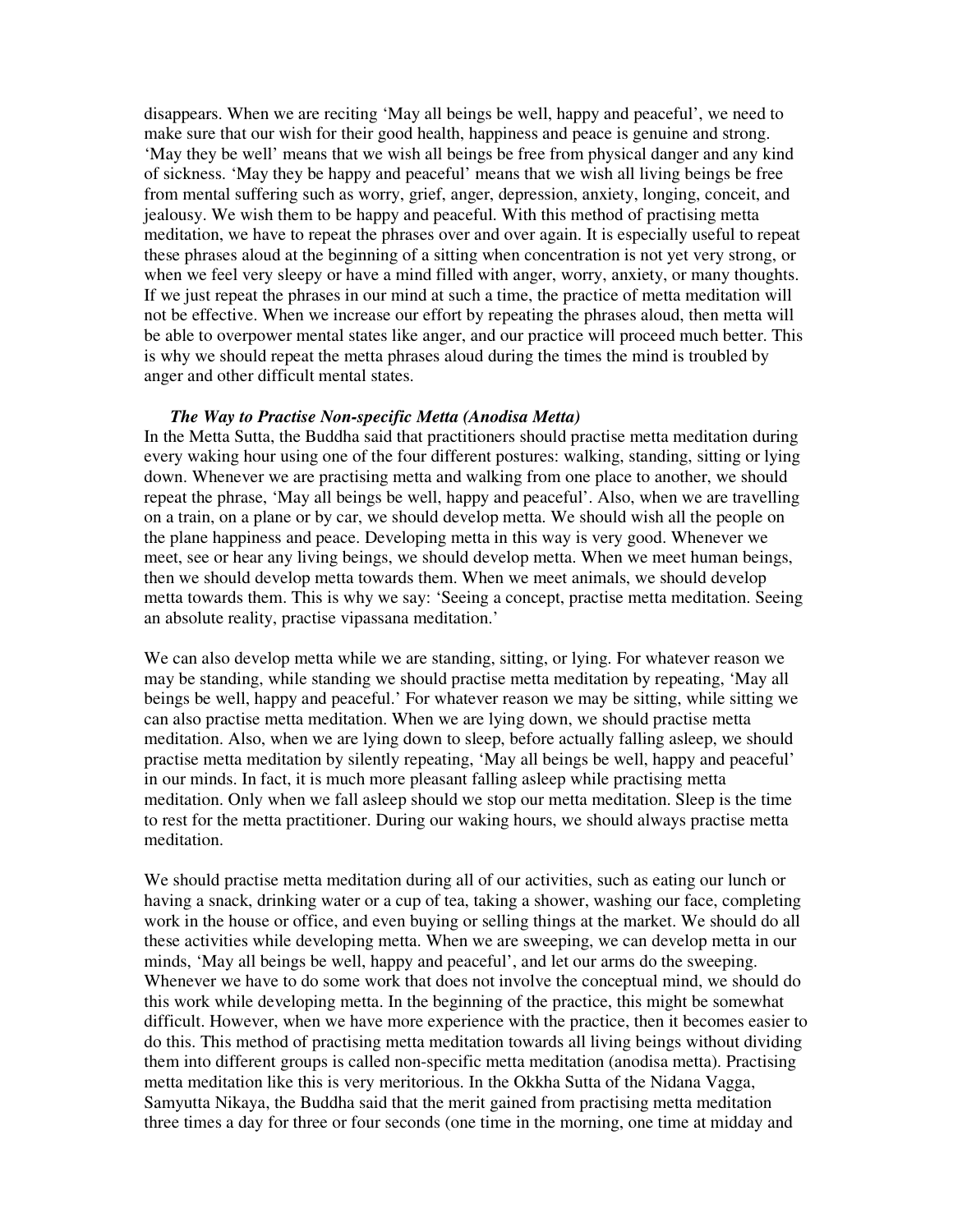disappears. When we are reciting 'May all beings be well, happy and peaceful', we need to make sure that our wish for their good health, happiness and peace is genuine and strong. 'May they be well' means that we wish all beings be free from physical danger and any kind of sickness. 'May they be happy and peaceful' means that we wish all living beings be free from mental suffering such as worry, grief, anger, depression, anxiety, longing, conceit, and jealousy. We wish them to be happy and peaceful. With this method of practising metta meditation, we have to repeat the phrases over and over again. It is especially useful to repeat these phrases aloud at the beginning of a sitting when concentration is not yet very strong, or when we feel very sleepy or have a mind filled with anger, worry, anxiety, or many thoughts. If we just repeat the phrases in our mind at such a time, the practice of metta meditation will not be effective. When we increase our effort by repeating the phrases aloud, then metta will be able to overpower mental states like anger, and our practice will proceed much better. This is why we should repeat the metta phrases aloud during the times the mind is troubled by anger and other difficult mental states.

### *The Way to Practise Non-specific Metta (Anodisa Metta)*

In the Metta Sutta, the Buddha said that practitioners should practise metta meditation during every waking hour using one of the four different postures: walking, standing, sitting or lying down. Whenever we are practising metta and walking from one place to another, we should repeat the phrase, 'May all beings be well, happy and peaceful'. Also, when we are travelling on a train, on a plane or by car, we should develop metta. We should wish all the people on the plane happiness and peace. Developing metta in this way is very good. Whenever we meet, see or hear any living beings, we should develop metta. When we meet human beings, then we should develop metta towards them. When we meet animals, we should develop metta towards them. This is why we say: 'Seeing a concept, practise metta meditation. Seeing an absolute reality, practise vipassana meditation.'

We can also develop metta while we are standing, sitting, or lying. For whatever reason we may be standing, while standing we should practise metta meditation by repeating, 'May all beings be well, happy and peaceful.' For whatever reason we may be sitting, while sitting we can also practise metta meditation. When we are lying down, we should practise metta meditation. Also, when we are lying down to sleep, before actually falling asleep, we should practise metta meditation by silently repeating, 'May all beings be well, happy and peaceful' in our minds. In fact, it is much more pleasant falling asleep while practising metta meditation. Only when we fall asleep should we stop our metta meditation. Sleep is the time to rest for the metta practitioner. During our waking hours, we should always practise metta meditation.

We should practise metta meditation during all of our activities, such as eating our lunch or having a snack, drinking water or a cup of tea, taking a shower, washing our face, completing work in the house or office, and even buying or selling things at the market. We should do all these activities while developing metta. When we are sweeping, we can develop metta in our minds, 'May all beings be well, happy and peaceful', and let our arms do the sweeping. Whenever we have to do some work that does not involve the conceptual mind, we should do this work while developing metta. In the beginning of the practice, this might be somewhat difficult. However, when we have more experience with the practice, then it becomes easier to do this. This method of practising metta meditation towards all living beings without dividing them into different groups is called non-specific metta meditation (anodisa metta). Practising metta meditation like this is very meritorious. In the Okkha Sutta of the Nidana Vagga, Samyutta Nikaya, the Buddha said that the merit gained from practising metta meditation three times a day for three or four seconds (one time in the morning, one time at midday and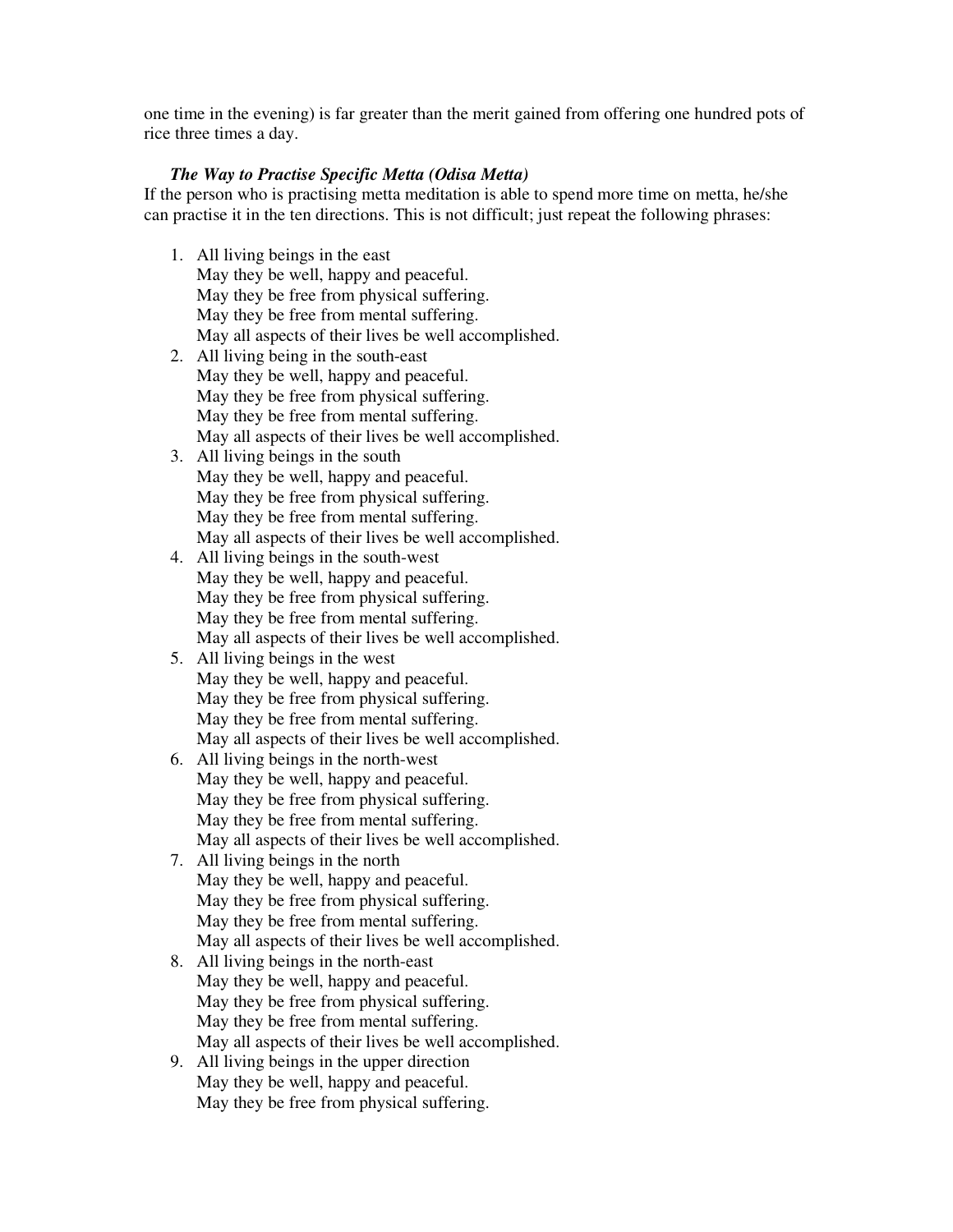one time in the evening) is far greater than the merit gained from offering one hundred pots of rice three times a day.

***The Way to Practise Specific Metta (Odisa Metta)***

If the person who is practising metta meditation is able to spend more time on metta, he/she can practise it in the ten directions. This is not difficult; just repeat the following phrases:

1. All living beings in the east  
   May they be well, happy and peaceful.  
   May they be free from physical suffering.  
   May they be free from mental suffering.  
   May all aspects of their lives be well accomplished.
2. All living being in the south-east  
   May they be well, happy and peaceful.  
   May they be free from physical suffering.  
   May they be free from mental suffering.  
   May all aspects of their lives be well accomplished.
3. All living beings in the south  
   May they be well, happy and peaceful.  
   May they be free from physical suffering.  
   May they be free from mental suffering.  
   May all aspects of their lives be well accomplished.
4. All living beings in the south-west  
   May they be well, happy and peaceful.  
   May they be free from physical suffering.  
   May they be free from mental suffering.  
   May all aspects of their lives be well accomplished.
5. All living beings in the west  
   May they be well, happy and peaceful.  
   May they be free from physical suffering.  
   May they be free from mental suffering.  
   May all aspects of their lives be well accomplished.
6. All living beings in the north-west  
   May they be well, happy and peaceful.  
   May they be free from physical suffering.  
   May they be free from mental suffering.  
   May all aspects of their lives be well accomplished.
7. All living beings in the north  
   May they be well, happy and peaceful.  
   May they be free from physical suffering.  
   May they be free from mental suffering.  
   May all aspects of their lives be well accomplished.
8. All living beings in the north-east  
   May they be well, happy and peaceful.  
   May they be free from physical suffering.  
   May they be free from mental suffering.  
   May all aspects of their lives be well accomplished.
9. All living beings in the upper direction  
   May they be well, happy and peaceful.  
   May they be free from physical suffering.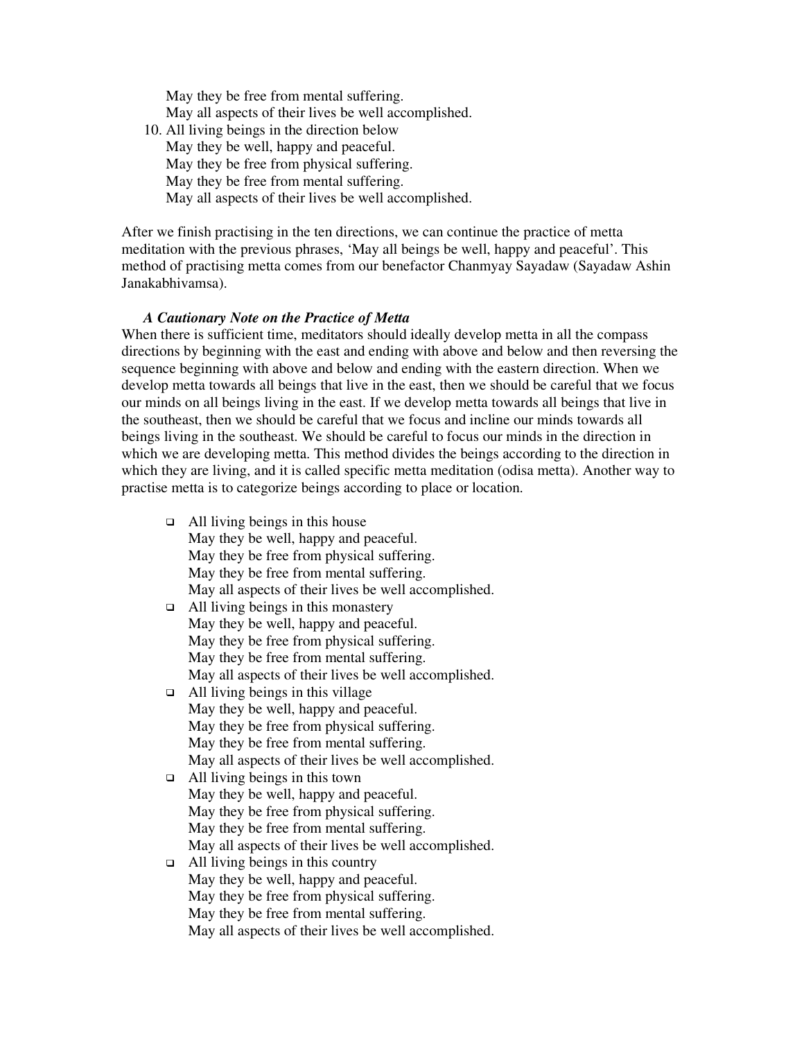May they be free from mental suffering.
May all aspects of their lives be well accomplished.

10. All living beings in the direction below
    May they be well, happy and peaceful.
    May they be free from physical suffering.
    May they be free from mental suffering.
    May all aspects of their lives be well accomplished.

After we finish practising in the ten directions, we can continue the practice of metta meditation with the previous phrases, 'May all beings be well, happy and peaceful'. This method of practising metta comes from our benefactor Chanmyay Sayadaw (Sayadaw Ashin Janakabhivamsa).

***A Cautionary Note on the Practice of Metta***

When there is sufficient time, meditators should ideally develop metta in all the compass directions by beginning with the east and ending with above and below and then reversing the sequence beginning with above and below and ending with the eastern direction. When we develop metta towards all beings that live in the east, then we should be careful that we focus our minds on all beings living in the east. If we develop metta towards all beings that live in the southeast, then we should be careful that we focus and incline our minds towards all beings living in the southeast. We should be careful to focus our minds in the direction in which we are developing metta. This method divides the beings according to the direction in which they are living, and it is called specific metta meditation (odisa metta). Another way to practise metta is to categorize beings according to place or location.

- All living beings in this house
  May they be well, happy and peaceful.
  May they be free from physical suffering.
  May they be free from mental suffering.
  May all aspects of their lives be well accomplished.
- All living beings in this monastery
  May they be well, happy and peaceful.
  May they be free from physical suffering.
  May they be free from mental suffering.
  May all aspects of their lives be well accomplished.
- All living beings in this village
  May they be well, happy and peaceful.
  May they be free from physical suffering.
  May they be free from mental suffering.
  May all aspects of their lives be well accomplished.
- All living beings in this town
  May they be well, happy and peaceful.
  May they be free from physical suffering.
  May they be free from mental suffering.
  May all aspects of their lives be well accomplished.
- All living beings in this country
  May they be well, happy and peaceful.
  May they be free from physical suffering.
  May they be free from mental suffering.
  May all aspects of their lives be well accomplished.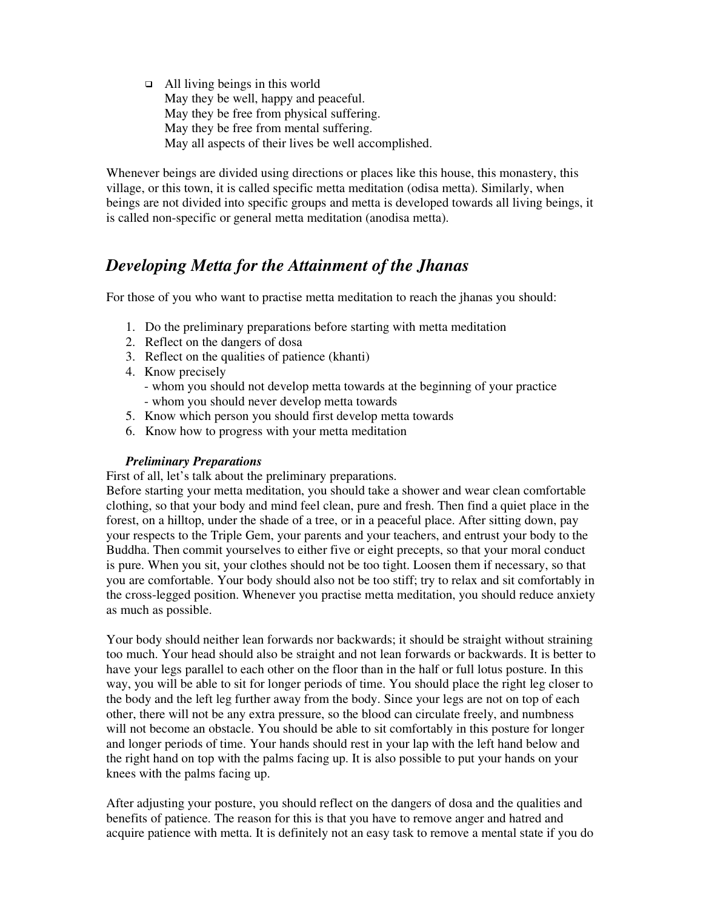- All living beings in this world
  May they be well, happy and peaceful.
  May they be free from physical suffering.
  May they be free from mental suffering.
  May all aspects of their lives be well accomplished.

Whenever beings are divided using directions or places like this house, this monastery, this village, or this town, it is called specific metta meditation (odisa metta). Similarly, when beings are not divided into specific groups and metta is developed towards all living beings, it is called non-specific or general metta meditation (anodisa metta).

## *Developing Metta for the Attainment of the Jhanas*

For those of you who want to practise metta meditation to reach the jhanas you should:

1. Do the preliminary preparations before starting with metta meditation
2. Reflect on the dangers of dosa
3. Reflect on the qualities of patience (khanti)
4. Know precisely
   - whom you should not develop metta towards at the beginning of your practice
   - whom you should never develop metta towards
5. Know which person you should first develop metta towards
6. Know how to progress with your metta meditation

### *Preliminary Preparations*

First of all, let's talk about the preliminary preparations.
Before starting your metta meditation, you should take a shower and wear clean comfortable clothing, so that your body and mind feel clean, pure and fresh. Then find a quiet place in the forest, on a hilltop, under the shade of a tree, or in a peaceful place. After sitting down, pay your respects to the Triple Gem, your parents and your teachers, and entrust your body to the Buddha. Then commit yourselves to either five or eight precepts, so that your moral conduct is pure. When you sit, your clothes should not be too tight. Loosen them if necessary, so that you are comfortable. Your body should also not be too stiff; try to relax and sit comfortably in the cross-legged position. Whenever you practise metta meditation, you should reduce anxiety as much as possible.

Your body should neither lean forwards nor backwards; it should be straight without straining too much. Your head should also be straight and not lean forwards or backwards. It is better to have your legs parallel to each other on the floor than in the half or full lotus posture. In this way, you will be able to sit for longer periods of time. You should place the right leg closer to the body and the left leg further away from the body. Since your legs are not on top of each other, there will not be any extra pressure, so the blood can circulate freely, and numbness will not become an obstacle. You should be able to sit comfortably in this posture for longer and longer periods of time. Your hands should rest in your lap with the left hand below and the right hand on top with the palms facing up. It is also possible to put your hands on your knees with the palms facing up.

After adjusting your posture, you should reflect on the dangers of dosa and the qualities and benefits of patience. The reason for this is that you have to remove anger and hatred and acquire patience with metta. It is definitely not an easy task to remove a mental state if you do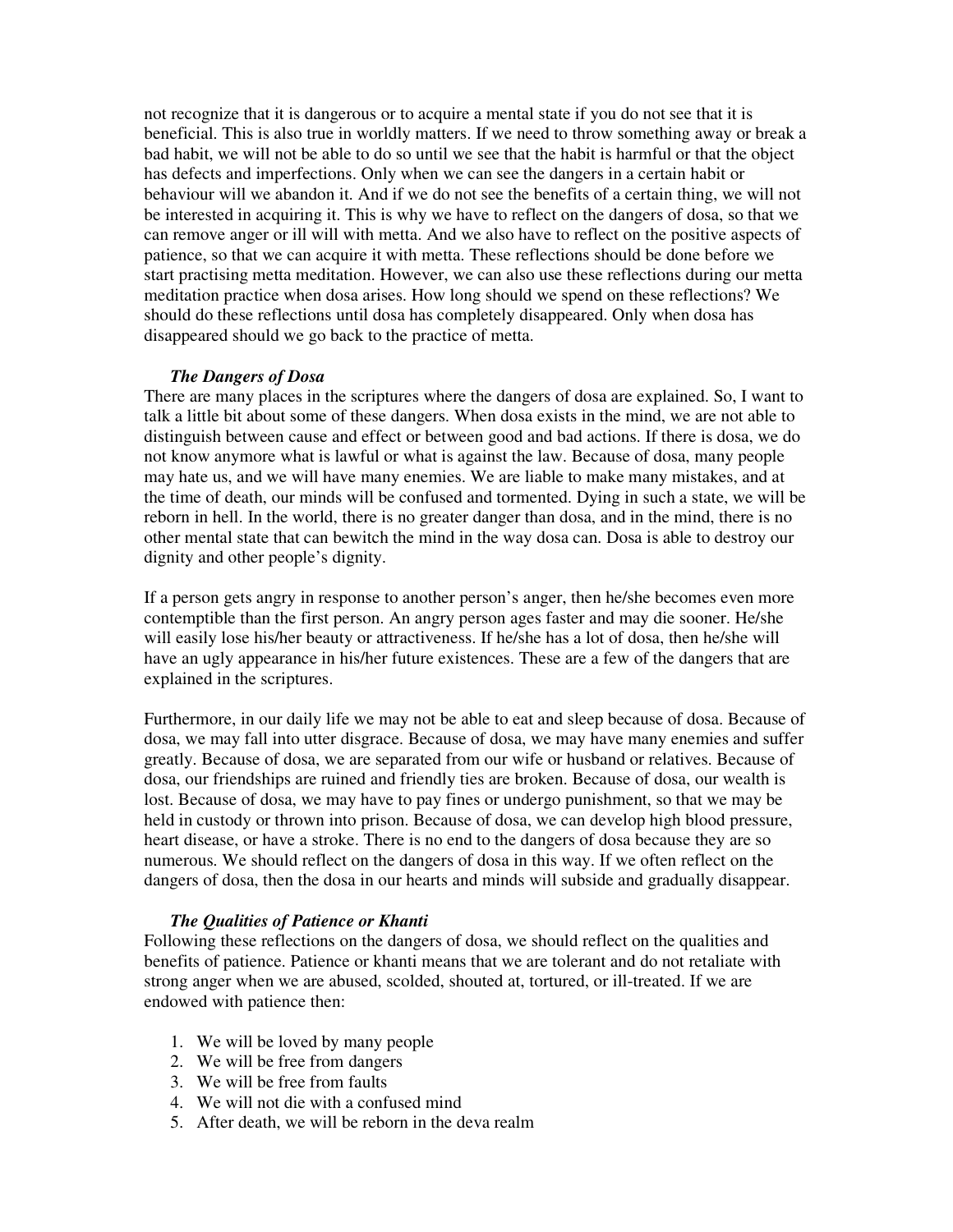not recognize that it is dangerous or to acquire a mental state if you do not see that it is beneficial. This is also true in worldly matters. If we need to throw something away or break a bad habit, we will not be able to do so until we see that the habit is harmful or that the object has defects and imperfections. Only when we can see the dangers in a certain habit or behaviour will we abandon it. And if we do not see the benefits of a certain thing, we will not be interested in acquiring it. This is why we have to reflect on the dangers of dosa, so that we can remove anger or ill will with metta. And we also have to reflect on the positive aspects of patience, so that we can acquire it with metta. These reflections should be done before we start practising metta meditation. However, we can also use these reflections during our metta meditation practice when dosa arises. How long should we spend on these reflections? We should do these reflections until dosa has completely disappeared. Only when dosa has disappeared should we go back to the practice of metta.

### *The Dangers of Dosa*

There are many places in the scriptures where the dangers of dosa are explained. So, I want to talk a little bit about some of these dangers. When dosa exists in the mind, we are not able to distinguish between cause and effect or between good and bad actions. If there is dosa, we do not know anymore what is lawful or what is against the law. Because of dosa, many people may hate us, and we will have many enemies. We are liable to make many mistakes, and at the time of death, our minds will be confused and tormented. Dying in such a state, we will be reborn in hell. In the world, there is no greater danger than dosa, and in the mind, there is no other mental state that can bewitch the mind in the way dosa can. Dosa is able to destroy our dignity and other people's dignity.

If a person gets angry in response to another person's anger, then he/she becomes even more contemptible than the first person. An angry person ages faster and may die sooner. He/she will easily lose his/her beauty or attractiveness. If he/she has a lot of dosa, then he/she will have an ugly appearance in his/her future existences. These are a few of the dangers that are explained in the scriptures.

Furthermore, in our daily life we may not be able to eat and sleep because of dosa. Because of dosa, we may fall into utter disgrace. Because of dosa, we may have many enemies and suffer greatly. Because of dosa, we are separated from our wife or husband or relatives. Because of dosa, our friendships are ruined and friendly ties are broken. Because of dosa, our wealth is lost. Because of dosa, we may have to pay fines or undergo punishment, so that we may be held in custody or thrown into prison. Because of dosa, we can develop high blood pressure, heart disease, or have a stroke. There is no end to the dangers of dosa because they are so numerous. We should reflect on the dangers of dosa in this way. If we often reflect on the dangers of dosa, then the dosa in our hearts and minds will subside and gradually disappear.

### *The Qualities of Patience or Khanti*

Following these reflections on the dangers of dosa, we should reflect on the qualities and benefits of patience. Patience or khanti means that we are tolerant and do not retaliate with strong anger when we are abused, scolded, shouted at, tortured, or ill-treated. If we are endowed with patience then:

1. We will be loved by many people
2. We will be free from dangers
3. We will be free from faults
4. We will not die with a confused mind
5. After death, we will be reborn in the deva realm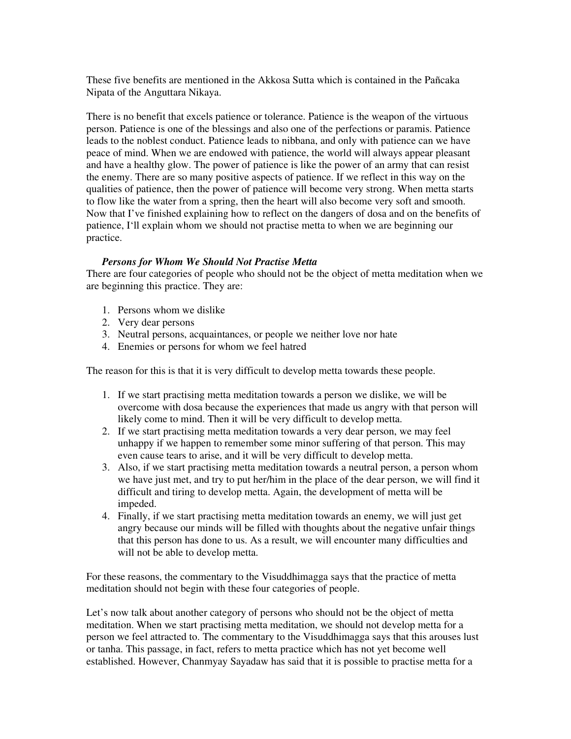These five benefits are mentioned in the Akkosa Sutta which is contained in the Pañcaka Nipata of the Anguttara Nikaya.

There is no benefit that excels patience or tolerance. Patience is the weapon of the virtuous person. Patience is one of the blessings and also one of the perfections or paramis. Patience leads to the noblest conduct. Patience leads to nibbana, and only with patience can we have peace of mind. When we are endowed with patience, the world will always appear pleasant and have a healthy glow. The power of patience is like the power of an army that can resist the enemy. There are so many positive aspects of patience. If we reflect in this way on the qualities of patience, then the power of patience will become very strong. When metta starts to flow like the water from a spring, then the heart will also become very soft and smooth. Now that I've finished explaining how to reflect on the dangers of dosa and on the benefits of patience, I'll explain whom we should not practise metta to when we are beginning our practice.

### ***Persons for Whom We Should Not Practise Metta***

There are four categories of people who should not be the object of metta meditation when we are beginning this practice. They are:

1. Persons whom we dislike
2. Very dear persons
3. Neutral persons, acquaintances, or people we neither love nor hate
4. Enemies or persons for whom we feel hatred

The reason for this is that it is very difficult to develop metta towards these people.

1. If we start practising metta meditation towards a person we dislike, we will be overcome with dosa because the experiences that made us angry with that person will likely come to mind. Then it will be very difficult to develop metta.
2. If we start practising metta meditation towards a very dear person, we may feel unhappy if we happen to remember some minor suffering of that person. This may even cause tears to arise, and it will be very difficult to develop metta.
3. Also, if we start practising metta meditation towards a neutral person, a person whom we have just met, and try to put her/him in the place of the dear person, we will find it difficult and tiring to develop metta. Again, the development of metta will be impeded.
4. Finally, if we start practising metta meditation towards an enemy, we will just get angry because our minds will be filled with thoughts about the negative unfair things that this person has done to us. As a result, we will encounter many difficulties and will not be able to develop metta.

For these reasons, the commentary to the Visuddhimagga says that the practice of metta meditation should not begin with these four categories of people.

Let's now talk about another category of persons who should not be the object of metta meditation. When we start practising metta meditation, we should not develop metta for a person we feel attracted to. The commentary to the Visuddhimagga says that this arouses lust or tanha. This passage, in fact, refers to metta practice which has not yet become well established. However, Chanmyay Sayadaw has said that it is possible to practise metta for a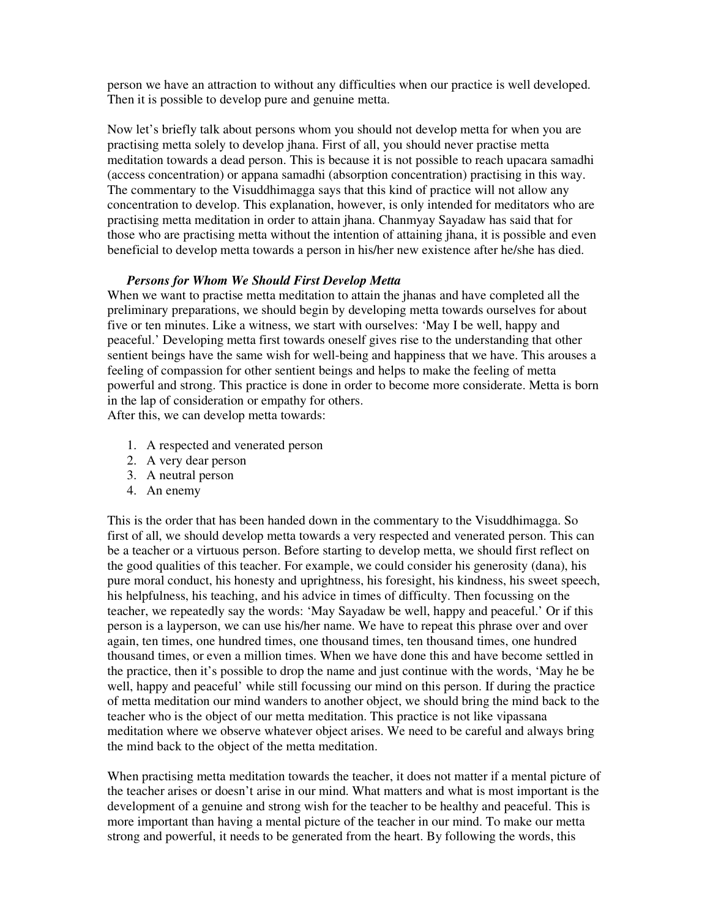person we have an attraction to without any difficulties when our practice is well developed. Then it is possible to develop pure and genuine metta.

Now let's briefly talk about persons whom you should not develop metta for when you are practising metta solely to develop jhana. First of all, you should never practise metta meditation towards a dead person. This is because it is not possible to reach upacara samadhi (access concentration) or appana samadhi (absorption concentration) practising in this way. The commentary to the Visuddhimagga says that this kind of practice will not allow any concentration to develop. This explanation, however, is only intended for meditators who are practising metta meditation in order to attain jhana. Chanmyay Sayadaw has said that for those who are practising metta without the intention of attaining jhana, it is possible and even beneficial to develop metta towards a person in his/her new existence after he/she has died.

### *Persons for Whom We Should First Develop Metta*

When we want to practise metta meditation to attain the jhanas and have completed all the preliminary preparations, we should begin by developing metta towards ourselves for about five or ten minutes. Like a witness, we start with ourselves: 'May I be well, happy and peaceful.' Developing metta first towards oneself gives rise to the understanding that other sentient beings have the same wish for well-being and happiness that we have. This arouses a feeling of compassion for other sentient beings and helps to make the feeling of metta powerful and strong. This practice is done in order to become more considerate. Metta is born in the lap of consideration or empathy for others.
After this, we can develop metta towards:

1. A respected and venerated person
2. A very dear person
3. A neutral person
4. An enemy

This is the order that has been handed down in the commentary to the Visuddhimagga. So first of all, we should develop metta towards a very respected and venerated person. This can be a teacher or a virtuous person. Before starting to develop metta, we should first reflect on the good qualities of this teacher. For example, we could consider his generosity (dana), his pure moral conduct, his honesty and uprightness, his foresight, his kindness, his sweet speech, his helpfulness, his teaching, and his advice in times of difficulty. Then focussing on the teacher, we repeatedly say the words: 'May Sayadaw be well, happy and peaceful.' Or if this person is a layperson, we can use his/her name. We have to repeat this phrase over and over again, ten times, one hundred times, one thousand times, ten thousand times, one hundred thousand times, or even a million times. When we have done this and have become settled in the practice, then it's possible to drop the name and just continue with the words, 'May he be well, happy and peaceful' while still focussing our mind on this person. If during the practice of metta meditation our mind wanders to another object, we should bring the mind back to the teacher who is the object of our metta meditation. This practice is not like vipassana meditation where we observe whatever object arises. We need to be careful and always bring the mind back to the object of the metta meditation.

When practising metta meditation towards the teacher, it does not matter if a mental picture of the teacher arises or doesn't arise in our mind. What matters and what is most important is the development of a genuine and strong wish for the teacher to be healthy and peaceful. This is more important than having a mental picture of the teacher in our mind. To make our metta strong and powerful, it needs to be generated from the heart. By following the words, this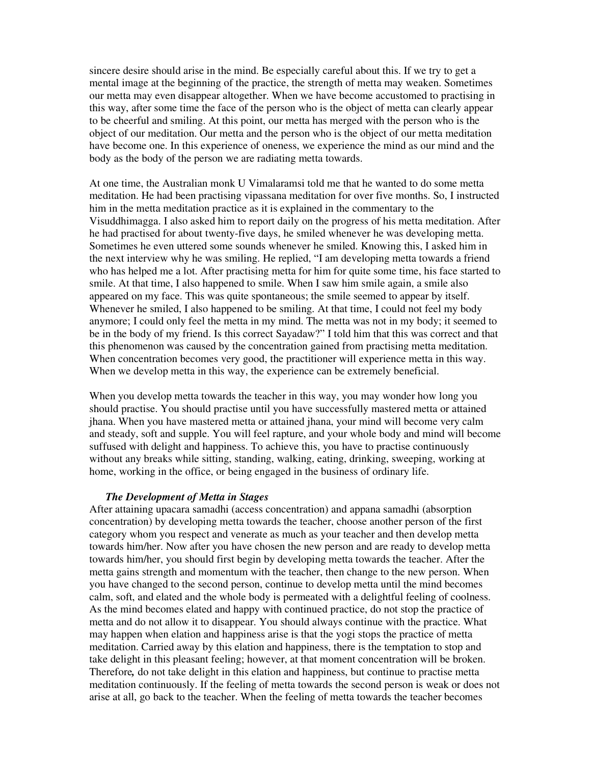sincere desire should arise in the mind. Be especially careful about this. If we try to get a mental image at the beginning of the practice, the strength of metta may weaken. Sometimes our metta may even disappear altogether. When we have become accustomed to practising in this way, after some time the face of the person who is the object of metta can clearly appear to be cheerful and smiling. At this point, our metta has merged with the person who is the object of our meditation. Our metta and the person who is the object of our metta meditation have become one. In this experience of oneness, we experience the mind as our mind and the body as the body of the person we are radiating metta towards.

At one time, the Australian monk U Vimalaramsi told me that he wanted to do some metta meditation. He had been practising vipassana meditation for over five months. So, I instructed him in the metta meditation practice as it is explained in the commentary to the Visuddhimagga. I also asked him to report daily on the progress of his metta meditation. After he had practised for about twenty-five days, he smiled whenever he was developing metta. Sometimes he even uttered some sounds whenever he smiled. Knowing this, I asked him in the next interview why he was smiling. He replied, "I am developing metta towards a friend who has helped me a lot. After practising metta for him for quite some time, his face started to smile. At that time, I also happened to smile. When I saw him smile again, a smile also appeared on my face. This was quite spontaneous; the smile seemed to appear by itself. Whenever he smiled, I also happened to be smiling. At that time, I could not feel my body anymore; I could only feel the metta in my mind. The metta was not in my body; it seemed to be in the body of my friend. Is this correct Sayadaw?" I told him that this was correct and that this phenomenon was caused by the concentration gained from practising metta meditation. When concentration becomes very good, the practitioner will experience metta in this way. When we develop metta in this way, the experience can be extremely beneficial.

When you develop metta towards the teacher in this way, you may wonder how long you should practise. You should practise until you have successfully mastered metta or attained jhana. When you have mastered metta or attained jhana, your mind will become very calm and steady, soft and supple. You will feel rapture, and your whole body and mind will become suffused with delight and happiness. To achieve this, you have to practise continuously without any breaks while sitting, standing, walking, eating, drinking, sweeping, working at home, working in the office, or being engaged in the business of ordinary life.

### *The Development of Metta in Stages*

After attaining upacara samadhi (access concentration) and appana samadhi (absorption concentration) by developing metta towards the teacher, choose another person of the first category whom you respect and venerate as much as your teacher and then develop metta towards him/her. Now after you have chosen the new person and are ready to develop metta towards him/her, you should first begin by developing metta towards the teacher. After the metta gains strength and momentum with the teacher, then change to the new person. When you have changed to the second person, continue to develop metta until the mind becomes calm, soft, and elated and the whole body is permeated with a delightful feeling of coolness. As the mind becomes elated and happy with continued practice, do not stop the practice of metta and do not allow it to disappear. You should always continue with the practice. What may happen when elation and happiness arise is that the yogi stops the practice of metta meditation. Carried away by this elation and happiness, there is the temptation to stop and take delight in this pleasant feeling; however, at that moment concentration will be broken. Therefore*,* do not take delight in this elation and happiness, but continue to practise metta meditation continuously. If the feeling of metta towards the second person is weak or does not arise at all, go back to the teacher. When the feeling of metta towards the teacher becomes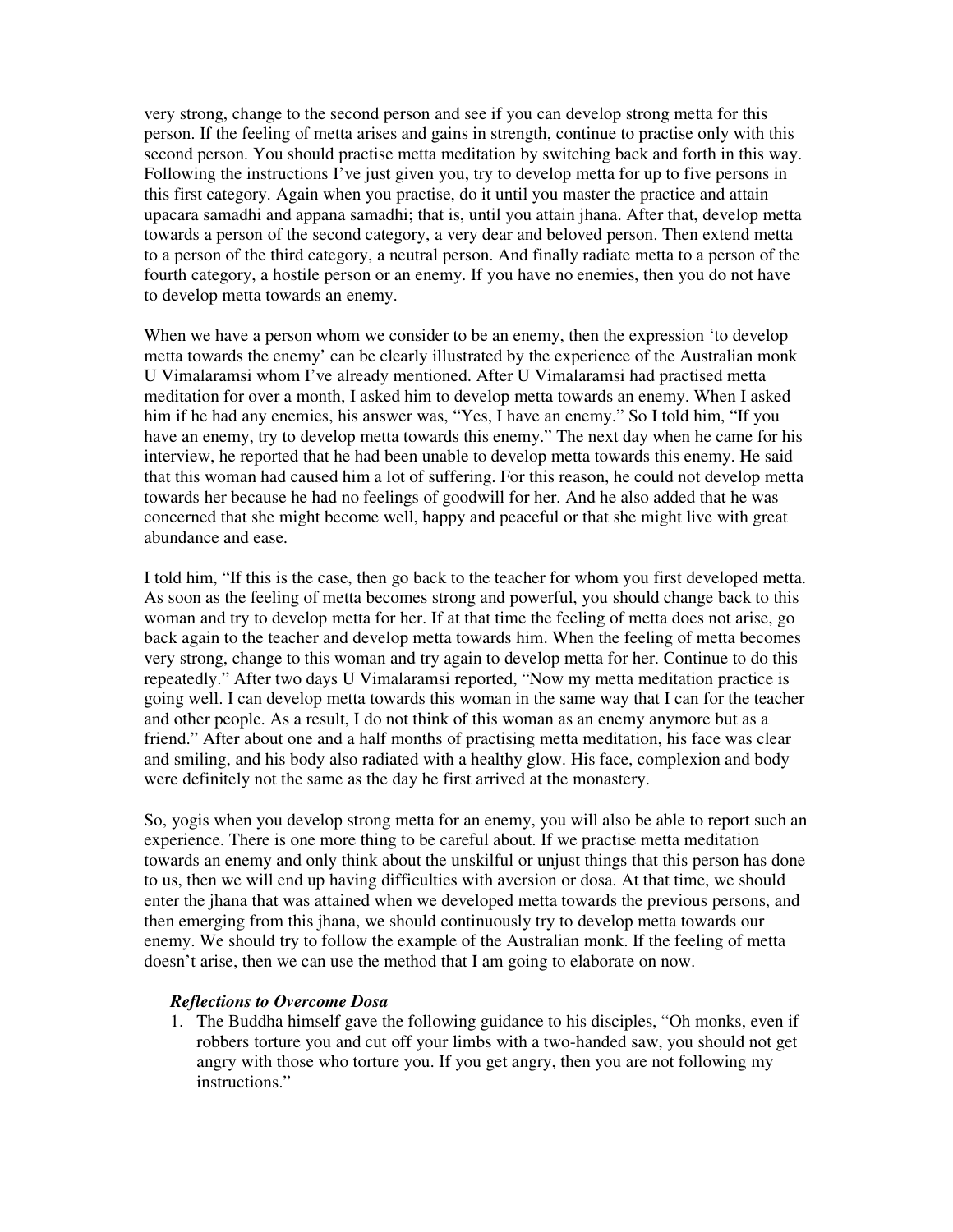very strong, change to the second person and see if you can develop strong metta for this person. If the feeling of metta arises and gains in strength, continue to practise only with this second person. You should practise metta meditation by switching back and forth in this way. Following the instructions I've just given you, try to develop metta for up to five persons in this first category. Again when you practise, do it until you master the practice and attain upacara samadhi and appana samadhi; that is, until you attain jhana. After that, develop metta towards a person of the second category, a very dear and beloved person. Then extend metta to a person of the third category, a neutral person. And finally radiate metta to a person of the fourth category, a hostile person or an enemy. If you have no enemies, then you do not have to develop metta towards an enemy.

When we have a person whom we consider to be an enemy, then the expression 'to develop metta towards the enemy' can be clearly illustrated by the experience of the Australian monk U Vimalaramsi whom I've already mentioned. After U Vimalaramsi had practised metta meditation for over a month, I asked him to develop metta towards an enemy. When I asked him if he had any enemies, his answer was, "Yes, I have an enemy." So I told him, "If you have an enemy, try to develop metta towards this enemy." The next day when he came for his interview, he reported that he had been unable to develop metta towards this enemy. He said that this woman had caused him a lot of suffering. For this reason, he could not develop metta towards her because he had no feelings of goodwill for her. And he also added that he was concerned that she might become well, happy and peaceful or that she might live with great abundance and ease.

I told him, "If this is the case, then go back to the teacher for whom you first developed metta. As soon as the feeling of metta becomes strong and powerful, you should change back to this woman and try to develop metta for her. If at that time the feeling of metta does not arise, go back again to the teacher and develop metta towards him. When the feeling of metta becomes very strong, change to this woman and try again to develop metta for her. Continue to do this repeatedly." After two days U Vimalaramsi reported, "Now my metta meditation practice is going well. I can develop metta towards this woman in the same way that I can for the teacher and other people. As a result, I do not think of this woman as an enemy anymore but as a friend." After about one and a half months of practising metta meditation, his face was clear and smiling, and his body also radiated with a healthy glow. His face, complexion and body were definitely not the same as the day he first arrived at the monastery.

So, yogis when you develop strong metta for an enemy, you will also be able to report such an experience. There is one more thing to be careful about. If we practise metta meditation towards an enemy and only think about the unskilful or unjust things that this person has done to us, then we will end up having difficulties with aversion or dosa. At that time, we should enter the jhana that was attained when we developed metta towards the previous persons, and then emerging from this jhana, we should continuously try to develop metta towards our enemy. We should try to follow the example of the Australian monk. If the feeling of metta doesn't arise, then we can use the method that I am going to elaborate on now.

***Reflections to Overcome Dosa***

1. The Buddha himself gave the following guidance to his disciples, "Oh monks, even if robbers torture you and cut off your limbs with a two-handed saw, you should not get angry with those who torture you. If you get angry, then you are not following my instructions."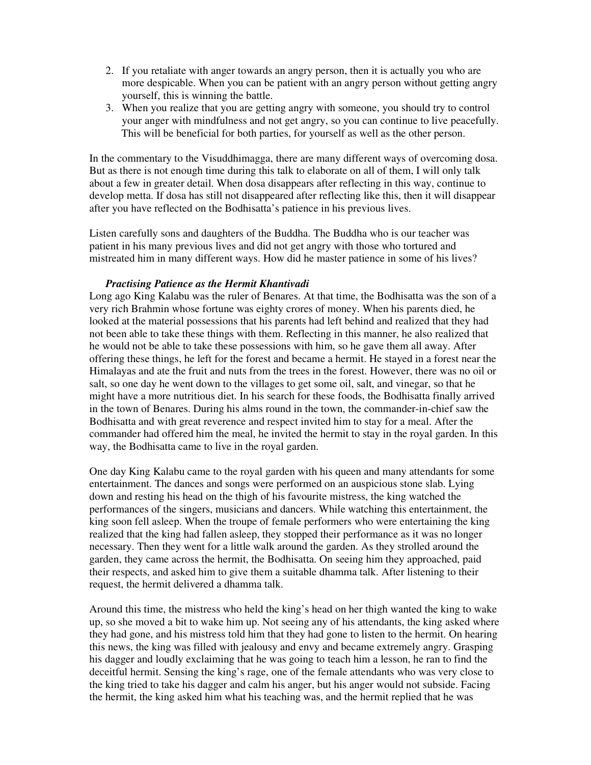2. If you retaliate with anger towards an angry person, then it is actually you who are more despicable. When you can be patient with an angry person without getting angry yourself, this is winning the battle.
3. When you realize that you are getting angry with someone, you should try to control your anger with mindfulness and not get angry, so you can continue to live peacefully. This will be beneficial for both parties, for yourself as well as the other person.

In the commentary to the Visuddhimagga, there are many different ways of overcoming dosa. But as there is not enough time during this talk to elaborate on all of them, I will only talk about a few in greater detail. When dosa disappears after reflecting in this way, continue to develop metta. If dosa has still not disappeared after reflecting like this, then it will disappear after you have reflected on the Bodhisatta's patience in his previous lives.

Listen carefully sons and daughters of the Buddha. The Buddha who is our teacher was patient in his many previous lives and did not get angry with those who tortured and mistreated him in many different ways. How did he master patience in some of his lives?

***Practising Patience as the Hermit Khantivadi***

Long ago King Kalabu was the ruler of Benares. At that time, the Bodhisatta was the son of a very rich Brahmin whose fortune was eighty crores of money. When his parents died, he looked at the material possessions that his parents had left behind and realized that they had not been able to take these things with them. Reflecting in this manner, he also realized that he would not be able to take these possessions with him, so he gave them all away. After offering these things, he left for the forest and became a hermit. He stayed in a forest near the Himalayas and ate the fruit and nuts from the trees in the forest. However, there was no oil or salt, so one day he went down to the villages to get some oil, salt, and vinegar, so that he might have a more nutritious diet. In his search for these foods, the Bodhisatta finally arrived in the town of Benares. During his alms round in the town, the commander-in-chief saw the Bodhisatta and with great reverence and respect invited him to stay for a meal. After the commander had offered him the meal, he invited the hermit to stay in the royal garden. In this way, the Bodhisatta came to live in the royal garden.

One day King Kalabu came to the royal garden with his queen and many attendants for some entertainment. The dances and songs were performed on an auspicious stone slab. Lying down and resting his head on the thigh of his favourite mistress, the king watched the performances of the singers, musicians and dancers. While watching this entertainment, the king soon fell asleep. When the troupe of female performers who were entertaining the king realized that the king had fallen asleep, they stopped their performance as it was no longer necessary. Then they went for a little walk around the garden. As they strolled around the garden, they came across the hermit, the Bodhisatta. On seeing him they approached, paid their respects, and asked him to give them a suitable dhamma talk. After listening to their request, the hermit delivered a dhamma talk.

Around this time, the mistress who held the king's head on her thigh wanted the king to wake up, so she moved a bit to wake him up. Not seeing any of his attendants, the king asked where they had gone, and his mistress told him that they had gone to listen to the hermit. On hearing this news, the king was filled with jealousy and envy and became extremely angry. Grasping his dagger and loudly exclaiming that he was going to teach him a lesson, he ran to find the deceitful hermit. Sensing the king's rage, one of the female attendants who was very close to the king tried to take his dagger and calm his anger, but his anger would not subside. Facing the hermit, the king asked him what his teaching was, and the hermit replied that he was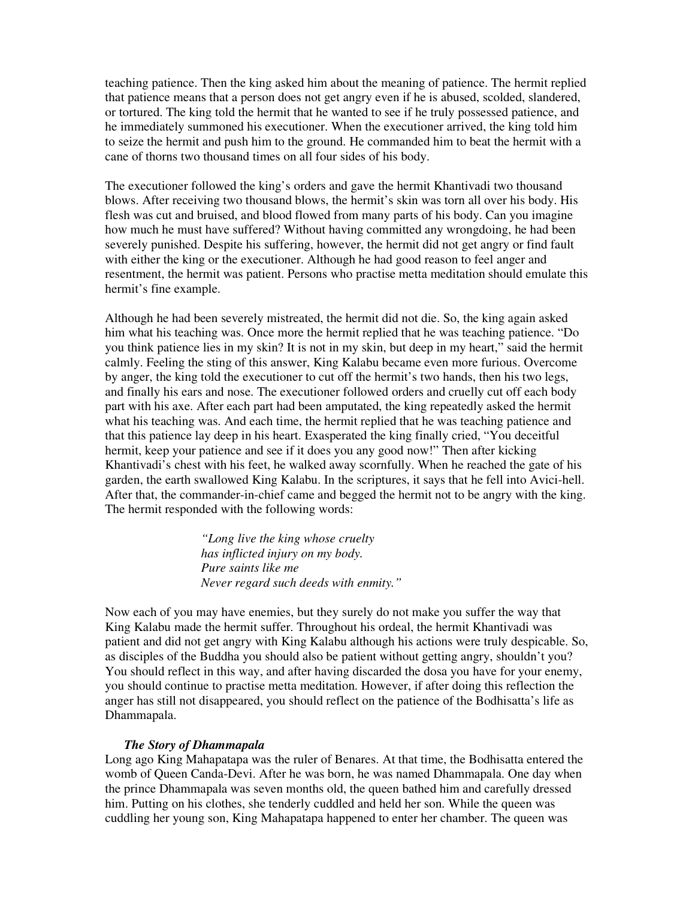teaching patience. Then the king asked him about the meaning of patience. The hermit replied that patience means that a person does not get angry even if he is abused, scolded, slandered, or tortured. The king told the hermit that he wanted to see if he truly possessed patience, and he immediately summoned his executioner. When the executioner arrived, the king told him to seize the hermit and push him to the ground. He commanded him to beat the hermit with a cane of thorns two thousand times on all four sides of his body.

The executioner followed the king's orders and gave the hermit Khantivadi two thousand blows. After receiving two thousand blows, the hermit's skin was torn all over his body. His flesh was cut and bruised, and blood flowed from many parts of his body. Can you imagine how much he must have suffered? Without having committed any wrongdoing, he had been severely punished. Despite his suffering, however, the hermit did not get angry or find fault with either the king or the executioner. Although he had good reason to feel anger and resentment, the hermit was patient. Persons who practise metta meditation should emulate this hermit's fine example.

Although he had been severely mistreated, the hermit did not die. So, the king again asked him what his teaching was. Once more the hermit replied that he was teaching patience. "Do you think patience lies in my skin? It is not in my skin, but deep in my heart," said the hermit calmly. Feeling the sting of this answer, King Kalabu became even more furious. Overcome by anger, the king told the executioner to cut off the hermit's two hands, then his two legs, and finally his ears and nose. The executioner followed orders and cruelly cut off each body part with his axe. After each part had been amputated, the king repeatedly asked the hermit what his teaching was. And each time, the hermit replied that he was teaching patience and that this patience lay deep in his heart. Exasperated the king finally cried, "You deceitful hermit, keep your patience and see if it does you any good now!" Then after kicking Khantivadi's chest with his feet, he walked away scornfully. When he reached the gate of his garden, the earth swallowed King Kalabu. In the scriptures, it says that he fell into Avici-hell. After that, the commander-in-chief came and begged the hermit not to be angry with the king. The hermit responded with the following words:

> *"Long live the king whose cruelty*
> *has inflicted injury on my body.*
> *Pure saints like me*
> *Never regard such deeds with enmity."*

Now each of you may have enemies, but they surely do not make you suffer the way that King Kalabu made the hermit suffer. Throughout his ordeal, the hermit Khantivadi was patient and did not get angry with King Kalabu although his actions were truly despicable. So, as disciples of the Buddha you should also be patient without getting angry, shouldn't you? You should reflect in this way, and after having discarded the dosa you have for your enemy, you should continue to practise metta meditation. However, if after doing this reflection the anger has still not disappeared, you should reflect on the patience of the Bodhisatta's life as Dhammapala.

### *The Story of Dhammapala*

Long ago King Mahapatapa was the ruler of Benares. At that time, the Bodhisatta entered the womb of Queen Canda-Devi. After he was born, he was named Dhammapala. One day when the prince Dhammapala was seven months old, the queen bathed him and carefully dressed him. Putting on his clothes, she tenderly cuddled and held her son. While the queen was cuddling her young son, King Mahapatapa happened to enter her chamber. The queen was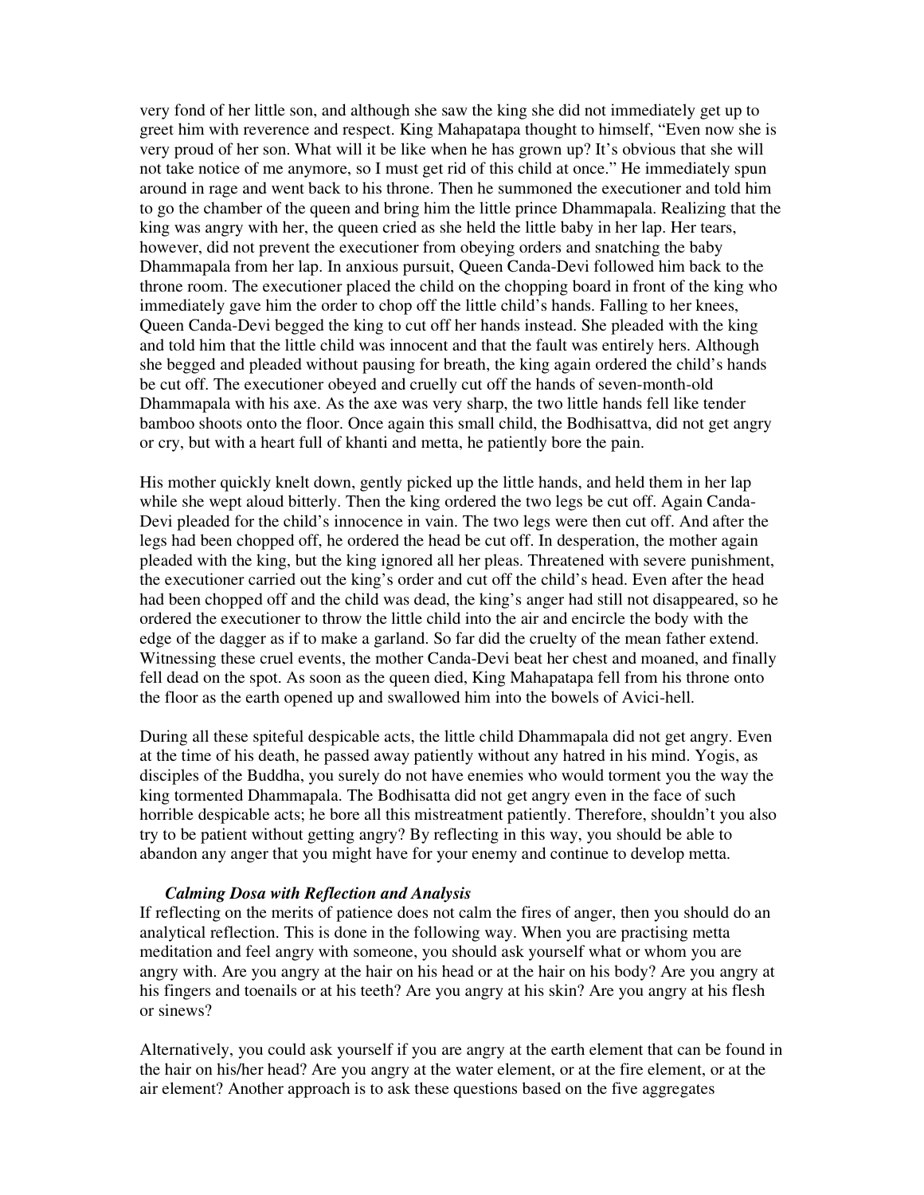very fond of her little son, and although she saw the king she did not immediately get up to greet him with reverence and respect. King Mahapatapa thought to himself, "Even now she is very proud of her son. What will it be like when he has grown up? It's obvious that she will not take notice of me anymore, so I must get rid of this child at once." He immediately spun around in rage and went back to his throne. Then he summoned the executioner and told him to go the chamber of the queen and bring him the little prince Dhammapala. Realizing that the king was angry with her, the queen cried as she held the little baby in her lap. Her tears, however, did not prevent the executioner from obeying orders and snatching the baby Dhammapala from her lap. In anxious pursuit, Queen Canda-Devi followed him back to the throne room. The executioner placed the child on the chopping board in front of the king who immediately gave him the order to chop off the little child's hands. Falling to her knees, Queen Canda-Devi begged the king to cut off her hands instead. She pleaded with the king and told him that the little child was innocent and that the fault was entirely hers. Although she begged and pleaded without pausing for breath, the king again ordered the child's hands be cut off. The executioner obeyed and cruelly cut off the hands of seven-month-old Dhammapala with his axe. As the axe was very sharp, the two little hands fell like tender bamboo shoots onto the floor. Once again this small child, the Bodhisattva, did not get angry or cry, but with a heart full of khanti and metta, he patiently bore the pain.

His mother quickly knelt down, gently picked up the little hands, and held them in her lap while she wept aloud bitterly. Then the king ordered the two legs be cut off. Again Canda-Devi pleaded for the child's innocence in vain. The two legs were then cut off. And after the legs had been chopped off, he ordered the head be cut off. In desperation, the mother again pleaded with the king, but the king ignored all her pleas. Threatened with severe punishment, the executioner carried out the king's order and cut off the child's head. Even after the head had been chopped off and the child was dead, the king's anger had still not disappeared, so he ordered the executioner to throw the little child into the air and encircle the body with the edge of the dagger as if to make a garland. So far did the cruelty of the mean father extend. Witnessing these cruel events, the mother Canda-Devi beat her chest and moaned, and finally fell dead on the spot. As soon as the queen died, King Mahapatapa fell from his throne onto the floor as the earth opened up and swallowed him into the bowels of Avici-hell.

During all these spiteful despicable acts, the little child Dhammapala did not get angry. Even at the time of his death, he passed away patiently without any hatred in his mind. Yogis, as disciples of the Buddha, you surely do not have enemies who would torment you the way the king tormented Dhammapala. The Bodhisatta did not get angry even in the face of such horrible despicable acts; he bore all this mistreatment patiently. Therefore, shouldn't you also try to be patient without getting angry? By reflecting in this way, you should be able to abandon any anger that you might have for your enemy and continue to develop metta.

### *Calming Dosa with Reflection and Analysis*

If reflecting on the merits of patience does not calm the fires of anger, then you should do an analytical reflection. This is done in the following way. When you are practising metta meditation and feel angry with someone, you should ask yourself what or whom you are angry with. Are you angry at the hair on his head or at the hair on his body? Are you angry at his fingers and toenails or at his teeth? Are you angry at his skin? Are you angry at his flesh or sinews?

Alternatively, you could ask yourself if you are angry at the earth element that can be found in the hair on his/her head? Are you angry at the water element, or at the fire element, or at the air element? Another approach is to ask these questions based on the five aggregates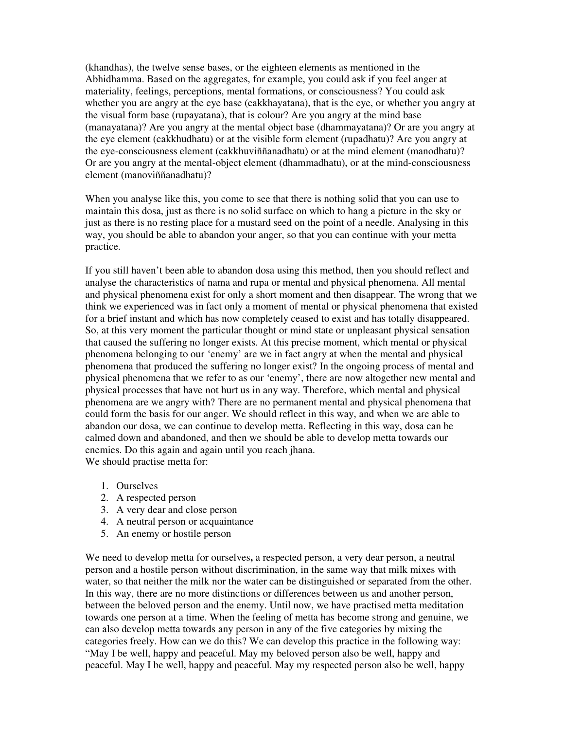(khandhas), the twelve sense bases, or the eighteen elements as mentioned in the Abhidhamma. Based on the aggregates, for example, you could ask if you feel anger at materiality, feelings, perceptions, mental formations, or consciousness? You could ask whether you are angry at the eye base (cakkhayatana), that is the eye, or whether you angry at the visual form base (rupayatana), that is colour? Are you angry at the mind base (manayatana)? Are you angry at the mental object base (dhammayatana)? Or are you angry at the eye element (cakkhudhatu) or at the visible form element (rupadhatu)? Are you angry at the eye-consciousness element (cakkhuviññanadhatu) or at the mind element (manodhatu)? Or are you angry at the mental-object element (dhammadhatu), or at the mind-consciousness element (manoviññanadhatu)?

When you analyse like this, you come to see that there is nothing solid that you can use to maintain this dosa, just as there is no solid surface on which to hang a picture in the sky or just as there is no resting place for a mustard seed on the point of a needle. Analysing in this way, you should be able to abandon your anger, so that you can continue with your metta practice.

If you still haven't been able to abandon dosa using this method, then you should reflect and analyse the characteristics of nama and rupa or mental and physical phenomena. All mental and physical phenomena exist for only a short moment and then disappear. The wrong that we think we experienced was in fact only a moment of mental or physical phenomena that existed for a brief instant and which has now completely ceased to exist and has totally disappeared. So, at this very moment the particular thought or mind state or unpleasant physical sensation that caused the suffering no longer exists. At this precise moment, which mental or physical phenomena belonging to our 'enemy' are we in fact angry at when the mental and physical phenomena that produced the suffering no longer exist? In the ongoing process of mental and physical phenomena that we refer to as our 'enemy', there are now altogether new mental and physical processes that have not hurt us in any way. Therefore, which mental and physical phenomena are we angry with? There are no permanent mental and physical phenomena that could form the basis for our anger. We should reflect in this way, and when we are able to abandon our dosa, we can continue to develop metta. Reflecting in this way, dosa can be calmed down and abandoned, and then we should be able to develop metta towards our enemies. Do this again and again until you reach jhana.
We should practise metta for:

1. Ourselves
2. A respected person
3. A very dear and close person
4. A neutral person or acquaintance
5. An enemy or hostile person

We need to develop metta for ourselves**,** a respected person, a very dear person, a neutral person and a hostile person without discrimination, in the same way that milk mixes with water, so that neither the milk nor the water can be distinguished or separated from the other. In this way, there are no more distinctions or differences between us and another person, between the beloved person and the enemy. Until now, we have practised metta meditation towards one person at a time. When the feeling of metta has become strong and genuine, we can also develop metta towards any person in any of the five categories by mixing the categories freely. How can we do this? We can develop this practice in the following way: "May I be well, happy and peaceful. May my beloved person also be well, happy and peaceful. May I be well, happy and peaceful. May my respected person also be well, happy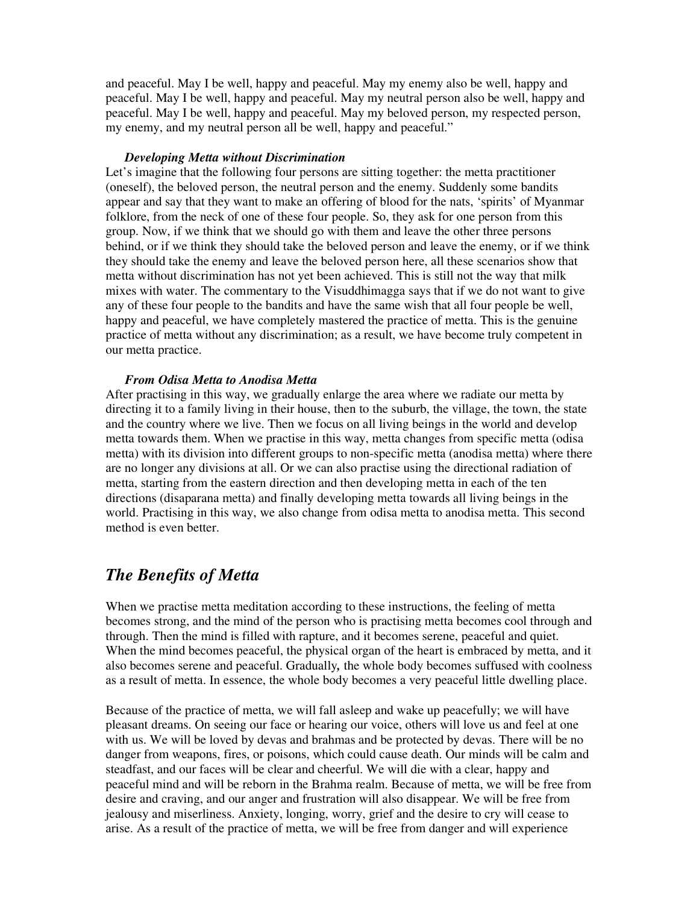and peaceful. May I be well, happy and peaceful. May my enemy also be well, happy and peaceful. May I be well, happy and peaceful. May my neutral person also be well, happy and peaceful. May I be well, happy and peaceful. May my beloved person, my respected person, my enemy, and my neutral person all be well, happy and peaceful."

### *Developing Metta without Discrimination*

Let's imagine that the following four persons are sitting together: the metta practitioner (oneself), the beloved person, the neutral person and the enemy. Suddenly some bandits appear and say that they want to make an offering of blood for the nats, 'spirits' of Myanmar folklore, from the neck of one of these four people. So, they ask for one person from this group. Now, if we think that we should go with them and leave the other three persons behind, or if we think they should take the beloved person and leave the enemy, or if we think they should take the enemy and leave the beloved person here, all these scenarios show that metta without discrimination has not yet been achieved. This is still not the way that milk mixes with water. The commentary to the Visuddhimagga says that if we do not want to give any of these four people to the bandits and have the same wish that all four people be well, happy and peaceful, we have completely mastered the practice of metta. This is the genuine practice of metta without any discrimination; as a result, we have become truly competent in our metta practice.

### *From Odisa Metta to Anodisa Metta*

After practising in this way, we gradually enlarge the area where we radiate our metta by directing it to a family living in their house, then to the suburb, the village, the town, the state and the country where we live. Then we focus on all living beings in the world and develop metta towards them. When we practise in this way, metta changes from specific metta (odisa metta) with its division into different groups to non-specific metta (anodisa metta) where there are no longer any divisions at all. Or we can also practise using the directional radiation of metta, starting from the eastern direction and then developing metta in each of the ten directions (disaparana metta) and finally developing metta towards all living beings in the world. Practising in this way, we also change from odisa metta to anodisa metta. This second method is even better.

## *The Benefits of Metta*

When we practise metta meditation according to these instructions, the feeling of metta becomes strong, and the mind of the person who is practising metta becomes cool through and through. Then the mind is filled with rapture, and it becomes serene, peaceful and quiet. When the mind becomes peaceful, the physical organ of the heart is embraced by metta, and it also becomes serene and peaceful. Gradually**,** the whole body becomes suffused with coolness as a result of metta. In essence, the whole body becomes a very peaceful little dwelling place.

Because of the practice of metta, we will fall asleep and wake up peacefully; we will have pleasant dreams. On seeing our face or hearing our voice, others will love us and feel at one with us. We will be loved by devas and brahmas and be protected by devas. There will be no danger from weapons, fires, or poisons, which could cause death. Our minds will be calm and steadfast, and our faces will be clear and cheerful. We will die with a clear, happy and peaceful mind and will be reborn in the Brahma realm. Because of metta, we will be free from desire and craving, and our anger and frustration will also disappear. We will be free from jealousy and miserliness. Anxiety, longing, worry, grief and the desire to cry will cease to arise. As a result of the practice of metta, we will be free from danger and will experience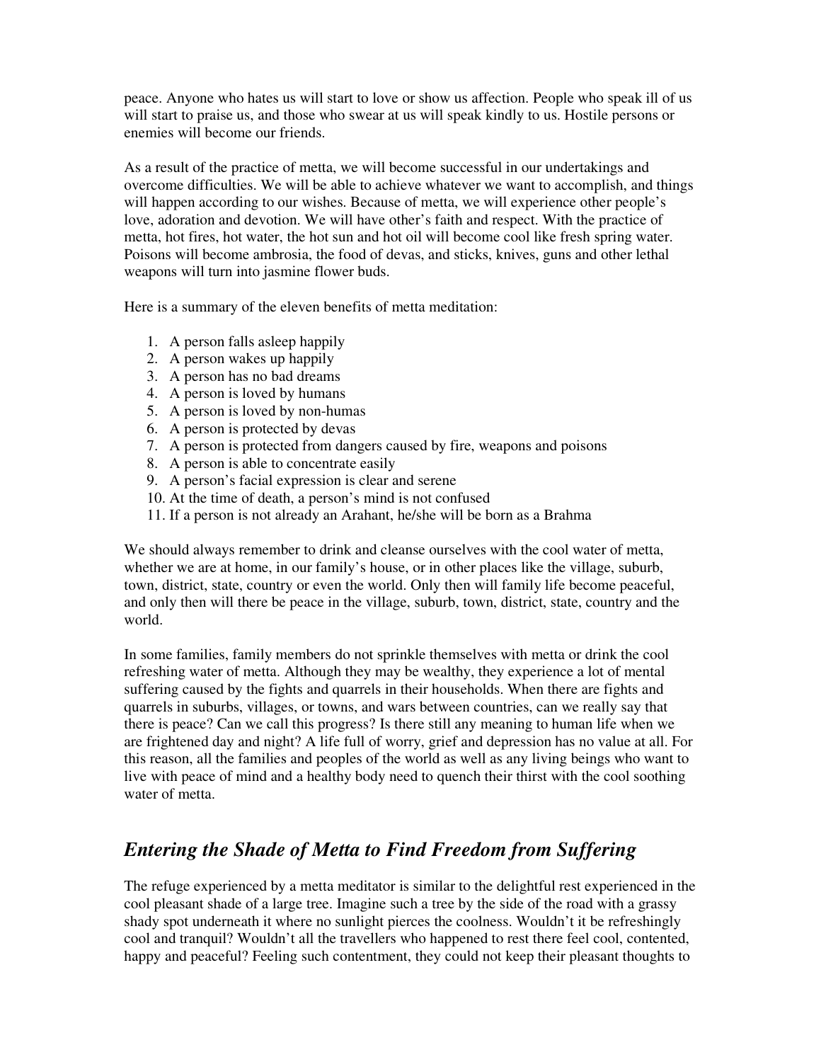peace. Anyone who hates us will start to love or show us affection. People who speak ill of us will start to praise us, and those who swear at us will speak kindly to us. Hostile persons or enemies will become our friends.

As a result of the practice of metta, we will become successful in our undertakings and overcome difficulties. We will be able to achieve whatever we want to accomplish, and things will happen according to our wishes. Because of metta, we will experience other people's love, adoration and devotion. We will have other's faith and respect. With the practice of metta, hot fires, hot water, the hot sun and hot oil will become cool like fresh spring water. Poisons will become ambrosia, the food of devas, and sticks, knives, guns and other lethal weapons will turn into jasmine flower buds.

Here is a summary of the eleven benefits of metta meditation:

1. A person falls asleep happily
2. A person wakes up happily
3. A person has no bad dreams
4. A person is loved by humans
5. A person is loved by non-humas
6. A person is protected by devas
7. A person is protected from dangers caused by fire, weapons and poisons
8. A person is able to concentrate easily
9. A person's facial expression is clear and serene
10. At the time of death, a person's mind is not confused
11. If a person is not already an Arahant, he/she will be born as a Brahma

We should always remember to drink and cleanse ourselves with the cool water of metta, whether we are at home, in our family's house, or in other places like the village, suburb, town, district, state, country or even the world. Only then will family life become peaceful, and only then will there be peace in the village, suburb, town, district, state, country and the world.

In some families, family members do not sprinkle themselves with metta or drink the cool refreshing water of metta. Although they may be wealthy, they experience a lot of mental suffering caused by the fights and quarrels in their households. When there are fights and quarrels in suburbs, villages, or towns, and wars between countries, can we really say that there is peace? Can we call this progress? Is there still any meaning to human life when we are frightened day and night? A life full of worry, grief and depression has no value at all. For this reason, all the families and peoples of the world as well as any living beings who want to live with peace of mind and a healthy body need to quench their thirst with the cool soothing water of metta.

## *Entering the Shade of Metta to Find Freedom from Suffering*

The refuge experienced by a metta meditator is similar to the delightful rest experienced in the cool pleasant shade of a large tree. Imagine such a tree by the side of the road with a grassy shady spot underneath it where no sunlight pierces the coolness. Wouldn't it be refreshingly cool and tranquil? Wouldn't all the travellers who happened to rest there feel cool, contented, happy and peaceful? Feeling such contentment, they could not keep their pleasant thoughts to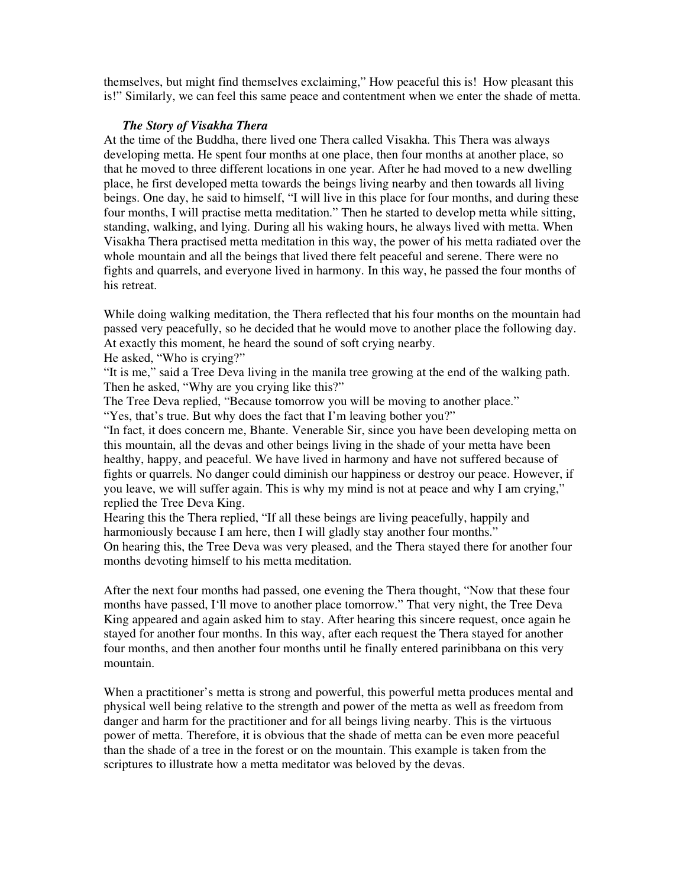themselves, but might find themselves exclaiming," How peaceful this is! How pleasant this is!" Similarly, we can feel this same peace and contentment when we enter the shade of metta.

### *The Story of Visakha Thera*

At the time of the Buddha, there lived one Thera called Visakha. This Thera was always developing metta. He spent four months at one place, then four months at another place, so that he moved to three different locations in one year. After he had moved to a new dwelling place, he first developed metta towards the beings living nearby and then towards all living beings. One day, he said to himself, "I will live in this place for four months, and during these four months, I will practise metta meditation." Then he started to develop metta while sitting, standing, walking, and lying. During all his waking hours, he always lived with metta. When Visakha Thera practised metta meditation in this way, the power of his metta radiated over the whole mountain and all the beings that lived there felt peaceful and serene. There were no fights and quarrels, and everyone lived in harmony. In this way, he passed the four months of his retreat.

While doing walking meditation, the Thera reflected that his four months on the mountain had passed very peacefully, so he decided that he would move to another place the following day. At exactly this moment, he heard the sound of soft crying nearby.

He asked, "Who is crying?"

"It is me," said a Tree Deva living in the manila tree growing at the end of the walking path. Then he asked, "Why are you crying like this?"

The Tree Deva replied, "Because tomorrow you will be moving to another place."

"Yes, that's true. But why does the fact that I'm leaving bother you?"

"In fact, it does concern me, Bhante. Venerable Sir, since you have been developing metta on this mountain, all the devas and other beings living in the shade of your metta have been healthy, happy, and peaceful. We have lived in harmony and have not suffered because of fights or quarrels. No danger could diminish our happiness or destroy our peace. However, if you leave, we will suffer again. This is why my mind is not at peace and why I am crying," replied the Tree Deva King.

Hearing this the Thera replied, "If all these beings are living peacefully, happily and harmoniously because I am here, then I will gladly stay another four months."

On hearing this, the Tree Deva was very pleased, and the Thera stayed there for another four months devoting himself to his metta meditation.

After the next four months had passed, one evening the Thera thought, "Now that these four months have passed, I'll move to another place tomorrow." That very night, the Tree Deva King appeared and again asked him to stay. After hearing this sincere request, once again he stayed for another four months. In this way, after each request the Thera stayed for another four months, and then another four months until he finally entered parinibbana on this very mountain.

When a practitioner's metta is strong and powerful, this powerful metta produces mental and physical well being relative to the strength and power of the metta as well as freedom from danger and harm for the practitioner and for all beings living nearby. This is the virtuous power of metta. Therefore, it is obvious that the shade of metta can be even more peaceful than the shade of a tree in the forest or on the mountain. This example is taken from the scriptures to illustrate how a metta meditator was beloved by the devas.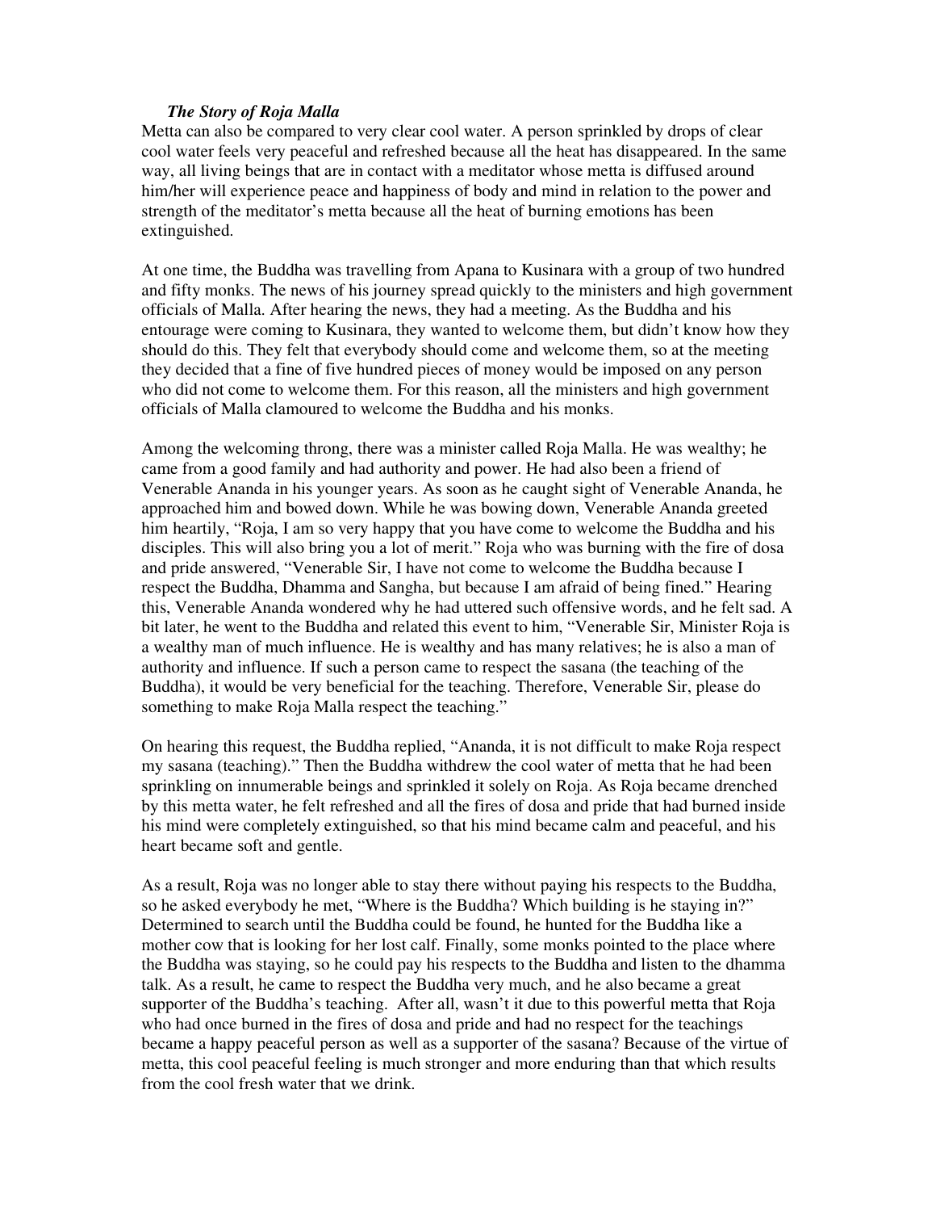***The Story of Roja Malla***

Metta can also be compared to very clear cool water. A person sprinkled by drops of clear cool water feels very peaceful and refreshed because all the heat has disappeared. In the same way, all living beings that are in contact with a meditator whose metta is diffused around him/her will experience peace and happiness of body and mind in relation to the power and strength of the meditator's metta because all the heat of burning emotions has been extinguished.

At one time, the Buddha was travelling from Apana to Kusinara with a group of two hundred and fifty monks. The news of his journey spread quickly to the ministers and high government officials of Malla. After hearing the news, they had a meeting. As the Buddha and his entourage were coming to Kusinara, they wanted to welcome them, but didn't know how they should do this. They felt that everybody should come and welcome them, so at the meeting they decided that a fine of five hundred pieces of money would be imposed on any person who did not come to welcome them. For this reason, all the ministers and high government officials of Malla clamoured to welcome the Buddha and his monks.

Among the welcoming throng, there was a minister called Roja Malla. He was wealthy; he came from a good family and had authority and power. He had also been a friend of Venerable Ananda in his younger years. As soon as he caught sight of Venerable Ananda, he approached him and bowed down. While he was bowing down, Venerable Ananda greeted him heartily, "Roja, I am so very happy that you have come to welcome the Buddha and his disciples. This will also bring you a lot of merit." Roja who was burning with the fire of dosa and pride answered, "Venerable Sir, I have not come to welcome the Buddha because I respect the Buddha, Dhamma and Sangha, but because I am afraid of being fined." Hearing this, Venerable Ananda wondered why he had uttered such offensive words, and he felt sad. A bit later, he went to the Buddha and related this event to him, "Venerable Sir, Minister Roja is a wealthy man of much influence. He is wealthy and has many relatives; he is also a man of authority and influence. If such a person came to respect the sasana (the teaching of the Buddha), it would be very beneficial for the teaching. Therefore, Venerable Sir, please do something to make Roja Malla respect the teaching."

On hearing this request, the Buddha replied, "Ananda, it is not difficult to make Roja respect my sasana (teaching)." Then the Buddha withdrew the cool water of metta that he had been sprinkling on innumerable beings and sprinkled it solely on Roja. As Roja became drenched by this metta water, he felt refreshed and all the fires of dosa and pride that had burned inside his mind were completely extinguished, so that his mind became calm and peaceful, and his heart became soft and gentle.

As a result, Roja was no longer able to stay there without paying his respects to the Buddha, so he asked everybody he met, "Where is the Buddha? Which building is he staying in?" Determined to search until the Buddha could be found, he hunted for the Buddha like a mother cow that is looking for her lost calf. Finally, some monks pointed to the place where the Buddha was staying, so he could pay his respects to the Buddha and listen to the dhamma talk. As a result, he came to respect the Buddha very much, and he also became a great supporter of the Buddha's teaching. After all, wasn't it due to this powerful metta that Roja who had once burned in the fires of dosa and pride and had no respect for the teachings became a happy peaceful person as well as a supporter of the sasana? Because of the virtue of metta, this cool peaceful feeling is much stronger and more enduring than that which results from the cool fresh water that we drink.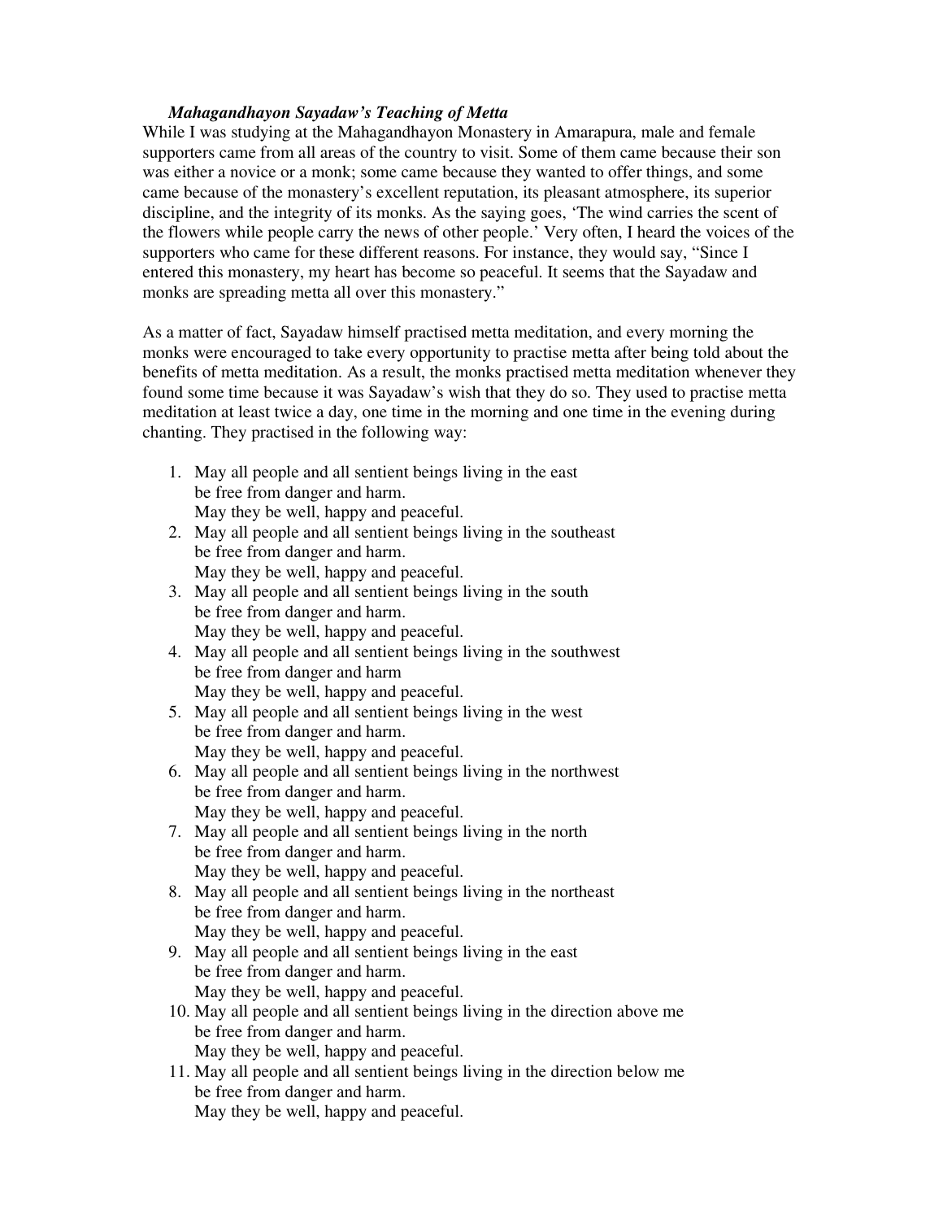***Mahagandhayon Sayadaw's Teaching of Metta***

While I was studying at the Mahagandhayon Monastery in Amarapura, male and female supporters came from all areas of the country to visit. Some of them came because their son was either a novice or a monk; some came because they wanted to offer things, and some came because of the monastery's excellent reputation, its pleasant atmosphere, its superior discipline, and the integrity of its monks. As the saying goes, 'The wind carries the scent of the flowers while people carry the news of other people.' Very often, I heard the voices of the supporters who came for these different reasons. For instance, they would say, "Since I entered this monastery, my heart has become so peaceful. It seems that the Sayadaw and monks are spreading metta all over this monastery."

As a matter of fact, Sayadaw himself practised metta meditation, and every morning the monks were encouraged to take every opportunity to practise metta after being told about the benefits of metta meditation. As a result, the monks practised metta meditation whenever they found some time because it was Sayadaw's wish that they do so. They used to practise metta meditation at least twice a day, one time in the morning and one time in the evening during chanting. They practised in the following way:

1. May all people and all sentient beings living in the east
   be free from danger and harm.
   May they be well, happy and peaceful.
2. May all people and all sentient beings living in the southeast
   be free from danger and harm.
   May they be well, happy and peaceful.
3. May all people and all sentient beings living in the south
   be free from danger and harm.
   May they be well, happy and peaceful.
4. May all people and all sentient beings living in the southwest
   be free from danger and harm
   May they be well, happy and peaceful.
5. May all people and all sentient beings living in the west
   be free from danger and harm.
   May they be well, happy and peaceful.
6. May all people and all sentient beings living in the northwest
   be free from danger and harm.
   May they be well, happy and peaceful.
7. May all people and all sentient beings living in the north
   be free from danger and harm.
   May they be well, happy and peaceful.
8. May all people and all sentient beings living in the northeast
   be free from danger and harm.
   May they be well, happy and peaceful.
9. May all people and all sentient beings living in the east
   be free from danger and harm.
   May they be well, happy and peaceful.
10. May all people and all sentient beings living in the direction above me
    be free from danger and harm.
    May they be well, happy and peaceful.
11. May all people and all sentient beings living in the direction below me
    be free from danger and harm.
    May they be well, happy and peaceful.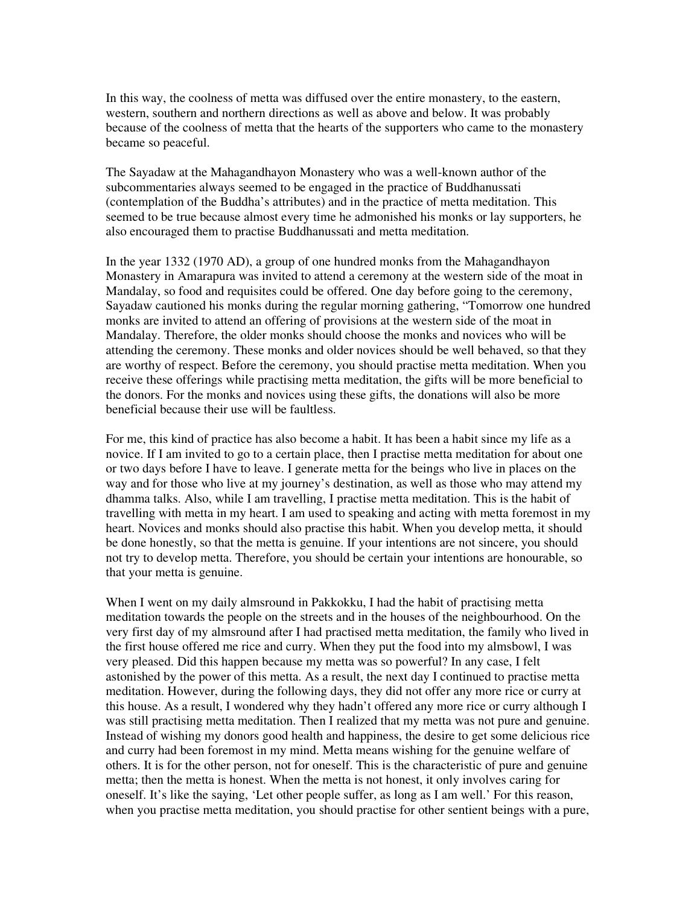In this way, the coolness of metta was diffused over the entire monastery, to the eastern, western, southern and northern directions as well as above and below. It was probably because of the coolness of metta that the hearts of the supporters who came to the monastery became so peaceful.

The Sayadaw at the Mahagandhayon Monastery who was a well-known author of the subcommentaries always seemed to be engaged in the practice of Buddhanussati (contemplation of the Buddha's attributes) and in the practice of metta meditation. This seemed to be true because almost every time he admonished his monks or lay supporters, he also encouraged them to practise Buddhanussati and metta meditation.

In the year 1332 (1970 AD), a group of one hundred monks from the Mahagandhayon Monastery in Amarapura was invited to attend a ceremony at the western side of the moat in Mandalay, so food and requisites could be offered. One day before going to the ceremony, Sayadaw cautioned his monks during the regular morning gathering, "Tomorrow one hundred monks are invited to attend an offering of provisions at the western side of the moat in Mandalay. Therefore, the older monks should choose the monks and novices who will be attending the ceremony. These monks and older novices should be well behaved, so that they are worthy of respect. Before the ceremony, you should practise metta meditation. When you receive these offerings while practising metta meditation, the gifts will be more beneficial to the donors. For the monks and novices using these gifts, the donations will also be more beneficial because their use will be faultless.

For me, this kind of practice has also become a habit. It has been a habit since my life as a novice. If I am invited to go to a certain place, then I practise metta meditation for about one or two days before I have to leave. I generate metta for the beings who live in places on the way and for those who live at my journey's destination, as well as those who may attend my dhamma talks. Also, while I am travelling, I practise metta meditation. This is the habit of travelling with metta in my heart. I am used to speaking and acting with metta foremost in my heart. Novices and monks should also practise this habit. When you develop metta, it should be done honestly, so that the metta is genuine. If your intentions are not sincere, you should not try to develop metta. Therefore, you should be certain your intentions are honourable, so that your metta is genuine.

When I went on my daily almsround in Pakkokku, I had the habit of practising metta meditation towards the people on the streets and in the houses of the neighbourhood. On the very first day of my almsround after I had practised metta meditation, the family who lived in the first house offered me rice and curry. When they put the food into my almsbowl, I was very pleased. Did this happen because my metta was so powerful? In any case, I felt astonished by the power of this metta. As a result, the next day I continued to practise metta meditation. However, during the following days, they did not offer any more rice or curry at this house. As a result, I wondered why they hadn't offered any more rice or curry although I was still practising metta meditation. Then I realized that my metta was not pure and genuine. Instead of wishing my donors good health and happiness, the desire to get some delicious rice and curry had been foremost in my mind. Metta means wishing for the genuine welfare of others. It is for the other person, not for oneself. This is the characteristic of pure and genuine metta; then the metta is honest. When the metta is not honest, it only involves caring for oneself. It's like the saying, 'Let other people suffer, as long as I am well.' For this reason, when you practise metta meditation, you should practise for other sentient beings with a pure,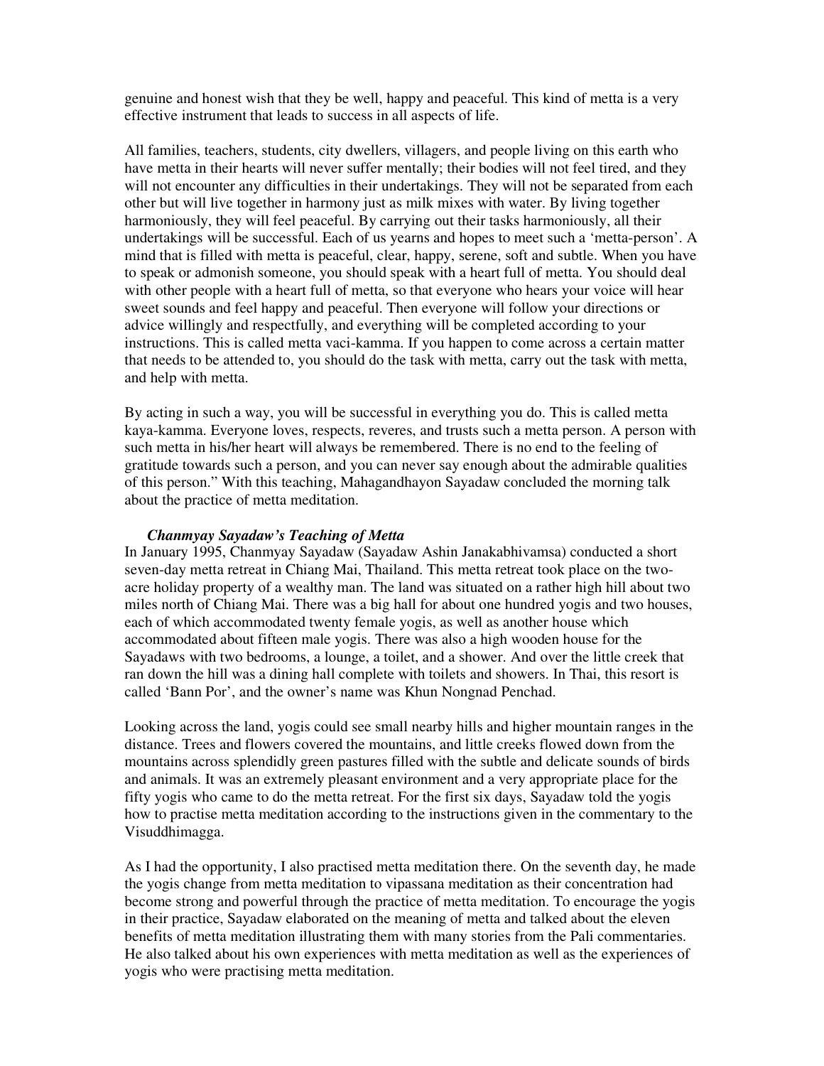genuine and honest wish that they be well, happy and peaceful. This kind of metta is a very effective instrument that leads to success in all aspects of life.

All families, teachers, students, city dwellers, villagers, and people living on this earth who have metta in their hearts will never suffer mentally; their bodies will not feel tired, and they will not encounter any difficulties in their undertakings. They will not be separated from each other but will live together in harmony just as milk mixes with water. By living together harmoniously, they will feel peaceful. By carrying out their tasks harmoniously, all their undertakings will be successful. Each of us yearns and hopes to meet such a 'metta-person'. A mind that is filled with metta is peaceful, clear, happy, serene, soft and subtle. When you have to speak or admonish someone, you should speak with a heart full of metta. You should deal with other people with a heart full of metta, so that everyone who hears your voice will hear sweet sounds and feel happy and peaceful. Then everyone will follow your directions or advice willingly and respectfully, and everything will be completed according to your instructions. This is called metta vaci-kamma. If you happen to come across a certain matter that needs to be attended to, you should do the task with metta, carry out the task with metta, and help with metta.

By acting in such a way, you will be successful in everything you do. This is called metta kaya-kamma. Everyone loves, respects, reveres, and trusts such a metta person. A person with such metta in his/her heart will always be remembered. There is no end to the feeling of gratitude towards such a person, and you can never say enough about the admirable qualities of this person." With this teaching, Mahagandhayon Sayadaw concluded the morning talk about the practice of metta meditation.

### *Chanmyay Sayadaw's Teaching of Metta*

In January 1995, Chanmyay Sayadaw (Sayadaw Ashin Janakabhivamsa) conducted a short seven-day metta retreat in Chiang Mai, Thailand. This metta retreat took place on the two-acre holiday property of a wealthy man. The land was situated on a rather high hill about two miles north of Chiang Mai. There was a big hall for about one hundred yogis and two houses, each of which accommodated twenty female yogis, as well as another house which accommodated about fifteen male yogis. There was also a high wooden house for the Sayadaws with two bedrooms, a lounge, a toilet, and a shower. And over the little creek that ran down the hill was a dining hall complete with toilets and showers. In Thai, this resort is called 'Bann Por', and the owner's name was Khun Nongnad Penchad.

Looking across the land, yogis could see small nearby hills and higher mountain ranges in the distance. Trees and flowers covered the mountains, and little creeks flowed down from the mountains across splendidly green pastures filled with the subtle and delicate sounds of birds and animals. It was an extremely pleasant environment and a very appropriate place for the fifty yogis who came to do the metta retreat. For the first six days, Sayadaw told the yogis how to practise metta meditation according to the instructions given in the commentary to the Visuddhimagga.

As I had the opportunity, I also practised metta meditation there. On the seventh day, he made the yogis change from metta meditation to vipassana meditation as their concentration had become strong and powerful through the practice of metta meditation. To encourage the yogis in their practice, Sayadaw elaborated on the meaning of metta and talked about the eleven benefits of metta meditation illustrating them with many stories from the Pali commentaries. He also talked about his own experiences with metta meditation as well as the experiences of yogis who were practising metta meditation.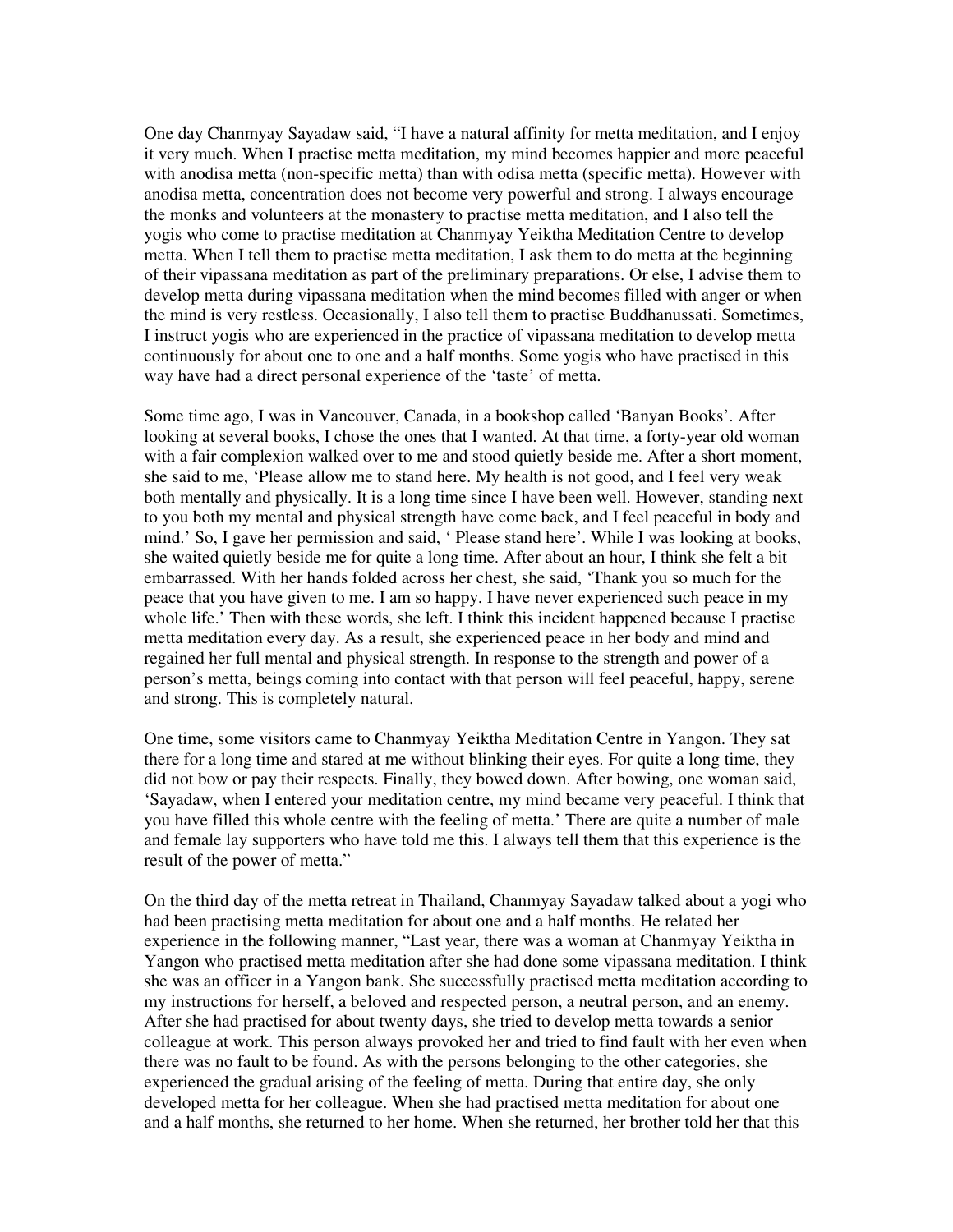One day Chanmyay Sayadaw said, "I have a natural affinity for metta meditation, and I enjoy it very much. When I practise metta meditation, my mind becomes happier and more peaceful with anodisa metta (non-specific metta) than with odisa metta (specific metta). However with anodisa metta, concentration does not become very powerful and strong. I always encourage the monks and volunteers at the monastery to practise metta meditation, and I also tell the yogis who come to practise meditation at Chanmyay Yeiktha Meditation Centre to develop metta. When I tell them to practise metta meditation, I ask them to do metta at the beginning of their vipassana meditation as part of the preliminary preparations. Or else, I advise them to develop metta during vipassana meditation when the mind becomes filled with anger or when the mind is very restless. Occasionally, I also tell them to practise Buddhanussati. Sometimes, I instruct yogis who are experienced in the practice of vipassana meditation to develop metta continuously for about one to one and a half months. Some yogis who have practised in this way have had a direct personal experience of the 'taste' of metta.

Some time ago, I was in Vancouver, Canada, in a bookshop called 'Banyan Books'. After looking at several books, I chose the ones that I wanted. At that time, a forty-year old woman with a fair complexion walked over to me and stood quietly beside me. After a short moment, she said to me, 'Please allow me to stand here. My health is not good, and I feel very weak both mentally and physically. It is a long time since I have been well. However, standing next to you both my mental and physical strength have come back, and I feel peaceful in body and mind.' So, I gave her permission and said, ' Please stand here'. While I was looking at books, she waited quietly beside me for quite a long time. After about an hour, I think she felt a bit embarrassed. With her hands folded across her chest, she said, 'Thank you so much for the peace that you have given to me. I am so happy. I have never experienced such peace in my whole life.' Then with these words, she left. I think this incident happened because I practise metta meditation every day. As a result, she experienced peace in her body and mind and regained her full mental and physical strength. In response to the strength and power of a person's metta, beings coming into contact with that person will feel peaceful, happy, serene and strong. This is completely natural.

One time, some visitors came to Chanmyay Yeiktha Meditation Centre in Yangon. They sat there for a long time and stared at me without blinking their eyes. For quite a long time, they did not bow or pay their respects. Finally, they bowed down. After bowing, one woman said, 'Sayadaw, when I entered your meditation centre, my mind became very peaceful. I think that you have filled this whole centre with the feeling of metta.' There are quite a number of male and female lay supporters who have told me this. I always tell them that this experience is the result of the power of metta."

On the third day of the metta retreat in Thailand, Chanmyay Sayadaw talked about a yogi who had been practising metta meditation for about one and a half months. He related her experience in the following manner, "Last year, there was a woman at Chanmyay Yeiktha in Yangon who practised metta meditation after she had done some vipassana meditation. I think she was an officer in a Yangon bank. She successfully practised metta meditation according to my instructions for herself, a beloved and respected person, a neutral person, and an enemy. After she had practised for about twenty days, she tried to develop metta towards a senior colleague at work. This person always provoked her and tried to find fault with her even when there was no fault to be found. As with the persons belonging to the other categories, she experienced the gradual arising of the feeling of metta. During that entire day, she only developed metta for her colleague. When she had practised metta meditation for about one and a half months, she returned to her home. When she returned, her brother told her that this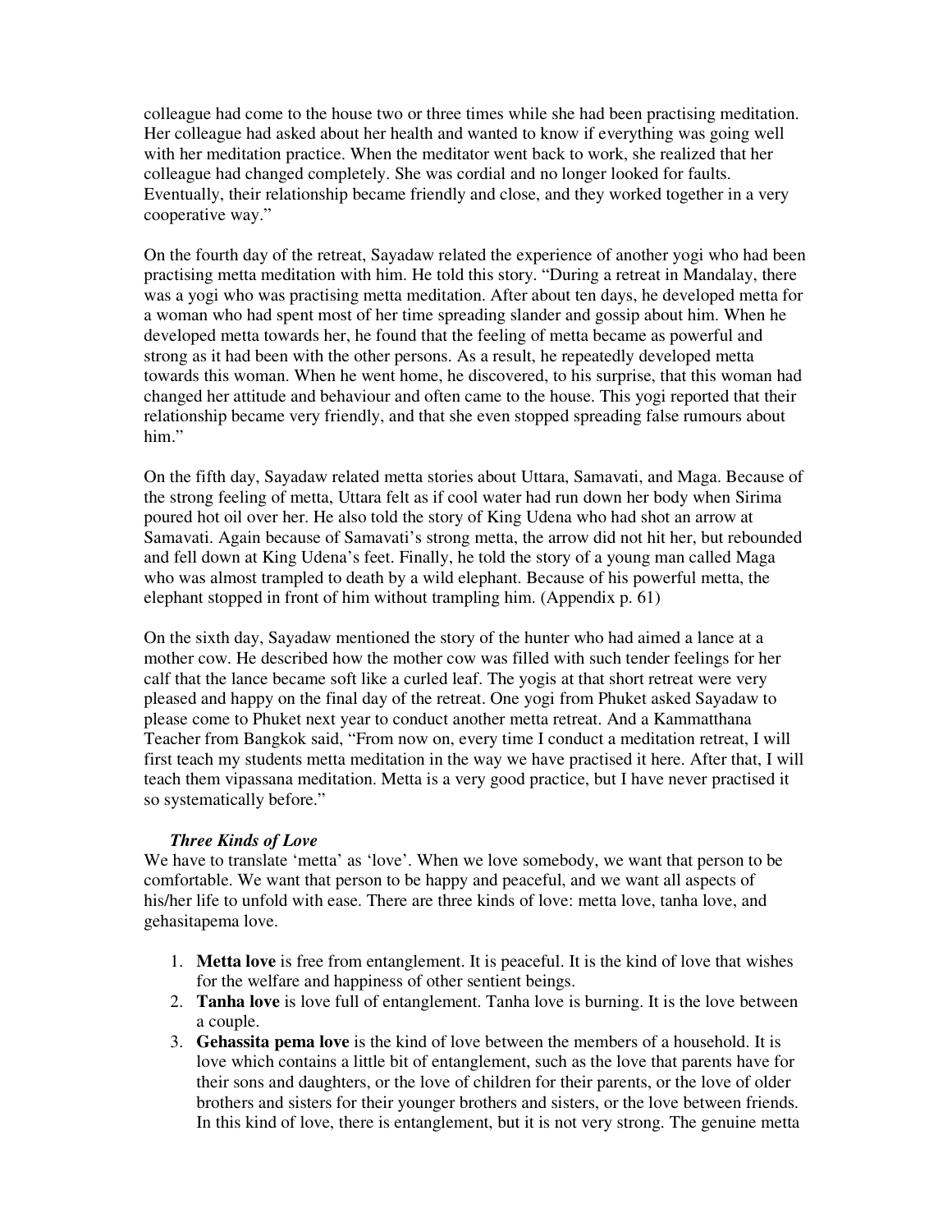colleague had come to the house two or three times while she had been practising meditation. Her colleague had asked about her health and wanted to know if everything was going well with her meditation practice. When the meditator went back to work, she realized that her colleague had changed completely. She was cordial and no longer looked for faults. Eventually, their relationship became friendly and close, and they worked together in a very cooperative way."

On the fourth day of the retreat, Sayadaw related the experience of another yogi who had been practising metta meditation with him. He told this story. "During a retreat in Mandalay, there was a yogi who was practising metta meditation. After about ten days, he developed metta for a woman who had spent most of her time spreading slander and gossip about him. When he developed metta towards her, he found that the feeling of metta became as powerful and strong as it had been with the other persons. As a result, he repeatedly developed metta towards this woman. When he went home, he discovered, to his surprise, that this woman had changed her attitude and behaviour and often came to the house. This yogi reported that their relationship became very friendly, and that she even stopped spreading false rumours about him."

On the fifth day, Sayadaw related metta stories about Uttara, Samavati, and Maga. Because of the strong feeling of metta, Uttara felt as if cool water had run down her body when Sirima poured hot oil over her. He also told the story of King Udena who had shot an arrow at Samavati. Again because of Samavati's strong metta, the arrow did not hit her, but rebounded and fell down at King Udena's feet. Finally, he told the story of a young man called Maga who was almost trampled to death by a wild elephant. Because of his powerful metta, the elephant stopped in front of him without trampling him. (Appendix p. 61)

On the sixth day, Sayadaw mentioned the story of the hunter who had aimed a lance at a mother cow. He described how the mother cow was filled with such tender feelings for her calf that the lance became soft like a curled leaf. The yogis at that short retreat were very pleased and happy on the final day of the retreat. One yogi from Phuket asked Sayadaw to please come to Phuket next year to conduct another metta retreat. And a Kammatthana Teacher from Bangkok said, "From now on, every time I conduct a meditation retreat, I will first teach my students metta meditation in the way we have practised it here. After that, I will teach them vipassana meditation. Metta is a very good practice, but I have never practised it so systematically before."

### *Three Kinds of Love*

We have to translate 'metta' as 'love'. When we love somebody, we want that person to be comfortable. We want that person to be happy and peaceful, and we want all aspects of his/her life to unfold with ease. There are three kinds of love: metta love, tanha love, and gehasitapema love.

1. **Metta love** is free from entanglement. It is peaceful. It is the kind of love that wishes for the welfare and happiness of other sentient beings.
2. **Tanha love** is love full of entanglement. Tanha love is burning. It is the love between a couple.
3. **Gehassita pema love** is the kind of love between the members of a household. It is love which contains a little bit of entanglement, such as the love that parents have for their sons and daughters, or the love of children for their parents, or the love of older brothers and sisters for their younger brothers and sisters, or the love between friends. In this kind of love, there is entanglement, but it is not very strong. The genuine metta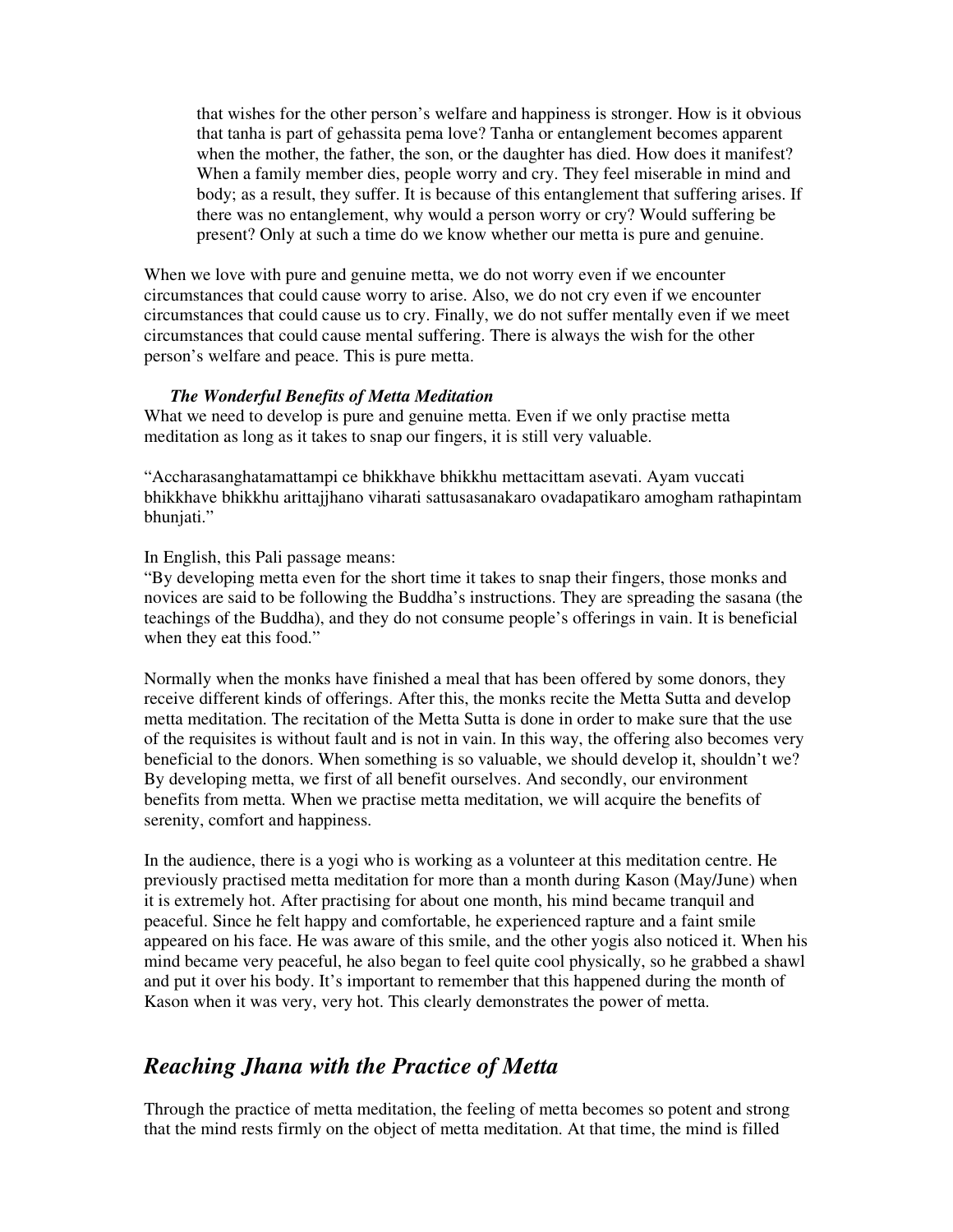> that wishes for the other person's welfare and happiness is stronger. How is it obvious that tanha is part of gehassita pema love? Tanha or entanglement becomes apparent when the mother, the father, the son, or the daughter has died. How does it manifest? When a family member dies, people worry and cry. They feel miserable in mind and body; as a result, they suffer. It is because of this entanglement that suffering arises. If there was no entanglement, why would a person worry or cry? Would suffering be present? Only at such a time do we know whether our metta is pure and genuine.

When we love with pure and genuine metta, we do not worry even if we encounter circumstances that could cause worry to arise. Also, we do not cry even if we encounter circumstances that could cause us to cry. Finally, we do not suffer mentally even if we meet circumstances that could cause mental suffering. There is always the wish for the other person's welfare and peace. This is pure metta.

### *The Wonderful Benefits of Metta Meditation*

What we need to develop is pure and genuine metta. Even if we only practise metta meditation as long as it takes to snap our fingers, it is still very valuable.

"Accharasanghatamattampi ce bhikkhave bhikkhu mettacittam asevati. Ayam vuccati bhikkhave bhikkhu arittajjhano viharati sattusasanakaro ovadapatikaro amogham rathapintam bhunjati."

In English, this Pali passage means:
"By developing metta even for the short time it takes to snap their fingers, those monks and novices are said to be following the Buddha's instructions. They are spreading the sasana (the teachings of the Buddha), and they do not consume people's offerings in vain. It is beneficial when they eat this food."

Normally when the monks have finished a meal that has been offered by some donors, they receive different kinds of offerings. After this, the monks recite the Metta Sutta and develop metta meditation. The recitation of the Metta Sutta is done in order to make sure that the use of the requisites is without fault and is not in vain. In this way, the offering also becomes very beneficial to the donors. When something is so valuable, we should develop it, shouldn't we? By developing metta, we first of all benefit ourselves. And secondly, our environment benefits from metta. When we practise metta meditation, we will acquire the benefits of serenity, comfort and happiness.

In the audience, there is a yogi who is working as a volunteer at this meditation centre. He previously practised metta meditation for more than a month during Kason (May/June) when it is extremely hot. After practising for about one month, his mind became tranquil and peaceful. Since he felt happy and comfortable, he experienced rapture and a faint smile appeared on his face. He was aware of this smile, and the other yogis also noticed it. When his mind became very peaceful, he also began to feel quite cool physically, so he grabbed a shawl and put it over his body. It's important to remember that this happened during the month of Kason when it was very, very hot. This clearly demonstrates the power of metta.

## *Reaching Jhana with the Practice of Metta*

Through the practice of metta meditation, the feeling of metta becomes so potent and strong that the mind rests firmly on the object of metta meditation. At that time, the mind is filled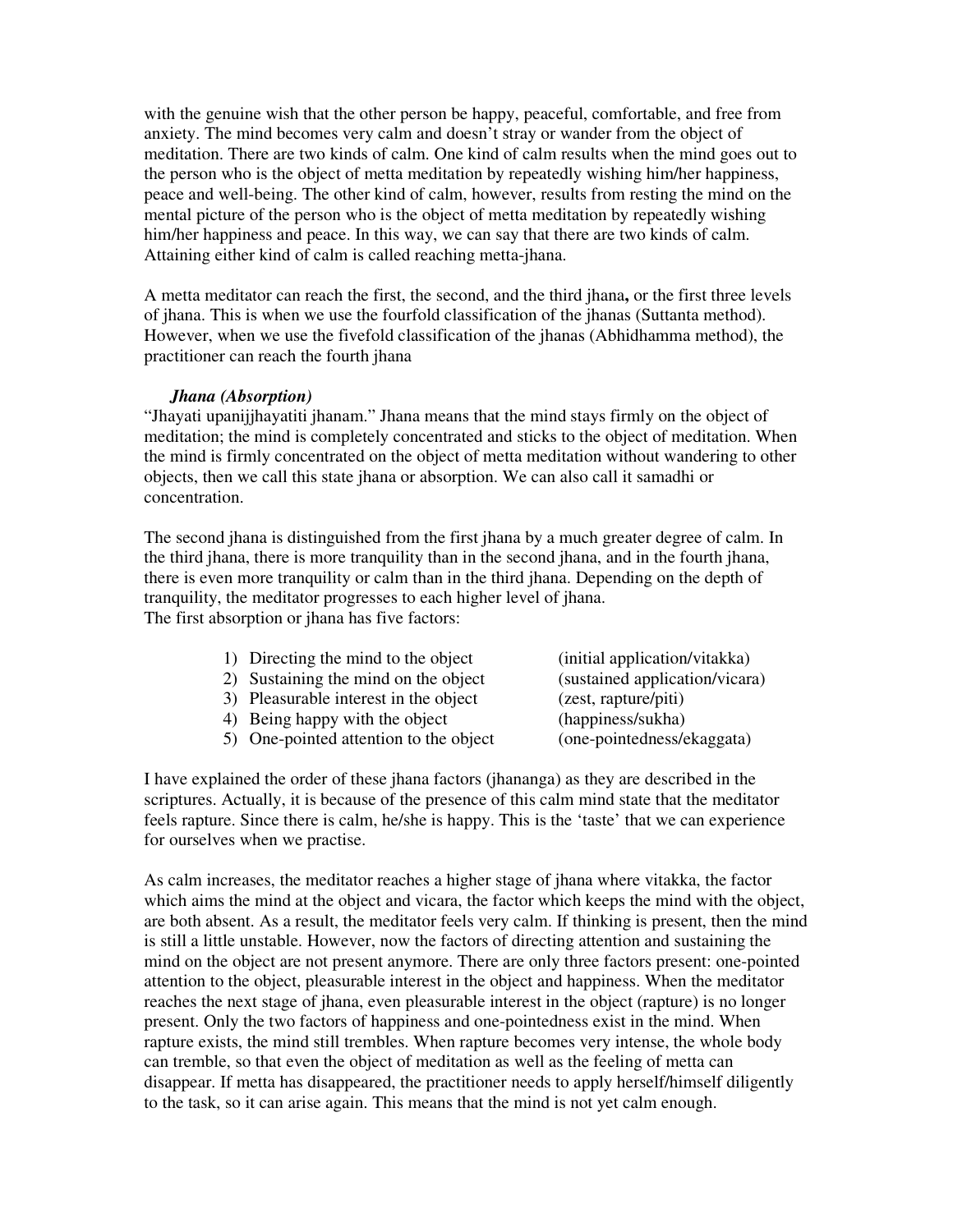with the genuine wish that the other person be happy, peaceful, comfortable, and free from anxiety. The mind becomes very calm and doesn't stray or wander from the object of meditation. There are two kinds of calm. One kind of calm results when the mind goes out to the person who is the object of metta meditation by repeatedly wishing him/her happiness, peace and well-being. The other kind of calm, however, results from resting the mind on the mental picture of the person who is the object of metta meditation by repeatedly wishing him/her happiness and peace. In this way, we can say that there are two kinds of calm. Attaining either kind of calm is called reaching metta-jhana.

A metta meditator can reach the first, the second, and the third jhana**,** or the first three levels of jhana. This is when we use the fourfold classification of the jhanas (Suttanta method). However, when we use the fivefold classification of the jhanas (Abhidhamma method), the practitioner can reach the fourth jhana

***Jhana (Absorption)***

"Jhayati upanijjhayatiti jhanam." Jhana means that the mind stays firmly on the object of meditation; the mind is completely concentrated and sticks to the object of meditation. When the mind is firmly concentrated on the object of metta meditation without wandering to other objects, then we call this state jhana or absorption. We can also call it samadhi or concentration.

The second jhana is distinguished from the first jhana by a much greater degree of calm. In the third jhana, there is more tranquility than in the second jhana, and in the fourth jhana, there is even more tranquility or calm than in the third jhana. Depending on the depth of tranquility, the meditator progresses to each higher level of jhana.
The first absorption or jhana has five factors:

1) Directing the mind to the object (initial application/vitakka)
2) Sustaining the mind on the object (sustained application/vicara)
3) Pleasurable interest in the object (zest, rapture/piti)
4) Being happy with the object (happiness/sukha)
5) One-pointed attention to the object (one-pointedness/ekaggata)

I have explained the order of these jhana factors (jhananga) as they are described in the scriptures. Actually, it is because of the presence of this calm mind state that the meditator feels rapture. Since there is calm, he/she is happy. This is the 'taste' that we can experience for ourselves when we practise.

As calm increases, the meditator reaches a higher stage of jhana where vitakka, the factor which aims the mind at the object and vicara, the factor which keeps the mind with the object, are both absent. As a result, the meditator feels very calm. If thinking is present, then the mind is still a little unstable. However, now the factors of directing attention and sustaining the mind on the object are not present anymore. There are only three factors present: one-pointed attention to the object, pleasurable interest in the object and happiness. When the meditator reaches the next stage of jhana, even pleasurable interest in the object (rapture) is no longer present. Only the two factors of happiness and one-pointedness exist in the mind. When rapture exists, the mind still trembles. When rapture becomes very intense, the whole body can tremble, so that even the object of meditation as well as the feeling of metta can disappear. If metta has disappeared, the practitioner needs to apply herself/himself diligently to the task, so it can arise again. This means that the mind is not yet calm enough.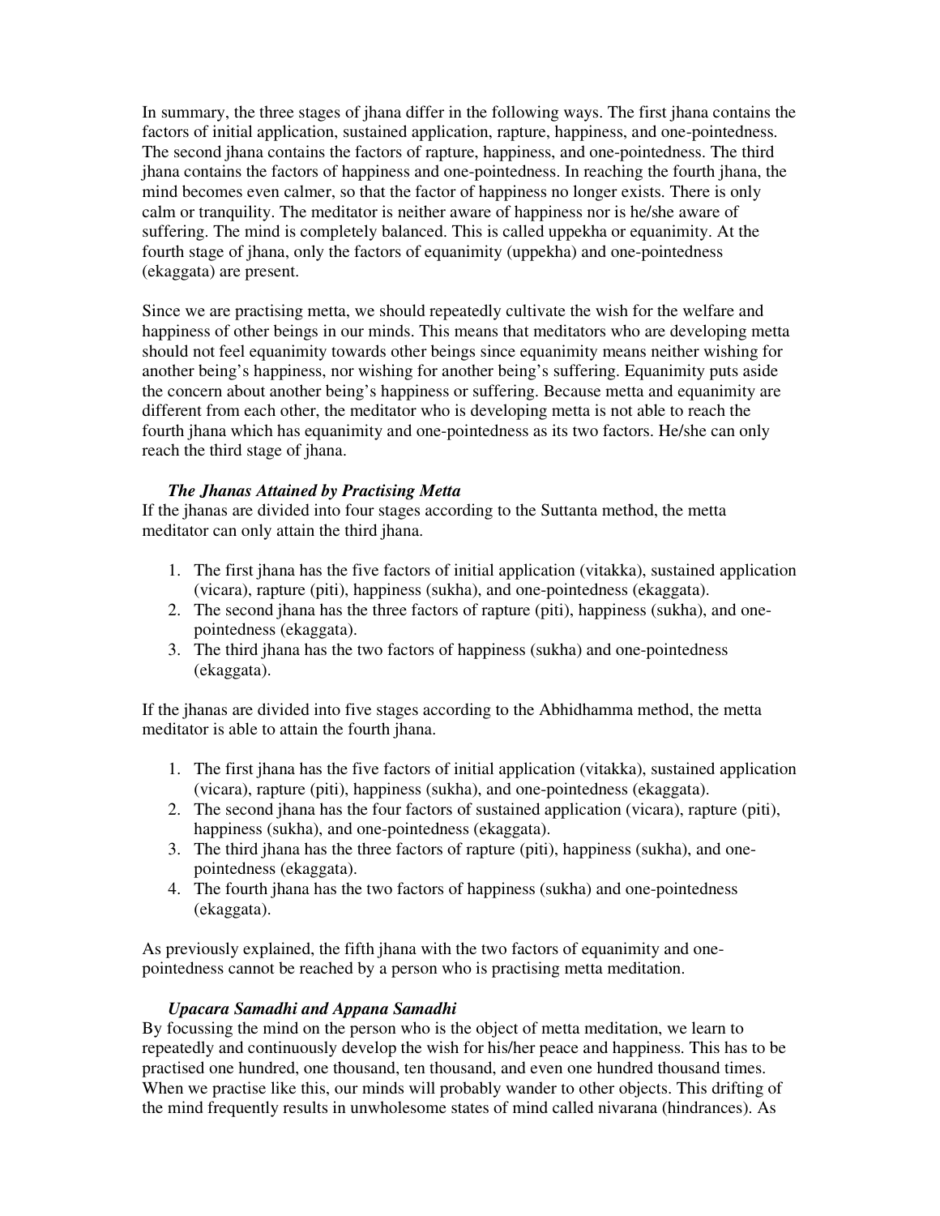In summary, the three stages of jhana differ in the following ways. The first jhana contains the factors of initial application, sustained application, rapture, happiness, and one-pointedness. The second jhana contains the factors of rapture, happiness, and one-pointedness. The third jhana contains the factors of happiness and one-pointedness. In reaching the fourth jhana, the mind becomes even calmer, so that the factor of happiness no longer exists. There is only calm or tranquility. The meditator is neither aware of happiness nor is he/she aware of suffering. The mind is completely balanced. This is called uppekha or equanimity. At the fourth stage of jhana, only the factors of equanimity (uppekha) and one-pointedness (ekaggata) are present.

Since we are practising metta, we should repeatedly cultivate the wish for the welfare and happiness of other beings in our minds. This means that meditators who are developing metta should not feel equanimity towards other beings since equanimity means neither wishing for another being's happiness, nor wishing for another being's suffering. Equanimity puts aside the concern about another being's happiness or suffering. Because metta and equanimity are different from each other, the meditator who is developing metta is not able to reach the fourth jhana which has equanimity and one-pointedness as its two factors. He/she can only reach the third stage of jhana.

### *The Jhanas Attained by Practising Metta*

If the jhanas are divided into four stages according to the Suttanta method, the metta meditator can only attain the third jhana.

1. The first jhana has the five factors of initial application (vitakka), sustained application (vicara), rapture (piti), happiness (sukha), and one-pointedness (ekaggata).
2. The second jhana has the three factors of rapture (piti), happiness (sukha), and one-pointedness (ekaggata).
3. The third jhana has the two factors of happiness (sukha) and one-pointedness (ekaggata).

If the jhanas are divided into five stages according to the Abhidhamma method, the metta meditator is able to attain the fourth jhana.

1. The first jhana has the five factors of initial application (vitakka), sustained application (vicara), rapture (piti), happiness (sukha), and one-pointedness (ekaggata).
2. The second jhana has the four factors of sustained application (vicara), rapture (piti), happiness (sukha), and one-pointedness (ekaggata).
3. The third jhana has the three factors of rapture (piti), happiness (sukha), and one-pointedness (ekaggata).
4. The fourth jhana has the two factors of happiness (sukha) and one-pointedness (ekaggata).

As previously explained, the fifth jhana with the two factors of equanimity and one-pointedness cannot be reached by a person who is practising metta meditation.

### *Upacara Samadhi and Appana Samadhi*

By focussing the mind on the person who is the object of metta meditation, we learn to repeatedly and continuously develop the wish for his/her peace and happiness. This has to be practised one hundred, one thousand, ten thousand, and even one hundred thousand times. When we practise like this, our minds will probably wander to other objects. This drifting of the mind frequently results in unwholesome states of mind called nivarana (hindrances). As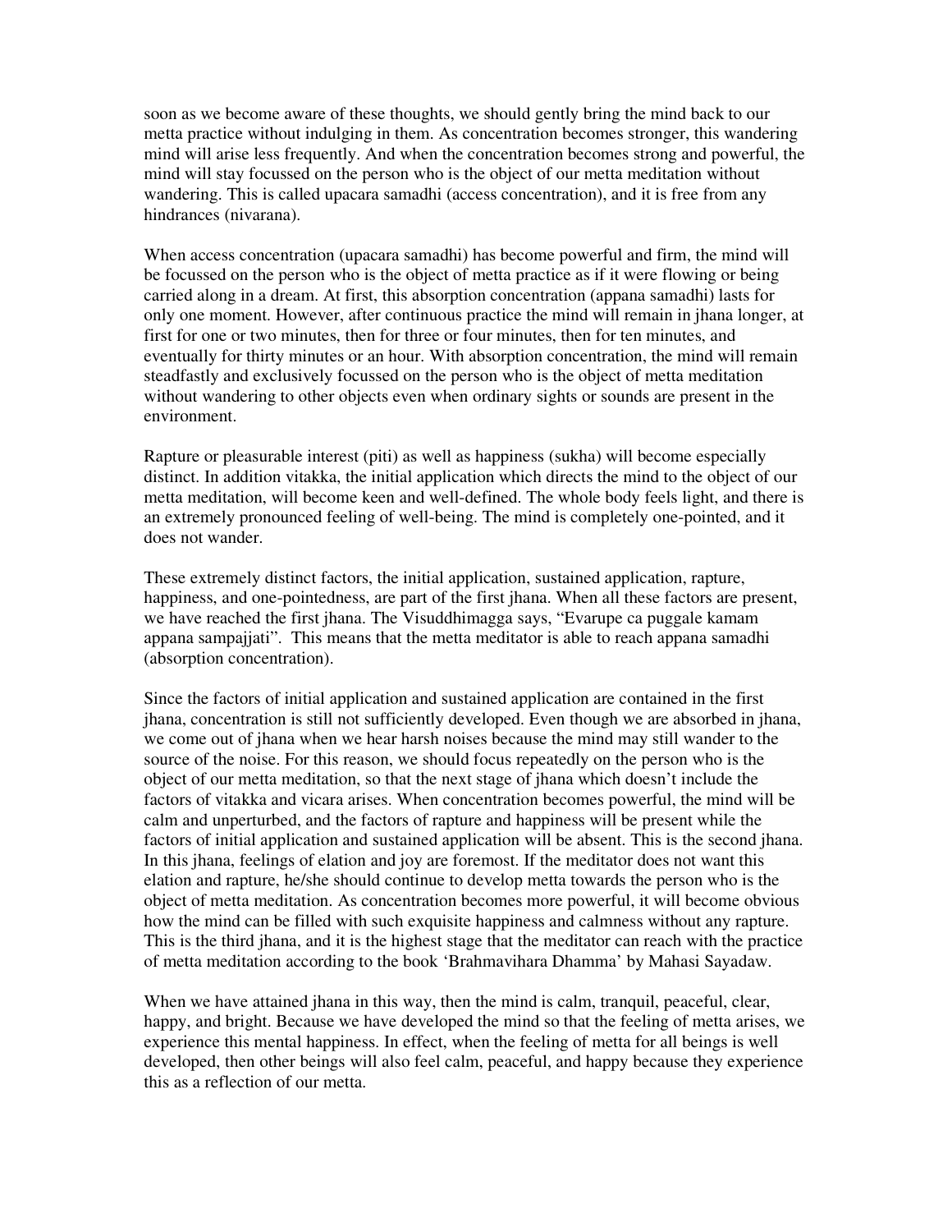soon as we become aware of these thoughts, we should gently bring the mind back to our metta practice without indulging in them. As concentration becomes stronger, this wandering mind will arise less frequently. And when the concentration becomes strong and powerful, the mind will stay focussed on the person who is the object of our metta meditation without wandering. This is called upacara samadhi (access concentration), and it is free from any hindrances (nivarana).

When access concentration (upacara samadhi) has become powerful and firm, the mind will be focussed on the person who is the object of metta practice as if it were flowing or being carried along in a dream. At first, this absorption concentration (appana samadhi) lasts for only one moment. However, after continuous practice the mind will remain in jhana longer, at first for one or two minutes, then for three or four minutes, then for ten minutes, and eventually for thirty minutes or an hour. With absorption concentration, the mind will remain steadfastly and exclusively focussed on the person who is the object of metta meditation without wandering to other objects even when ordinary sights or sounds are present in the environment.

Rapture or pleasurable interest (piti) as well as happiness (sukha) will become especially distinct. In addition vitakka, the initial application which directs the mind to the object of our metta meditation, will become keen and well-defined. The whole body feels light, and there is an extremely pronounced feeling of well-being. The mind is completely one-pointed, and it does not wander.

These extremely distinct factors, the initial application, sustained application, rapture, happiness, and one-pointedness, are part of the first jhana. When all these factors are present, we have reached the first jhana. The Visuddhimagga says, "Evarupe ca puggale kamam appana sampajjati". This means that the metta meditator is able to reach appana samadhi (absorption concentration).

Since the factors of initial application and sustained application are contained in the first jhana, concentration is still not sufficiently developed. Even though we are absorbed in jhana, we come out of jhana when we hear harsh noises because the mind may still wander to the source of the noise. For this reason, we should focus repeatedly on the person who is the object of our metta meditation, so that the next stage of jhana which doesn't include the factors of vitakka and vicara arises. When concentration becomes powerful, the mind will be calm and unperturbed, and the factors of rapture and happiness will be present while the factors of initial application and sustained application will be absent. This is the second jhana. In this jhana, feelings of elation and joy are foremost. If the meditator does not want this elation and rapture, he/she should continue to develop metta towards the person who is the object of metta meditation. As concentration becomes more powerful, it will become obvious how the mind can be filled with such exquisite happiness and calmness without any rapture. This is the third jhana, and it is the highest stage that the meditator can reach with the practice of metta meditation according to the book 'Brahmavihara Dhamma' by Mahasi Sayadaw.

When we have attained jhana in this way, then the mind is calm, tranquil, peaceful, clear, happy, and bright. Because we have developed the mind so that the feeling of metta arises, we experience this mental happiness. In effect, when the feeling of metta for all beings is well developed, then other beings will also feel calm, peaceful, and happy because they experience this as a reflection of our metta.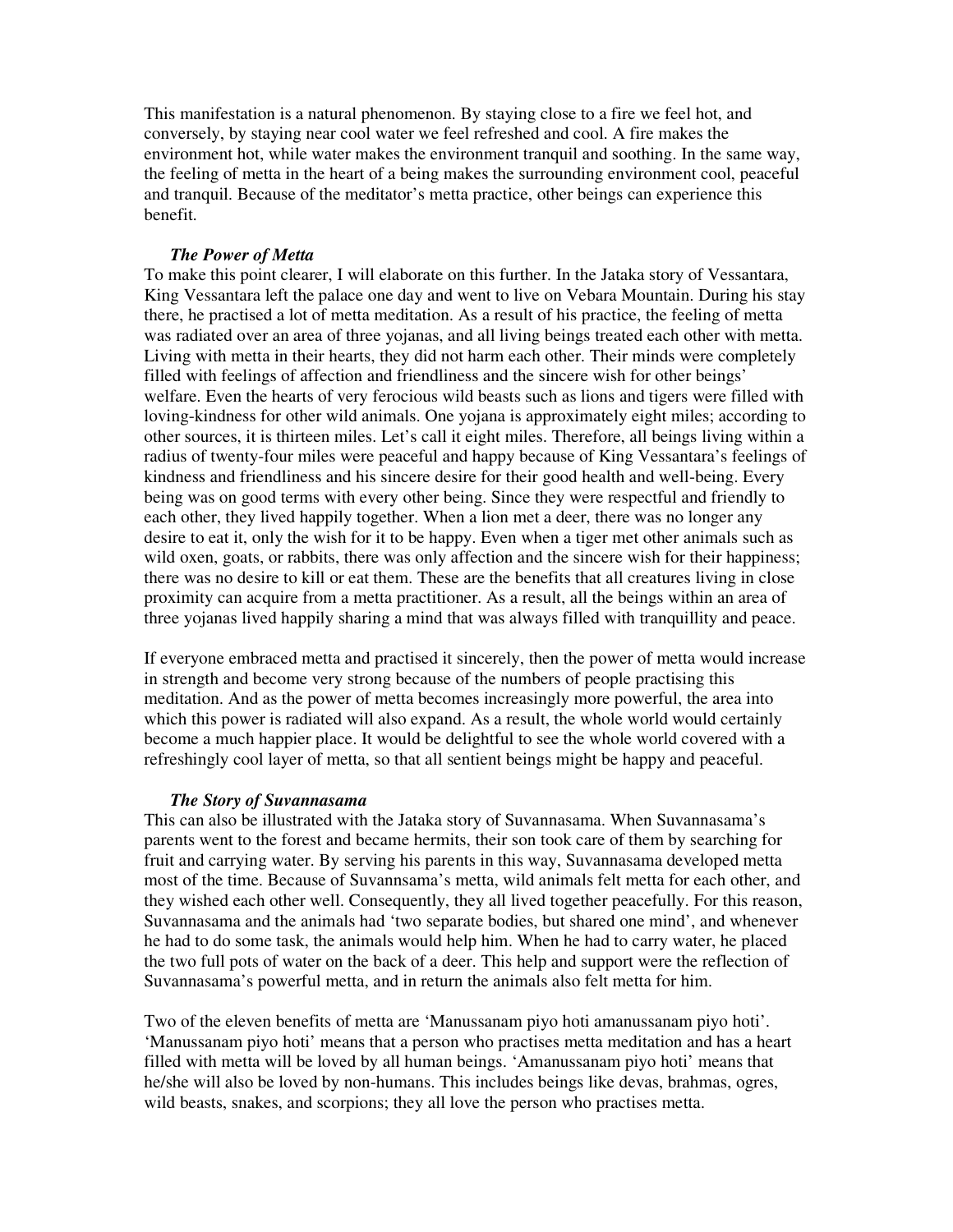This manifestation is a natural phenomenon. By staying close to a fire we feel hot, and conversely, by staying near cool water we feel refreshed and cool. A fire makes the environment hot, while water makes the environment tranquil and soothing. In the same way, the feeling of metta in the heart of a being makes the surrounding environment cool, peaceful and tranquil. Because of the meditator's metta practice, other beings can experience this benefit.

### *The Power of Metta*

To make this point clearer, I will elaborate on this further. In the Jataka story of Vessantara, King Vessantara left the palace one day and went to live on Vebara Mountain. During his stay there, he practised a lot of metta meditation. As a result of his practice, the feeling of metta was radiated over an area of three yojanas, and all living beings treated each other with metta. Living with metta in their hearts, they did not harm each other. Their minds were completely filled with feelings of affection and friendliness and the sincere wish for other beings' welfare. Even the hearts of very ferocious wild beasts such as lions and tigers were filled with loving-kindness for other wild animals. One yojana is approximately eight miles; according to other sources, it is thirteen miles. Let's call it eight miles. Therefore, all beings living within a radius of twenty-four miles were peaceful and happy because of King Vessantara's feelings of kindness and friendliness and his sincere desire for their good health and well-being. Every being was on good terms with every other being. Since they were respectful and friendly to each other, they lived happily together. When a lion met a deer, there was no longer any desire to eat it, only the wish for it to be happy. Even when a tiger met other animals such as wild oxen, goats, or rabbits, there was only affection and the sincere wish for their happiness; there was no desire to kill or eat them. These are the benefits that all creatures living in close proximity can acquire from a metta practitioner. As a result, all the beings within an area of three yojanas lived happily sharing a mind that was always filled with tranquillity and peace.

If everyone embraced metta and practised it sincerely, then the power of metta would increase in strength and become very strong because of the numbers of people practising this meditation. And as the power of metta becomes increasingly more powerful, the area into which this power is radiated will also expand. As a result, the whole world would certainly become a much happier place. It would be delightful to see the whole world covered with a refreshingly cool layer of metta, so that all sentient beings might be happy and peaceful.

### *The Story of Suvannasama*

This can also be illustrated with the Jataka story of Suvannasama. When Suvannasama's parents went to the forest and became hermits, their son took care of them by searching for fruit and carrying water. By serving his parents in this way, Suvannasama developed metta most of the time. Because of Suvannsama's metta, wild animals felt metta for each other, and they wished each other well. Consequently, they all lived together peacefully. For this reason, Suvannasama and the animals had 'two separate bodies, but shared one mind', and whenever he had to do some task, the animals would help him. When he had to carry water, he placed the two full pots of water on the back of a deer. This help and support were the reflection of Suvannasama's powerful metta, and in return the animals also felt metta for him.

Two of the eleven benefits of metta are 'Manussanam piyo hoti amanussanam piyo hoti'. 'Manussanam piyo hoti' means that a person who practises metta meditation and has a heart filled with metta will be loved by all human beings. 'Amanussanam piyo hoti' means that he/she will also be loved by non-humans. This includes beings like devas, brahmas, ogres, wild beasts, snakes, and scorpions; they all love the person who practises metta.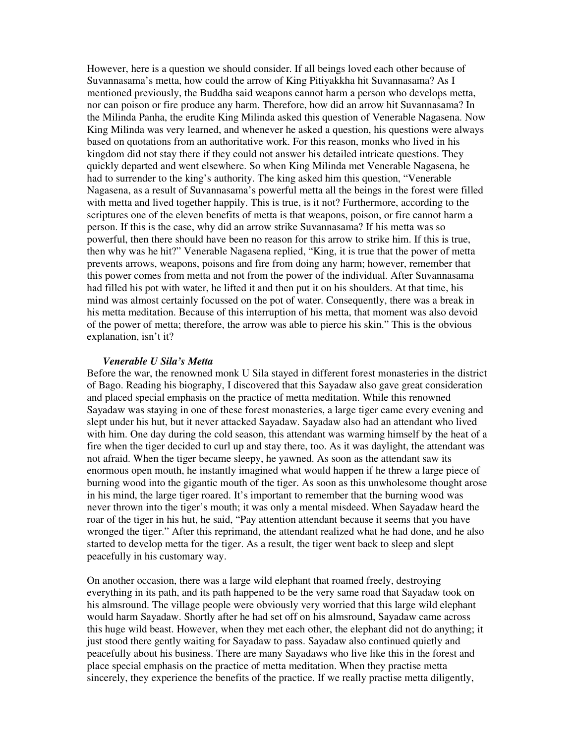However, here is a question we should consider. If all beings loved each other because of Suvannasama's metta, how could the arrow of King Pitiyakkha hit Suvannasama? As I mentioned previously, the Buddha said weapons cannot harm a person who develops metta, nor can poison or fire produce any harm. Therefore, how did an arrow hit Suvannasama? In the Milinda Panha, the erudite King Milinda asked this question of Venerable Nagasena. Now King Milinda was very learned, and whenever he asked a question, his questions were always based on quotations from an authoritative work. For this reason, monks who lived in his kingdom did not stay there if they could not answer his detailed intricate questions. They quickly departed and went elsewhere. So when King Milinda met Venerable Nagasena, he had to surrender to the king's authority. The king asked him this question, "Venerable Nagasena, as a result of Suvannasama's powerful metta all the beings in the forest were filled with metta and lived together happily. This is true, is it not? Furthermore, according to the scriptures one of the eleven benefits of metta is that weapons, poison, or fire cannot harm a person. If this is the case, why did an arrow strike Suvannasama? If his metta was so powerful, then there should have been no reason for this arrow to strike him. If this is true, then why was he hit?" Venerable Nagasena replied, "King, it is true that the power of metta prevents arrows, weapons, poisons and fire from doing any harm; however, remember that this power comes from metta and not from the power of the individual. After Suvannasama had filled his pot with water, he lifted it and then put it on his shoulders. At that time, his mind was almost certainly focussed on the pot of water. Consequently, there was a break in his metta meditation. Because of this interruption of his metta, that moment was also devoid of the power of metta; therefore, the arrow was able to pierce his skin." This is the obvious explanation, isn't it?

### *Venerable U Sila's Metta*

Before the war, the renowned monk U Sila stayed in different forest monasteries in the district of Bago. Reading his biography, I discovered that this Sayadaw also gave great consideration and placed special emphasis on the practice of metta meditation. While this renowned Sayadaw was staying in one of these forest monasteries, a large tiger came every evening and slept under his hut, but it never attacked Sayadaw. Sayadaw also had an attendant who lived with him. One day during the cold season, this attendant was warming himself by the heat of a fire when the tiger decided to curl up and stay there, too. As it was daylight, the attendant was not afraid. When the tiger became sleepy, he yawned. As soon as the attendant saw its enormous open mouth, he instantly imagined what would happen if he threw a large piece of burning wood into the gigantic mouth of the tiger. As soon as this unwholesome thought arose in his mind, the large tiger roared. It's important to remember that the burning wood was never thrown into the tiger's mouth; it was only a mental misdeed. When Sayadaw heard the roar of the tiger in his hut, he said, "Pay attention attendant because it seems that you have wronged the tiger." After this reprimand, the attendant realized what he had done, and he also started to develop metta for the tiger. As a result, the tiger went back to sleep and slept peacefully in his customary way.

On another occasion, there was a large wild elephant that roamed freely, destroying everything in its path, and its path happened to be the very same road that Sayadaw took on his almsround. The village people were obviously very worried that this large wild elephant would harm Sayadaw. Shortly after he had set off on his almsround, Sayadaw came across this huge wild beast. However, when they met each other, the elephant did not do anything; it just stood there gently waiting for Sayadaw to pass. Sayadaw also continued quietly and peacefully about his business. There are many Sayadaws who live like this in the forest and place special emphasis on the practice of metta meditation. When they practise metta sincerely, they experience the benefits of the practice. If we really practise metta diligently,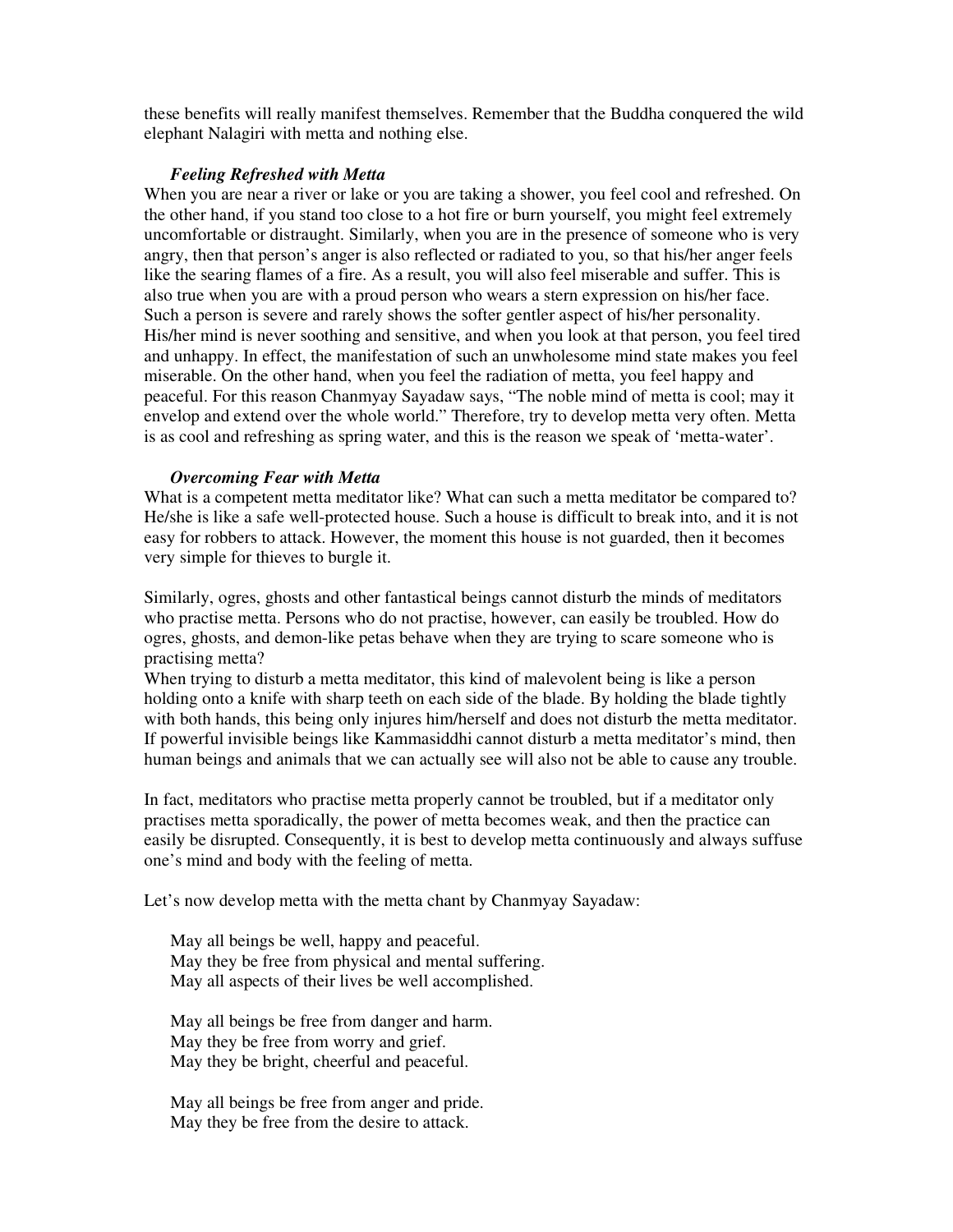these benefits will really manifest themselves. Remember that the Buddha conquered the wild elephant Nalagiri with metta and nothing else.

### *Feeling Refreshed with Metta*

When you are near a river or lake or you are taking a shower, you feel cool and refreshed. On the other hand, if you stand too close to a hot fire or burn yourself, you might feel extremely uncomfortable or distraught. Similarly, when you are in the presence of someone who is very angry, then that person's anger is also reflected or radiated to you, so that his/her anger feels like the searing flames of a fire. As a result, you will also feel miserable and suffer. This is also true when you are with a proud person who wears a stern expression on his/her face. Such a person is severe and rarely shows the softer gentler aspect of his/her personality. His/her mind is never soothing and sensitive, and when you look at that person, you feel tired and unhappy. In effect, the manifestation of such an unwholesome mind state makes you feel miserable. On the other hand, when you feel the radiation of metta, you feel happy and peaceful. For this reason Chanmyay Sayadaw says, "The noble mind of metta is cool; may it envelop and extend over the whole world." Therefore, try to develop metta very often. Metta is as cool and refreshing as spring water, and this is the reason we speak of 'metta-water'.

### *Overcoming Fear with Metta*

What is a competent metta meditator like? What can such a metta meditator be compared to? He/she is like a safe well-protected house. Such a house is difficult to break into, and it is not easy for robbers to attack. However, the moment this house is not guarded, then it becomes very simple for thieves to burgle it.

Similarly, ogres, ghosts and other fantastical beings cannot disturb the minds of meditators who practise metta. Persons who do not practise, however, can easily be troubled. How do ogres, ghosts, and demon-like petas behave when they are trying to scare someone who is practising metta?
When trying to disturb a metta meditator, this kind of malevolent being is like a person holding onto a knife with sharp teeth on each side of the blade. By holding the blade tightly with both hands, this being only injures him/herself and does not disturb the metta meditator. If powerful invisible beings like Kammasiddhi cannot disturb a metta meditator's mind, then human beings and animals that we can actually see will also not be able to cause any trouble.

In fact, meditators who practise metta properly cannot be troubled, but if a meditator only practises metta sporadically, the power of metta becomes weak, and then the practice can easily be disrupted. Consequently, it is best to develop metta continuously and always suffuse one's mind and body with the feeling of metta.

Let's now develop metta with the metta chant by Chanmyay Sayadaw:

> May all beings be well, happy and peaceful.
> May they be free from physical and mental suffering.
> May all aspects of their lives be well accomplished.
>
> May all beings be free from danger and harm.
> May they be free from worry and grief.
> May they be bright, cheerful and peaceful.
>
> May all beings be free from anger and pride.
> May they be free from the desire to attack.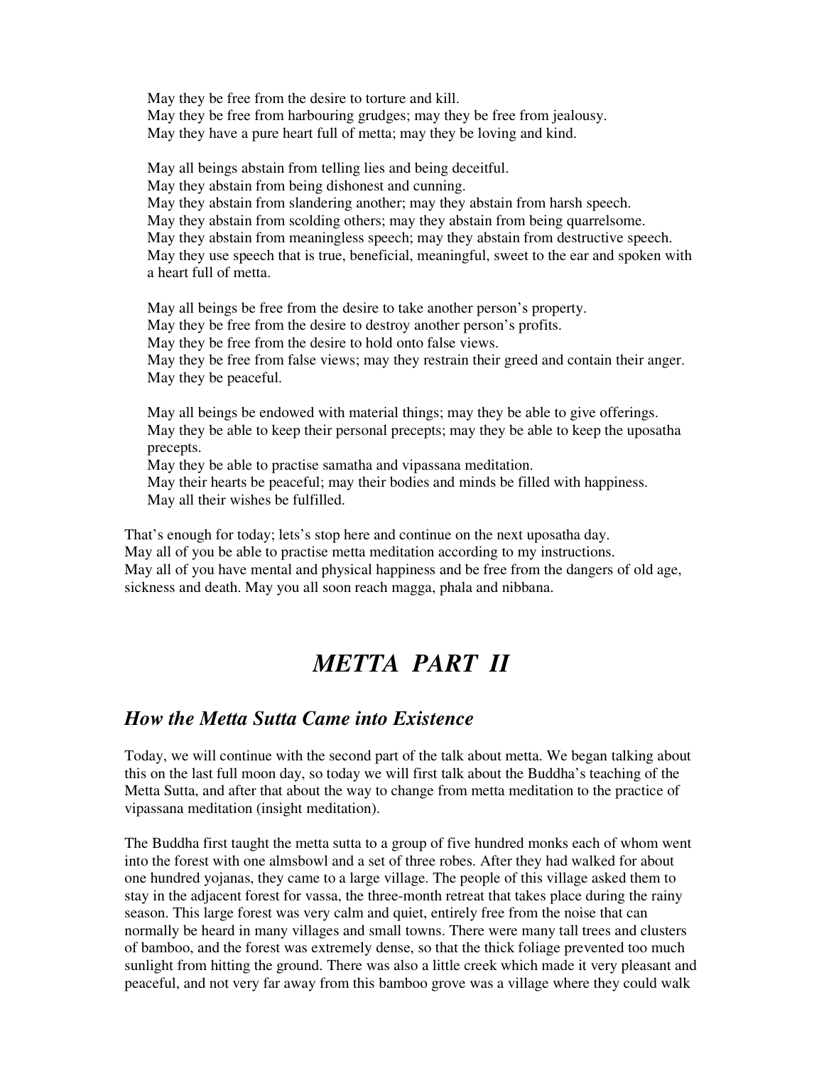May they be free from the desire to torture and kill.
May they be free from harbouring grudges; may they be free from jealousy.
May they have a pure heart full of metta; may they be loving and kind.

May all beings abstain from telling lies and being deceitful.
May they abstain from being dishonest and cunning.
May they abstain from slandering another; may they abstain from harsh speech.
May they abstain from scolding others; may they abstain from being quarrelsome.
May they abstain from meaningless speech; may they abstain from destructive speech.
May they use speech that is true, beneficial, meaningful, sweet to the ear and spoken with a heart full of metta.

May all beings be free from the desire to take another person's property.
May they be free from the desire to destroy another person's profits.
May they be free from the desire to hold onto false views.
May they be free from false views; may they restrain their greed and contain their anger.
May they be peaceful.

May all beings be endowed with material things; may they be able to give offerings.
May they be able to keep their personal precepts; may they be able to keep the uposatha precepts.
May they be able to practise samatha and vipassana meditation.
May their hearts be peaceful; may their bodies and minds be filled with happiness.
May all their wishes be fulfilled.

That's enough for today; lets's stop here and continue on the next uposatha day.
May all of you be able to practise metta meditation according to my instructions.
May all of you have mental and physical happiness and be free from the dangers of old age, sickness and death. May you all soon reach magga, phala and nibbana.

# *METTA PART II*

## *How the Metta Sutta Came into Existence*

Today, we will continue with the second part of the talk about metta. We began talking about this on the last full moon day, so today we will first talk about the Buddha's teaching of the Metta Sutta, and after that about the way to change from metta meditation to the practice of vipassana meditation (insight meditation).

The Buddha first taught the metta sutta to a group of five hundred monks each of whom went into the forest with one almsbowl and a set of three robes. After they had walked for about one hundred yojanas, they came to a large village. The people of this village asked them to stay in the adjacent forest for vassa, the three-month retreat that takes place during the rainy season. This large forest was very calm and quiet, entirely free from the noise that can normally be heard in many villages and small towns. There were many tall trees and clusters of bamboo, and the forest was extremely dense, so that the thick foliage prevented too much sunlight from hitting the ground. There was also a little creek which made it very pleasant and peaceful, and not very far away from this bamboo grove was a village where they could walk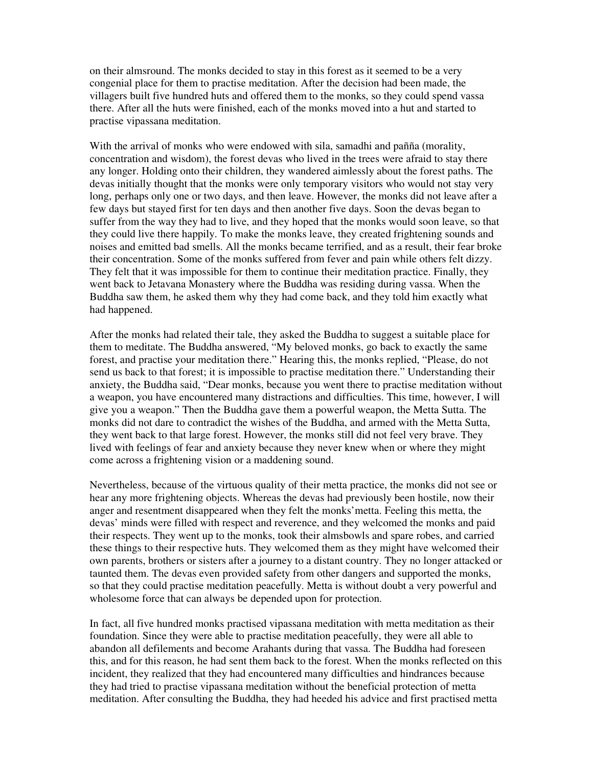on their almsround. The monks decided to stay in this forest as it seemed to be a very congenial place for them to practise meditation. After the decision had been made, the villagers built five hundred huts and offered them to the monks, so they could spend vassa there. After all the huts were finished, each of the monks moved into a hut and started to practise vipassana meditation.

With the arrival of monks who were endowed with sila, samadhi and pañña (morality, concentration and wisdom), the forest devas who lived in the trees were afraid to stay there any longer. Holding onto their children, they wandered aimlessly about the forest paths. The devas initially thought that the monks were only temporary visitors who would not stay very long, perhaps only one or two days, and then leave. However, the monks did not leave after a few days but stayed first for ten days and then another five days. Soon the devas began to suffer from the way they had to live, and they hoped that the monks would soon leave, so that they could live there happily. To make the monks leave, they created frightening sounds and noises and emitted bad smells. All the monks became terrified, and as a result, their fear broke their concentration. Some of the monks suffered from fever and pain while others felt dizzy. They felt that it was impossible for them to continue their meditation practice. Finally, they went back to Jetavana Monastery where the Buddha was residing during vassa. When the Buddha saw them, he asked them why they had come back, and they told him exactly what had happened.

After the monks had related their tale, they asked the Buddha to suggest a suitable place for them to meditate. The Buddha answered, "My beloved monks, go back to exactly the same forest, and practise your meditation there." Hearing this, the monks replied, "Please, do not send us back to that forest; it is impossible to practise meditation there." Understanding their anxiety, the Buddha said, "Dear monks, because you went there to practise meditation without a weapon, you have encountered many distractions and difficulties. This time, however, I will give you a weapon." Then the Buddha gave them a powerful weapon, the Metta Sutta. The monks did not dare to contradict the wishes of the Buddha, and armed with the Metta Sutta, they went back to that large forest. However, the monks still did not feel very brave. They lived with feelings of fear and anxiety because they never knew when or where they might come across a frightening vision or a maddening sound.

Nevertheless, because of the virtuous quality of their metta practice, the monks did not see or hear any more frightening objects. Whereas the devas had previously been hostile, now their anger and resentment disappeared when they felt the monks' metta. Feeling this metta, the devas' minds were filled with respect and reverence, and they welcomed the monks and paid their respects. They went up to the monks, took their almsbowls and spare robes, and carried these things to their respective huts. They welcomed them as they might have welcomed their own parents, brothers or sisters after a journey to a distant country. They no longer attacked or taunted them. The devas even provided safety from other dangers and supported the monks, so that they could practise meditation peacefully. Metta is without doubt a very powerful and wholesome force that can always be depended upon for protection.

In fact, all five hundred monks practised vipassana meditation with metta meditation as their foundation. Since they were able to practise meditation peacefully, they were all able to abandon all defilements and become Arahants during that vassa. The Buddha had foreseen this, and for this reason, he had sent them back to the forest. When the monks reflected on this incident, they realized that they had encountered many difficulties and hindrances because they had tried to practise vipassana meditation without the beneficial protection of metta meditation. After consulting the Buddha, they had heeded his advice and first practised metta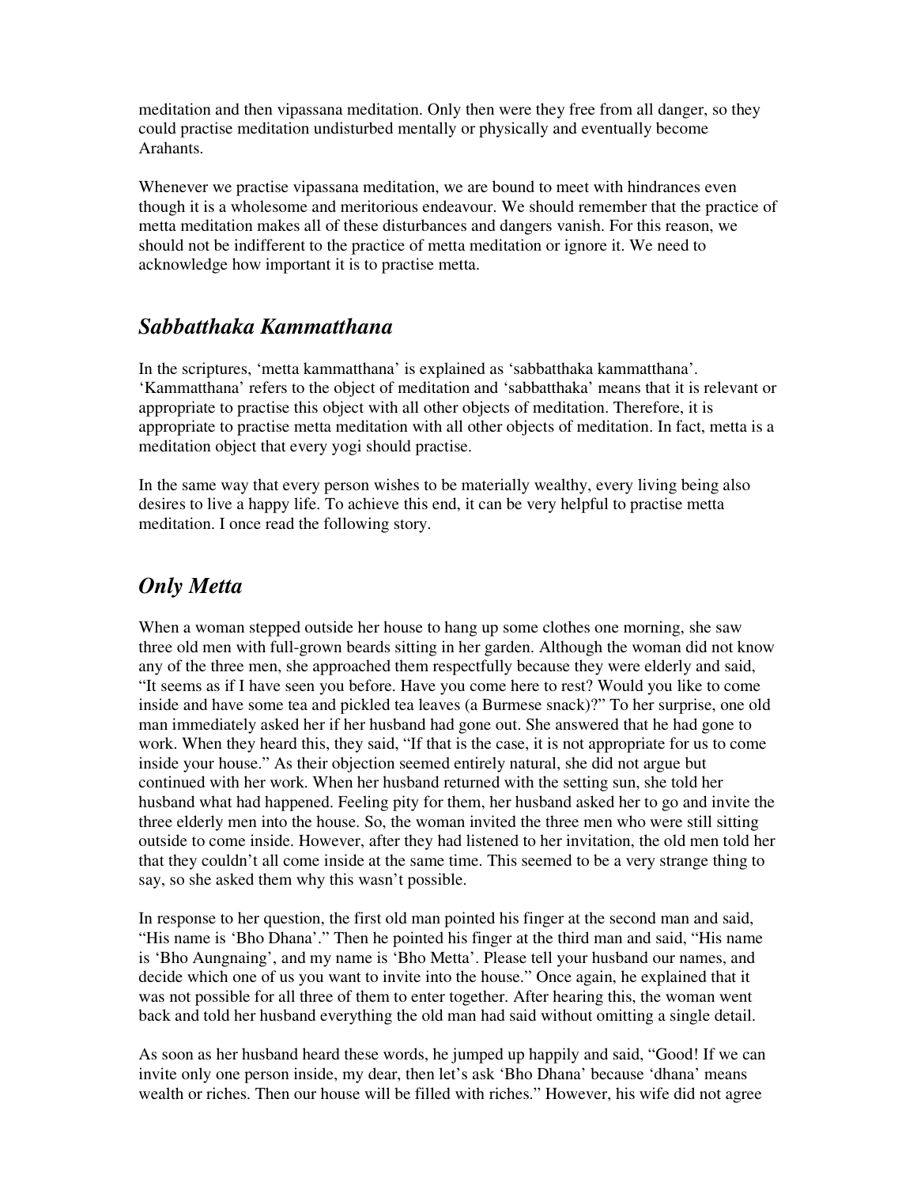meditation and then vipassana meditation. Only then were they free from all danger, so they could practise meditation undisturbed mentally or physically and eventually become Arahants.

Whenever we practise vipassana meditation, we are bound to meet with hindrances even though it is a wholesome and meritorious endeavour. We should remember that the practice of metta meditation makes all of these disturbances and dangers vanish. For this reason, we should not be indifferent to the practice of metta meditation or ignore it. We need to acknowledge how important it is to practise metta.

## *Sabbatthaka Kammatthana*

In the scriptures, 'metta kammatthana' is explained as 'sabbatthaka kammatthana'. 'Kammatthana' refers to the object of meditation and 'sabbatthaka' means that it is relevant or appropriate to practise this object with all other objects of meditation. Therefore, it is appropriate to practise metta meditation with all other objects of meditation. In fact, metta is a meditation object that every yogi should practise.

In the same way that every person wishes to be materially wealthy, every living being also desires to live a happy life. To achieve this end, it can be very helpful to practise metta meditation. I once read the following story.

## *Only Metta*

When a woman stepped outside her house to hang up some clothes one morning, she saw three old men with full-grown beards sitting in her garden. Although the woman did not know any of the three men, she approached them respectfully because they were elderly and said, "It seems as if I have seen you before. Have you come here to rest? Would you like to come inside and have some tea and pickled tea leaves (a Burmese snack)?" To her surprise, one old man immediately asked her if her husband had gone out. She answered that he had gone to work. When they heard this, they said, "If that is the case, it is not appropriate for us to come inside your house." As their objection seemed entirely natural, she did not argue but continued with her work. When her husband returned with the setting sun, she told her husband what had happened. Feeling pity for them, her husband asked her to go and invite the three elderly men into the house. So, the woman invited the three men who were still sitting outside to come inside. However, after they had listened to her invitation, the old men told her that they couldn't all come inside at the same time. This seemed to be a very strange thing to say, so she asked them why this wasn't possible.

In response to her question, the first old man pointed his finger at the second man and said, "His name is 'Bho Dhana'." Then he pointed his finger at the third man and said, "His name is 'Bho Aungnaing', and my name is 'Bho Metta'. Please tell your husband our names, and decide which one of us you want to invite into the house." Once again, he explained that it was not possible for all three of them to enter together. After hearing this, the woman went back and told her husband everything the old man had said without omitting a single detail.

As soon as her husband heard these words, he jumped up happily and said, "Good! If we can invite only one person inside, my dear, then let's ask 'Bho Dhana' because 'dhana' means wealth or riches. Then our house will be filled with riches." However, his wife did not agree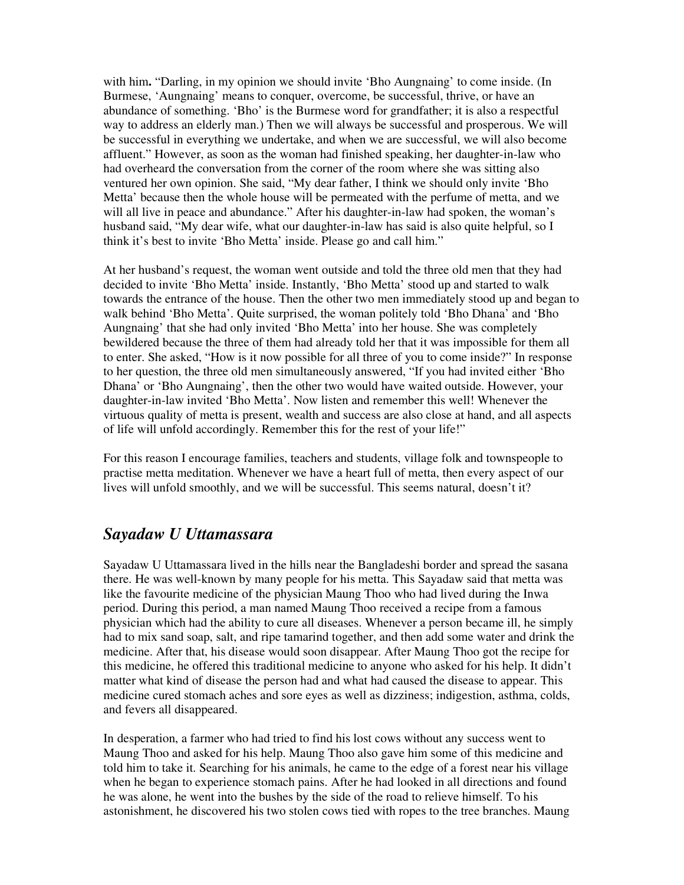with him**.** "Darling, in my opinion we should invite 'Bho Aungnaing' to come inside. (In Burmese, 'Aungnaing' means to conquer, overcome, be successful, thrive, or have an abundance of something. 'Bho' is the Burmese word for grandfather; it is also a respectful way to address an elderly man.) Then we will always be successful and prosperous. We will be successful in everything we undertake, and when we are successful, we will also become affluent." However, as soon as the woman had finished speaking, her daughter-in-law who had overheard the conversation from the corner of the room where she was sitting also ventured her own opinion. She said, "My dear father, I think we should only invite 'Bho Metta' because then the whole house will be permeated with the perfume of metta, and we will all live in peace and abundance." After his daughter-in-law had spoken, the woman's husband said, "My dear wife, what our daughter-in-law has said is also quite helpful, so I think it's best to invite 'Bho Metta' inside. Please go and call him."

At her husband's request, the woman went outside and told the three old men that they had decided to invite 'Bho Metta' inside. Instantly, 'Bho Metta' stood up and started to walk towards the entrance of the house. Then the other two men immediately stood up and began to walk behind 'Bho Metta'. Quite surprised, the woman politely told 'Bho Dhana' and 'Bho Aungnaing' that she had only invited 'Bho Metta' into her house. She was completely bewildered because the three of them had already told her that it was impossible for them all to enter. She asked, "How is it now possible for all three of you to come inside?" In response to her question, the three old men simultaneously answered, "If you had invited either 'Bho Dhana' or 'Bho Aungnaing', then the other two would have waited outside. However, your daughter-in-law invited 'Bho Metta'. Now listen and remember this well! Whenever the virtuous quality of metta is present, wealth and success are also close at hand, and all aspects of life will unfold accordingly. Remember this for the rest of your life!"

For this reason I encourage families, teachers and students, village folk and townspeople to practise metta meditation. Whenever we have a heart full of metta, then every aspect of our lives will unfold smoothly, and we will be successful. This seems natural, doesn't it?

## *Sayadaw U Uttamassara*

Sayadaw U Uttamassara lived in the hills near the Bangladeshi border and spread the sasana there. He was well-known by many people for his metta. This Sayadaw said that metta was like the favourite medicine of the physician Maung Thoo who had lived during the Inwa period. During this period, a man named Maung Thoo received a recipe from a famous physician which had the ability to cure all diseases. Whenever a person became ill, he simply had to mix sand soap, salt, and ripe tamarind together, and then add some water and drink the medicine. After that, his disease would soon disappear. After Maung Thoo got the recipe for this medicine, he offered this traditional medicine to anyone who asked for his help. It didn't matter what kind of disease the person had and what had caused the disease to appear. This medicine cured stomach aches and sore eyes as well as dizziness; indigestion, asthma, colds, and fevers all disappeared.

In desperation, a farmer who had tried to find his lost cows without any success went to Maung Thoo and asked for his help. Maung Thoo also gave him some of this medicine and told him to take it. Searching for his animals, he came to the edge of a forest near his village when he began to experience stomach pains. After he had looked in all directions and found he was alone, he went into the bushes by the side of the road to relieve himself. To his astonishment, he discovered his two stolen cows tied with ropes to the tree branches. Maung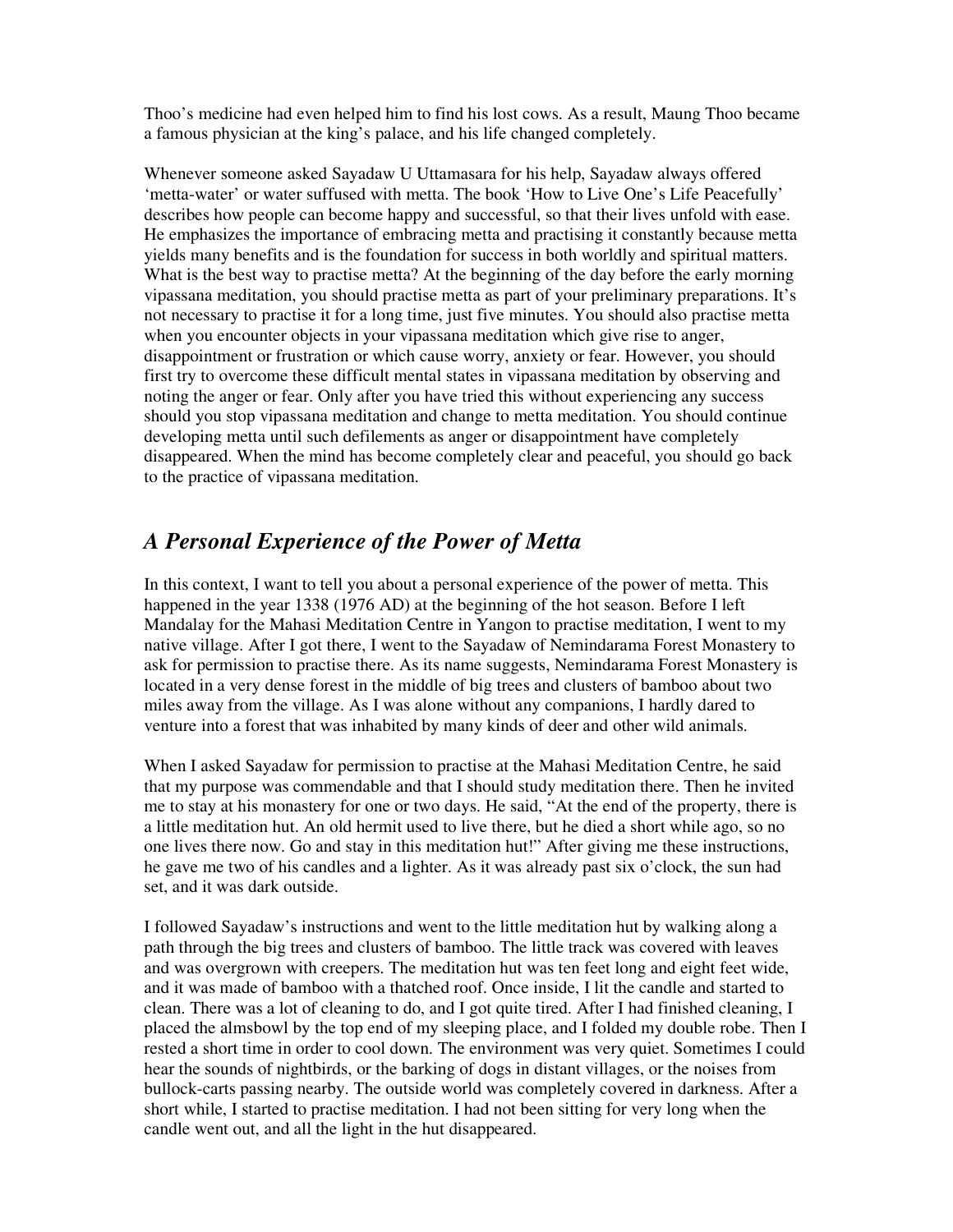Thoo's medicine had even helped him to find his lost cows. As a result, Maung Thoo became a famous physician at the king's palace, and his life changed completely.

Whenever someone asked Sayadaw U Uttamasara for his help, Sayadaw always offered 'metta-water' or water suffused with metta. The book 'How to Live One's Life Peacefully' describes how people can become happy and successful, so that their lives unfold with ease. He emphasizes the importance of embracing metta and practising it constantly because metta yields many benefits and is the foundation for success in both worldly and spiritual matters. What is the best way to practise metta? At the beginning of the day before the early morning vipassana meditation, you should practise metta as part of your preliminary preparations. It's not necessary to practise it for a long time, just five minutes. You should also practise metta when you encounter objects in your vipassana meditation which give rise to anger, disappointment or frustration or which cause worry, anxiety or fear. However, you should first try to overcome these difficult mental states in vipassana meditation by observing and noting the anger or fear. Only after you have tried this without experiencing any success should you stop vipassana meditation and change to metta meditation. You should continue developing metta until such defilements as anger or disappointment have completely disappeared. When the mind has become completely clear and peaceful, you should go back to the practice of vipassana meditation.

## *A Personal Experience of the Power of Metta*

In this context, I want to tell you about a personal experience of the power of metta. This happened in the year 1338 (1976 AD) at the beginning of the hot season. Before I left Mandalay for the Mahasi Meditation Centre in Yangon to practise meditation, I went to my native village. After I got there, I went to the Sayadaw of Nemindarama Forest Monastery to ask for permission to practise there. As its name suggests, Nemindarama Forest Monastery is located in a very dense forest in the middle of big trees and clusters of bamboo about two miles away from the village. As I was alone without any companions, I hardly dared to venture into a forest that was inhabited by many kinds of deer and other wild animals.

When I asked Sayadaw for permission to practise at the Mahasi Meditation Centre, he said that my purpose was commendable and that I should study meditation there. Then he invited me to stay at his monastery for one or two days. He said, "At the end of the property, there is a little meditation hut. An old hermit used to live there, but he died a short while ago, so no one lives there now. Go and stay in this meditation hut!" After giving me these instructions, he gave me two of his candles and a lighter. As it was already past six o'clock, the sun had set, and it was dark outside.

I followed Sayadaw's instructions and went to the little meditation hut by walking along a path through the big trees and clusters of bamboo. The little track was covered with leaves and was overgrown with creepers. The meditation hut was ten feet long and eight feet wide, and it was made of bamboo with a thatched roof. Once inside, I lit the candle and started to clean. There was a lot of cleaning to do, and I got quite tired. After I had finished cleaning, I placed the almsbowl by the top end of my sleeping place, and I folded my double robe. Then I rested a short time in order to cool down. The environment was very quiet. Sometimes I could hear the sounds of nightbirds, or the barking of dogs in distant villages, or the noises from bullock-carts passing nearby. The outside world was completely covered in darkness. After a short while, I started to practise meditation. I had not been sitting for very long when the candle went out, and all the light in the hut disappeared.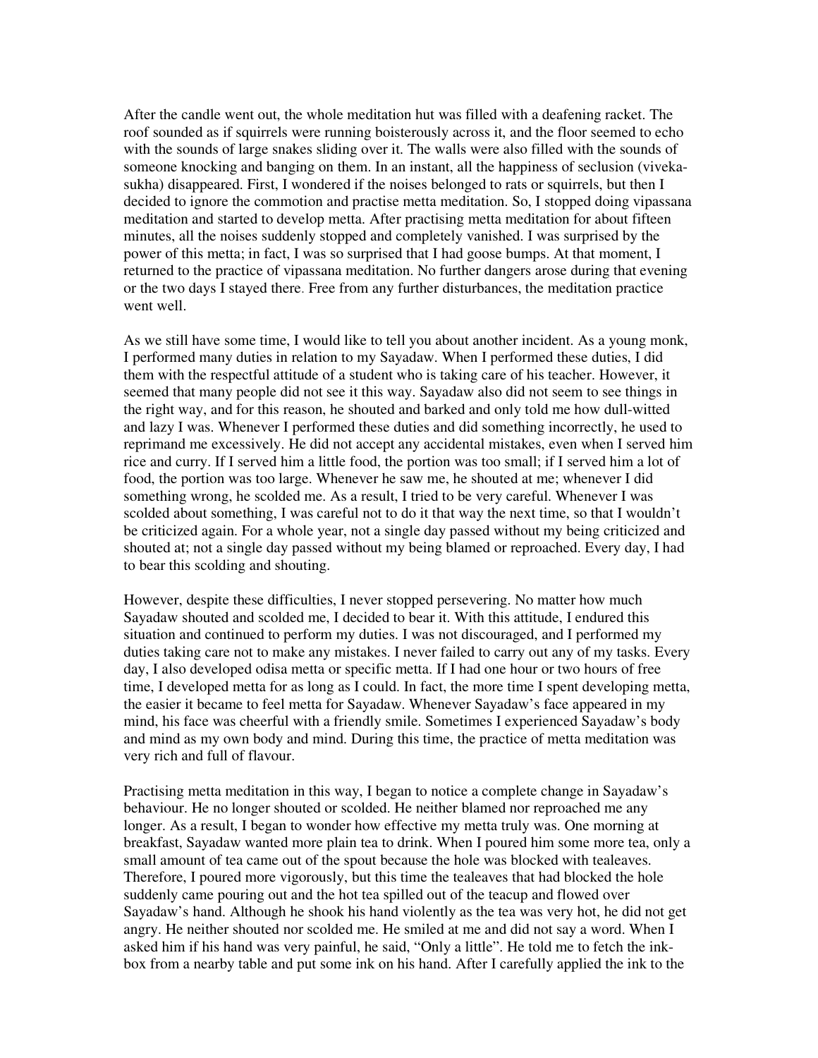After the candle went out, the whole meditation hut was filled with a deafening racket. The roof sounded as if squirrels were running boisterously across it, and the floor seemed to echo with the sounds of large snakes sliding over it. The walls were also filled with the sounds of someone knocking and banging on them. In an instant, all the happiness of seclusion (viveka-sukha) disappeared. First, I wondered if the noises belonged to rats or squirrels, but then I decided to ignore the commotion and practise metta meditation. So, I stopped doing vipassana meditation and started to develop metta. After practising metta meditation for about fifteen minutes, all the noises suddenly stopped and completely vanished. I was surprised by the power of this metta; in fact, I was so surprised that I had goose bumps. At that moment, I returned to the practice of vipassana meditation. No further dangers arose during that evening or the two days I stayed there. Free from any further disturbances, the meditation practice went well.

As we still have some time, I would like to tell you about another incident. As a young monk, I performed many duties in relation to my Sayadaw. When I performed these duties, I did them with the respectful attitude of a student who is taking care of his teacher. However, it seemed that many people did not see it this way. Sayadaw also did not seem to see things in the right way, and for this reason, he shouted and barked and only told me how dull-witted and lazy I was. Whenever I performed these duties and did something incorrectly, he used to reprimand me excessively. He did not accept any accidental mistakes, even when I served him rice and curry. If I served him a little food, the portion was too small; if I served him a lot of food, the portion was too large. Whenever he saw me, he shouted at me; whenever I did something wrong, he scolded me. As a result, I tried to be very careful. Whenever I was scolded about something, I was careful not to do it that way the next time, so that I wouldn't be criticized again. For a whole year, not a single day passed without my being criticized and shouted at; not a single day passed without my being blamed or reproached. Every day, I had to bear this scolding and shouting.

However, despite these difficulties, I never stopped persevering. No matter how much Sayadaw shouted and scolded me, I decided to bear it. With this attitude, I endured this situation and continued to perform my duties. I was not discouraged, and I performed my duties taking care not to make any mistakes. I never failed to carry out any of my tasks. Every day, I also developed odisa metta or specific metta. If I had one hour or two hours of free time, I developed metta for as long as I could. In fact, the more time I spent developing metta, the easier it became to feel metta for Sayadaw. Whenever Sayadaw's face appeared in my mind, his face was cheerful with a friendly smile. Sometimes I experienced Sayadaw's body and mind as my own body and mind. During this time, the practice of metta meditation was very rich and full of flavour.

Practising metta meditation in this way, I began to notice a complete change in Sayadaw's behaviour. He no longer shouted or scolded. He neither blamed nor reproached me any longer. As a result, I began to wonder how effective my metta truly was. One morning at breakfast, Sayadaw wanted more plain tea to drink. When I poured him some more tea, only a small amount of tea came out of the spout because the hole was blocked with tealeaves. Therefore, I poured more vigorously, but this time the tealeaves that had blocked the hole suddenly came pouring out and the hot tea spilled out of the teacup and flowed over Sayadaw's hand. Although he shook his hand violently as the tea was very hot, he did not get angry. He neither shouted nor scolded me. He smiled at me and did not say a word. When I asked him if his hand was very painful, he said, "Only a little". He told me to fetch the ink-box from a nearby table and put some ink on his hand. After I carefully applied the ink to the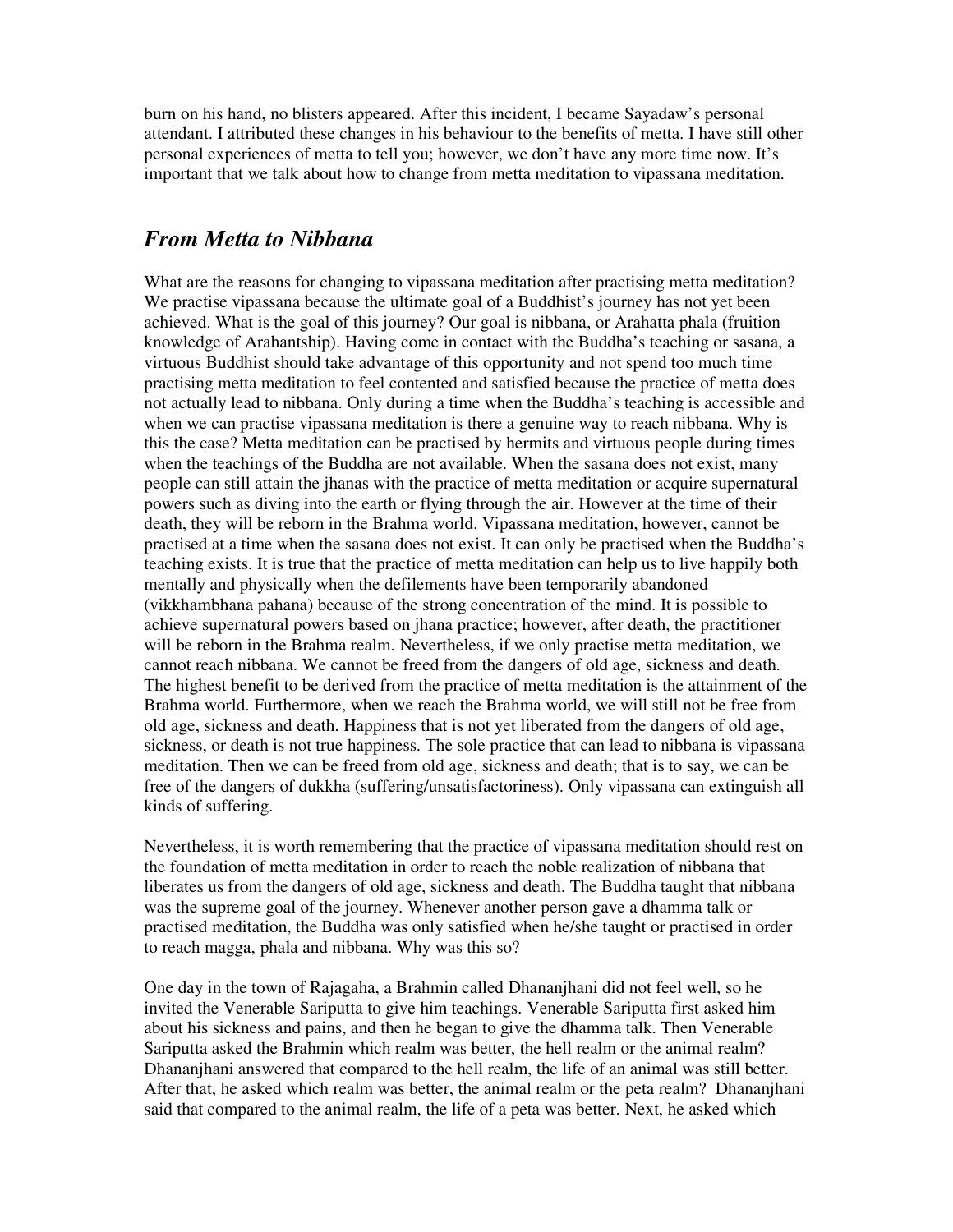burn on his hand, no blisters appeared. After this incident, I became Sayadaw's personal attendant. I attributed these changes in his behaviour to the benefits of metta. I have still other personal experiences of metta to tell you; however, we don't have any more time now. It's important that we talk about how to change from metta meditation to vipassana meditation.

## *From Metta to Nibbana*

What are the reasons for changing to vipassana meditation after practising metta meditation? We practise vipassana because the ultimate goal of a Buddhist's journey has not yet been achieved. What is the goal of this journey? Our goal is nibbana, or Arahatta phala (fruition knowledge of Arahantship). Having come in contact with the Buddha's teaching or sasana, a virtuous Buddhist should take advantage of this opportunity and not spend too much time practising metta meditation to feel contented and satisfied because the practice of metta does not actually lead to nibbana. Only during a time when the Buddha's teaching is accessible and when we can practise vipassana meditation is there a genuine way to reach nibbana. Why is this the case? Metta meditation can be practised by hermits and virtuous people during times when the teachings of the Buddha are not available. When the sasana does not exist, many people can still attain the jhanas with the practice of metta meditation or acquire supernatural powers such as diving into the earth or flying through the air. However at the time of their death, they will be reborn in the Brahma world. Vipassana meditation, however, cannot be practised at a time when the sasana does not exist. It can only be practised when the Buddha's teaching exists. It is true that the practice of metta meditation can help us to live happily both mentally and physically when the defilements have been temporarily abandoned (vikkhambhana pahana) because of the strong concentration of the mind. It is possible to achieve supernatural powers based on jhana practice; however, after death, the practitioner will be reborn in the Brahma realm. Nevertheless, if we only practise metta meditation, we cannot reach nibbana. We cannot be freed from the dangers of old age, sickness and death. The highest benefit to be derived from the practice of metta meditation is the attainment of the Brahma world. Furthermore, when we reach the Brahma world, we will still not be free from old age, sickness and death. Happiness that is not yet liberated from the dangers of old age, sickness, or death is not true happiness. The sole practice that can lead to nibbana is vipassana meditation. Then we can be freed from old age, sickness and death; that is to say, we can be free of the dangers of dukkha (suffering/unsatisfactoriness). Only vipassana can extinguish all kinds of suffering.

Nevertheless, it is worth remembering that the practice of vipassana meditation should rest on the foundation of metta meditation in order to reach the noble realization of nibbana that liberates us from the dangers of old age, sickness and death. The Buddha taught that nibbana was the supreme goal of the journey. Whenever another person gave a dhamma talk or practised meditation, the Buddha was only satisfied when he/she taught or practised in order to reach magga, phala and nibbana. Why was this so?

One day in the town of Rajagaha, a Brahmin called Dhananjhani did not feel well, so he invited the Venerable Sariputta to give him teachings. Venerable Sariputta first asked him about his sickness and pains, and then he began to give the dhamma talk. Then Venerable Sariputta asked the Brahmin which realm was better, the hell realm or the animal realm? Dhananjhani answered that compared to the hell realm, the life of an animal was still better. After that, he asked which realm was better, the animal realm or the peta realm? Dhananjhani said that compared to the animal realm, the life of a peta was better. Next, he asked which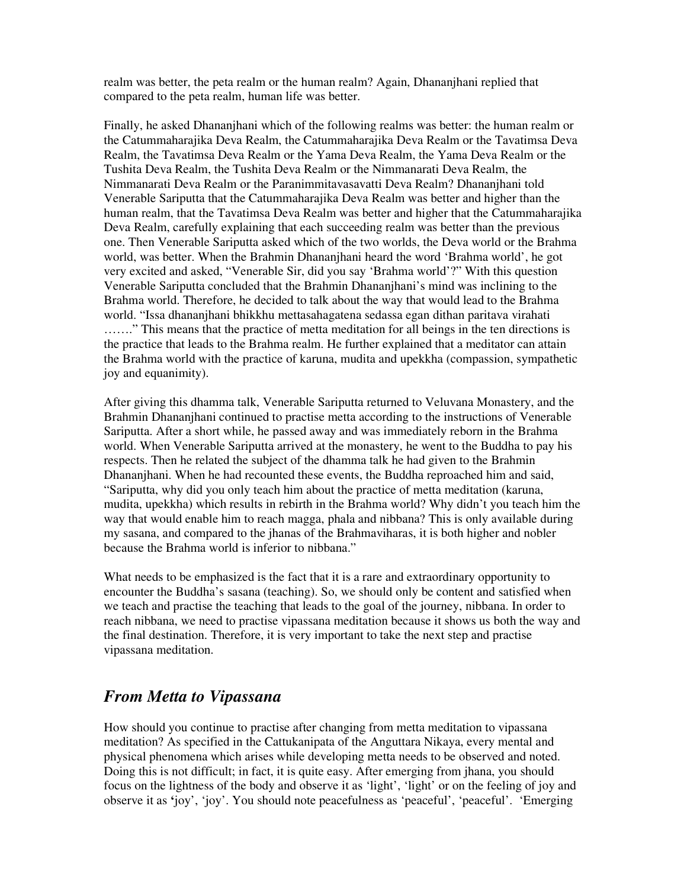realm was better, the peta realm or the human realm? Again, Dhananjhani replied that compared to the peta realm, human life was better.

Finally, he asked Dhananjhani which of the following realms was better: the human realm or the Catummaharajika Deva Realm, the Catummaharajika Deva Realm or the Tavatimsa Deva Realm, the Tavatimsa Deva Realm or the Yama Deva Realm, the Yama Deva Realm or the Tushita Deva Realm, the Tushita Deva Realm or the Nimmanarati Deva Realm, the Nimmanarati Deva Realm or the Paranimmitavasavatti Deva Realm? Dhananjhani told Venerable Sariputta that the Catummaharajika Deva Realm was better and higher than the human realm, that the Tavatimsa Deva Realm was better and higher that the Catummaharajika Deva Realm, carefully explaining that each succeeding realm was better than the previous one. Then Venerable Sariputta asked which of the two worlds, the Deva world or the Brahma world, was better. When the Brahmin Dhananjhani heard the word 'Brahma world', he got very excited and asked, "Venerable Sir, did you say 'Brahma world'?" With this question Venerable Sariputta concluded that the Brahmin Dhananjhani's mind was inclining to the Brahma world. Therefore, he decided to talk about the way that would lead to the Brahma world. "Issa dhananjhani bhikkhu mettasahagatena sedassa egan dithan paritava virahati ……." This means that the practice of metta meditation for all beings in the ten directions is the practice that leads to the Brahma realm. He further explained that a meditator can attain the Brahma world with the practice of karuna, mudita and upekkha (compassion, sympathetic joy and equanimity).

After giving this dhamma talk, Venerable Sariputta returned to Veluvana Monastery, and the Brahmin Dhananjhani continued to practise metta according to the instructions of Venerable Sariputta. After a short while, he passed away and was immediately reborn in the Brahma world. When Venerable Sariputta arrived at the monastery, he went to the Buddha to pay his respects. Then he related the subject of the dhamma talk he had given to the Brahmin Dhananjhani. When he had recounted these events, the Buddha reproached him and said, "Sariputta, why did you only teach him about the practice of metta meditation (karuna, mudita, upekkha) which results in rebirth in the Brahma world? Why didn't you teach him the way that would enable him to reach magga, phala and nibbana? This is only available during my sasana, and compared to the jhanas of the Brahmaviharas, it is both higher and nobler because the Brahma world is inferior to nibbana."

What needs to be emphasized is the fact that it is a rare and extraordinary opportunity to encounter the Buddha's sasana (teaching). So, we should only be content and satisfied when we teach and practise the teaching that leads to the goal of the journey, nibbana. In order to reach nibbana, we need to practise vipassana meditation because it shows us both the way and the final destination. Therefore, it is very important to take the next step and practise vipassana meditation.

## *From Metta to Vipassana*

How should you continue to practise after changing from metta meditation to vipassana meditation? As specified in the Cattukanipata of the Anguttara Nikaya, every mental and physical phenomena which arises while developing metta needs to be observed and noted. Doing this is not difficult; in fact, it is quite easy. After emerging from jhana, you should focus on the lightness of the body and observe it as 'light', 'light' or on the feeling of joy and observe it as 'joy', 'joy'. You should note peacefulness as 'peaceful', 'peaceful'. 'Emerging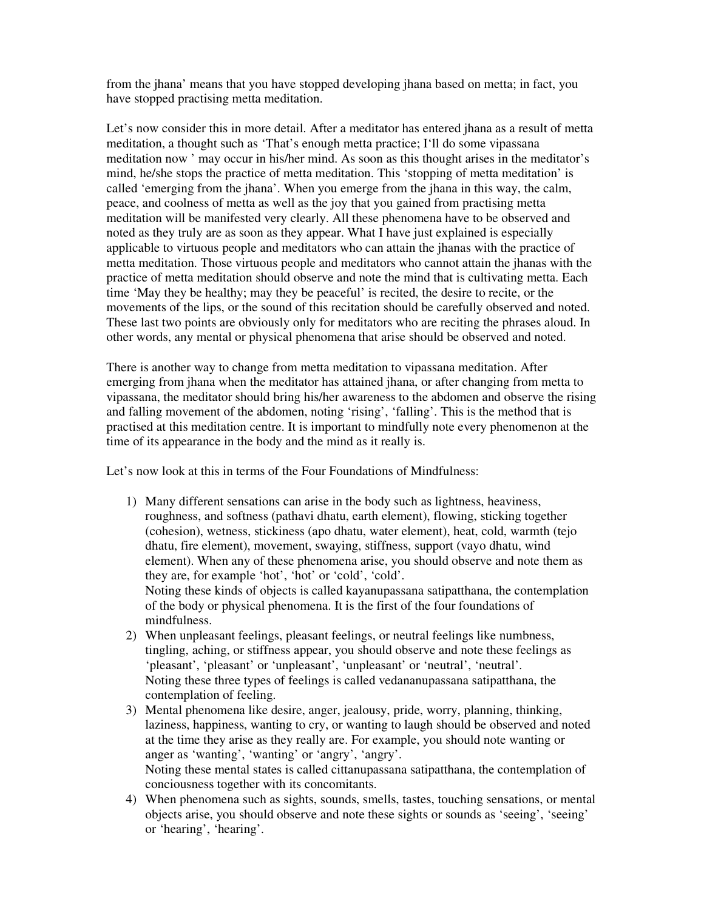from the jhana' means that you have stopped developing jhana based on metta; in fact, you have stopped practising metta meditation.

Let's now consider this in more detail. After a meditator has entered jhana as a result of metta meditation, a thought such as 'That's enough metta practice; I'll do some vipassana meditation now ' may occur in his/her mind. As soon as this thought arises in the meditator's mind, he/she stops the practice of metta meditation. This 'stopping of metta meditation' is called 'emerging from the jhana'. When you emerge from the jhana in this way, the calm, peace, and coolness of metta as well as the joy that you gained from practising metta meditation will be manifested very clearly. All these phenomena have to be observed and noted as they truly are as soon as they appear. What I have just explained is especially applicable to virtuous people and meditators who can attain the jhanas with the practice of metta meditation. Those virtuous people and meditators who cannot attain the jhanas with the practice of metta meditation should observe and note the mind that is cultivating metta. Each time 'May they be healthy; may they be peaceful' is recited, the desire to recite, or the movements of the lips, or the sound of this recitation should be carefully observed and noted. These last two points are obviously only for meditators who are reciting the phrases aloud. In other words, any mental or physical phenomena that arise should be observed and noted.

There is another way to change from metta meditation to vipassana meditation. After emerging from jhana when the meditator has attained jhana, or after changing from metta to vipassana, the meditator should bring his/her awareness to the abdomen and observe the rising and falling movement of the abdomen, noting 'rising', 'falling'. This is the method that is practised at this meditation centre. It is important to mindfully note every phenomenon at the time of its appearance in the body and the mind as it really is.

Let's now look at this in terms of the Four Foundations of Mindfulness:

1) Many different sensations can arise in the body such as lightness, heaviness, roughness, and softness (pathavi dhatu, earth element), flowing, sticking together (cohesion), wetness, stickiness (apo dhatu, water element), heat, cold, warmth (tejo dhatu, fire element), movement, swaying, stiffness, support (vayo dhatu, wind element). When any of these phenomena arise, you should observe and note them as they are, for example 'hot', 'hot' or 'cold', 'cold'.
   Noting these kinds of objects is called kayanupassana satipatthana, the contemplation of the body or physical phenomena. It is the first of the four foundations of mindfulness.
2) When unpleasant feelings, pleasant feelings, or neutral feelings like numbness, tingling, aching, or stiffness appear, you should observe and note these feelings as 'pleasant', 'pleasant' or 'unpleasant', 'unpleasant' or 'neutral', 'neutral'.
   Noting these three types of feelings is called vedananupassana satipatthana, the contemplation of feeling.
3) Mental phenomena like desire, anger, jealousy, pride, worry, planning, thinking, laziness, happiness, wanting to cry, or wanting to laugh should be observed and noted at the time they arise as they really are. For example, you should note wanting or anger as 'wanting', 'wanting' or 'angry', 'angry'.
   Noting these mental states is called cittanupassana satipatthana, the contemplation of conciousness together with its concomitants.
4) When phenomena such as sights, sounds, smells, tastes, touching sensations, or mental objects arise, you should observe and note these sights or sounds as 'seeing', 'seeing' or 'hearing', 'hearing'.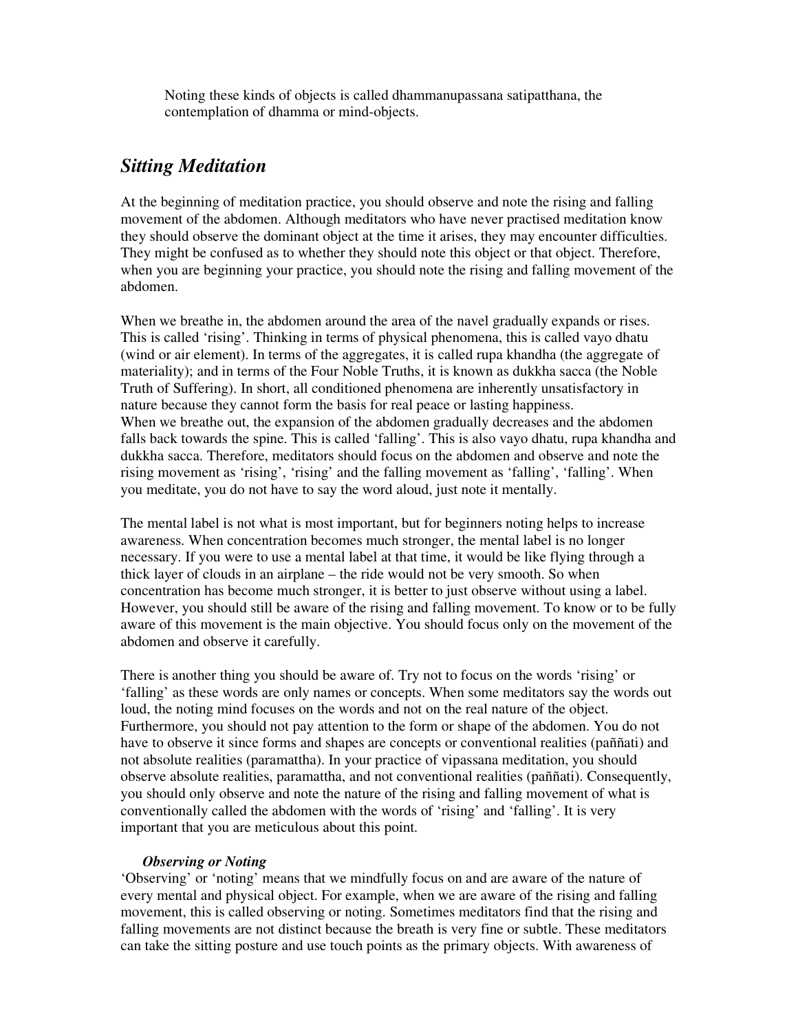Noting these kinds of objects is called dhammanupassana satipatthana, the contemplation of dhamma or mind-objects.

## *Sitting Meditation*

At the beginning of meditation practice, you should observe and note the rising and falling movement of the abdomen. Although meditators who have never practised meditation know they should observe the dominant object at the time it arises, they may encounter difficulties. They might be confused as to whether they should note this object or that object. Therefore, when you are beginning your practice, you should note the rising and falling movement of the abdomen.

When we breathe in, the abdomen around the area of the navel gradually expands or rises. This is called 'rising'. Thinking in terms of physical phenomena, this is called vayo dhatu (wind or air element). In terms of the aggregates, it is called rupa khandha (the aggregate of materiality); and in terms of the Four Noble Truths, it is known as dukkha sacca (the Noble Truth of Suffering). In short, all conditioned phenomena are inherently unsatisfactory in nature because they cannot form the basis for real peace or lasting happiness.
When we breathe out, the expansion of the abdomen gradually decreases and the abdomen falls back towards the spine. This is called 'falling'. This is also vayo dhatu, rupa khandha and dukkha sacca. Therefore, meditators should focus on the abdomen and observe and note the rising movement as 'rising', 'rising' and the falling movement as 'falling', 'falling'. When you meditate, you do not have to say the word aloud, just note it mentally.

The mental label is not what is most important, but for beginners noting helps to increase awareness. When concentration becomes much stronger, the mental label is no longer necessary. If you were to use a mental label at that time, it would be like flying through a thick layer of clouds in an airplane – the ride would not be very smooth. So when concentration has become much stronger, it is better to just observe without using a label. However, you should still be aware of the rising and falling movement. To know or to be fully aware of this movement is the main objective. You should focus only on the movement of the abdomen and observe it carefully.

There is another thing you should be aware of. Try not to focus on the words 'rising' or 'falling' as these words are only names or concepts. When some meditators say the words out loud, the noting mind focuses on the words and not on the real nature of the object. Furthermore, you should not pay attention to the form or shape of the abdomen. You do not have to observe it since forms and shapes are concepts or conventional realities (paññati) and not absolute realities (paramattha). In your practice of vipassana meditation, you should observe absolute realities, paramattha, and not conventional realities (paññati). Consequently, you should only observe and note the nature of the rising and falling movement of what is conventionally called the abdomen with the words of 'rising' and 'falling'. It is very important that you are meticulous about this point.

### *Observing or Noting*

'Observing' or 'noting' means that we mindfully focus on and are aware of the nature of every mental and physical object. For example, when we are aware of the rising and falling movement, this is called observing or noting. Sometimes meditators find that the rising and falling movements are not distinct because the breath is very fine or subtle. These meditators can take the sitting posture and use touch points as the primary objects. With awareness of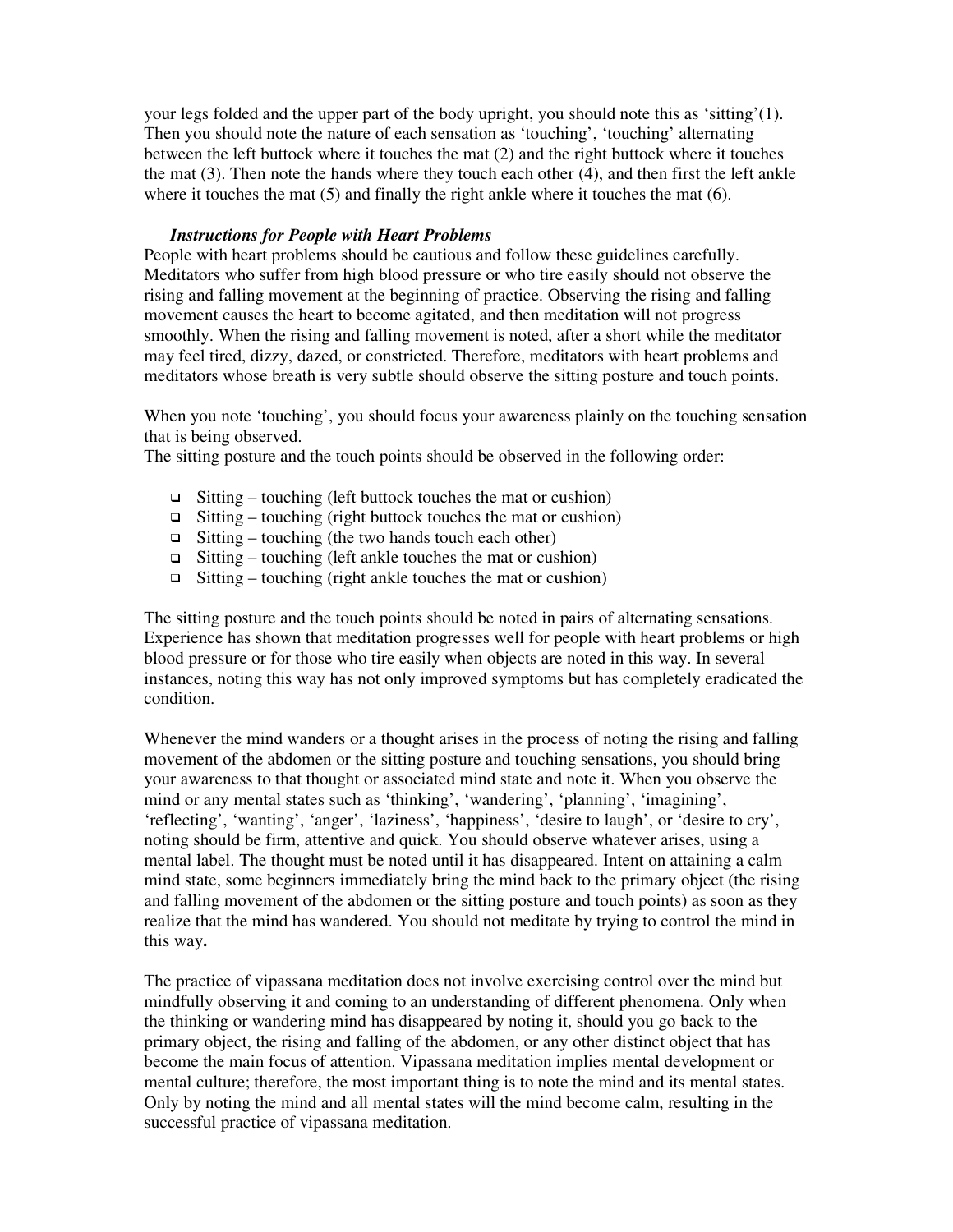your legs folded and the upper part of the body upright, you should note this as 'sitting'(1). Then you should note the nature of each sensation as 'touching', 'touching' alternating between the left buttock where it touches the mat (2) and the right buttock where it touches the mat (3). Then note the hands where they touch each other (4), and then first the left ankle where it touches the mat (5) and finally the right ankle where it touches the mat (6).

### *Instructions for People with Heart Problems*

People with heart problems should be cautious and follow these guidelines carefully. Meditators who suffer from high blood pressure or who tire easily should not observe the rising and falling movement at the beginning of practice. Observing the rising and falling movement causes the heart to become agitated, and then meditation will not progress smoothly. When the rising and falling movement is noted, after a short while the meditator may feel tired, dizzy, dazed, or constricted. Therefore, meditators with heart problems and meditators whose breath is very subtle should observe the sitting posture and touch points.

When you note 'touching', you should focus your awareness plainly on the touching sensation that is being observed.

The sitting posture and the touch points should be observed in the following order:

- Sitting – touching (left buttock touches the mat or cushion)
- Sitting – touching (right buttock touches the mat or cushion)
- Sitting – touching (the two hands touch each other)
- Sitting – touching (left ankle touches the mat or cushion)
- Sitting – touching (right ankle touches the mat or cushion)

The sitting posture and the touch points should be noted in pairs of alternating sensations. Experience has shown that meditation progresses well for people with heart problems or high blood pressure or for those who tire easily when objects are noted in this way. In several instances, noting this way has not only improved symptoms but has completely eradicated the condition.

Whenever the mind wanders or a thought arises in the process of noting the rising and falling movement of the abdomen or the sitting posture and touching sensations, you should bring your awareness to that thought or associated mind state and note it. When you observe the mind or any mental states such as 'thinking', 'wandering', 'planning', 'imagining', 'reflecting', 'wanting', 'anger', 'laziness', 'happiness', 'desire to laugh', or 'desire to cry', noting should be firm, attentive and quick. You should observe whatever arises, using a mental label. The thought must be noted until it has disappeared. Intent on attaining a calm mind state, some beginners immediately bring the mind back to the primary object (the rising and falling movement of the abdomen or the sitting posture and touch points) as soon as they realize that the mind has wandered. You should not meditate by trying to control the mind in this way**.**

The practice of vipassana meditation does not involve exercising control over the mind but mindfully observing it and coming to an understanding of different phenomena. Only when the thinking or wandering mind has disappeared by noting it, should you go back to the primary object, the rising and falling of the abdomen, or any other distinct object that has become the main focus of attention. Vipassana meditation implies mental development or mental culture; therefore, the most important thing is to note the mind and its mental states. Only by noting the mind and all mental states will the mind become calm, resulting in the successful practice of vipassana meditation.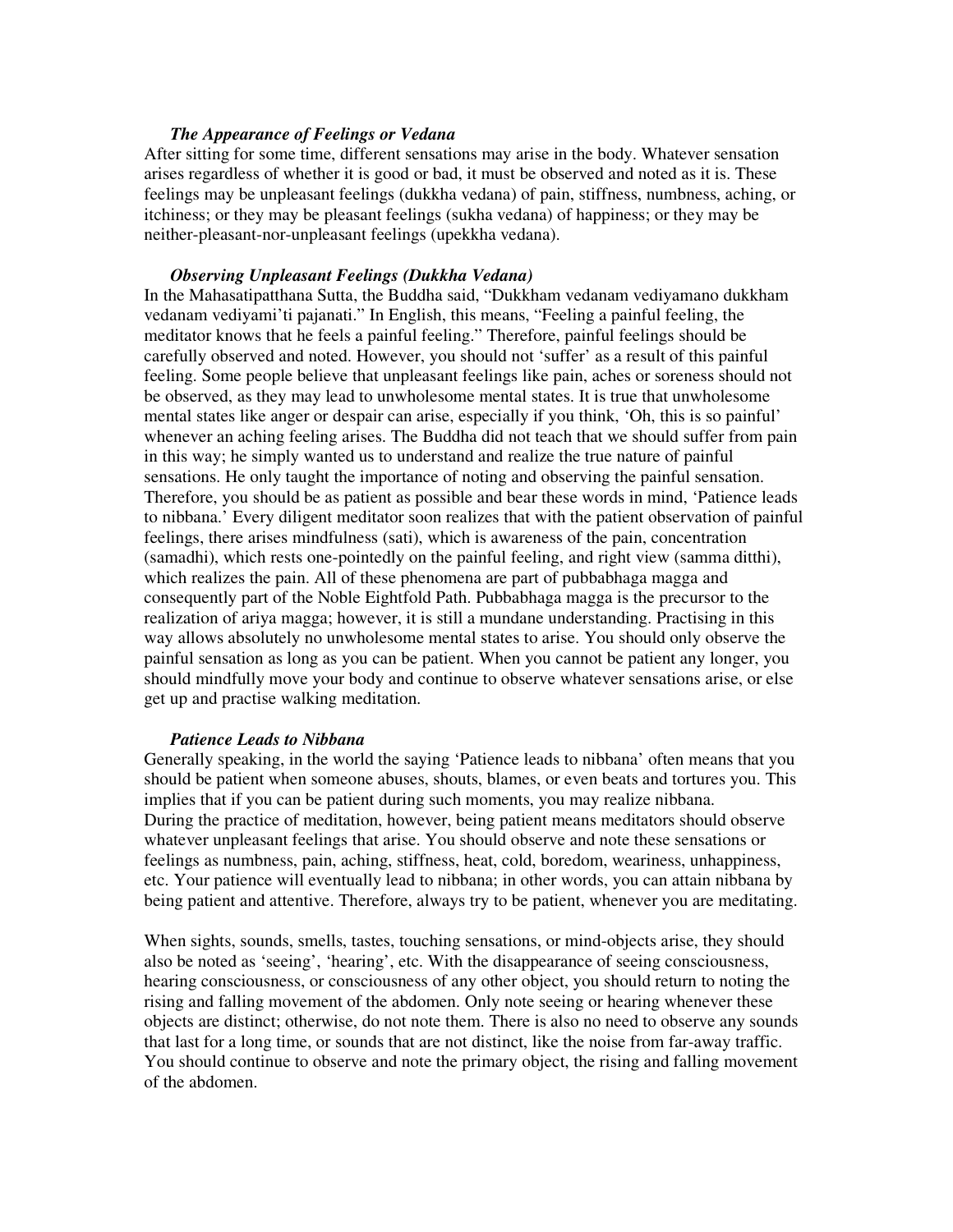### *The Appearance of Feelings or Vedana*

After sitting for some time, different sensations may arise in the body. Whatever sensation arises regardless of whether it is good or bad, it must be observed and noted as it is. These feelings may be unpleasant feelings (dukkha vedana) of pain, stiffness, numbness, aching, or itchiness; or they may be pleasant feelings (sukha vedana) of happiness; or they may be neither-pleasant-nor-unpleasant feelings (upekkha vedana).

### *Observing Unpleasant Feelings (Dukkha Vedana)*

In the Mahasatipatthana Sutta, the Buddha said, "Dukkham vedanam vediyamano dukkham vedanam vediyami'ti pajanati." In English, this means, "Feeling a painful feeling, the meditator knows that he feels a painful feeling." Therefore, painful feelings should be carefully observed and noted. However, you should not 'suffer' as a result of this painful feeling. Some people believe that unpleasant feelings like pain, aches or soreness should not be observed, as they may lead to unwholesome mental states. It is true that unwholesome mental states like anger or despair can arise, especially if you think, 'Oh, this is so painful' whenever an aching feeling arises. The Buddha did not teach that we should suffer from pain in this way; he simply wanted us to understand and realize the true nature of painful sensations. He only taught the importance of noting and observing the painful sensation. Therefore, you should be as patient as possible and bear these words in mind, 'Patience leads to nibbana.' Every diligent meditator soon realizes that with the patient observation of painful feelings, there arises mindfulness (sati), which is awareness of the pain, concentration (samadhi), which rests one-pointedly on the painful feeling, and right view (samma ditthi), which realizes the pain. All of these phenomena are part of pubbabhaga magga and consequently part of the Noble Eightfold Path. Pubbabhaga magga is the precursor to the realization of ariya magga; however, it is still a mundane understanding. Practising in this way allows absolutely no unwholesome mental states to arise. You should only observe the painful sensation as long as you can be patient. When you cannot be patient any longer, you should mindfully move your body and continue to observe whatever sensations arise, or else get up and practise walking meditation.

### *Patience Leads to Nibbana*

Generally speaking, in the world the saying 'Patience leads to nibbana' often means that you should be patient when someone abuses, shouts, blames, or even beats and tortures you. This implies that if you can be patient during such moments, you may realize nibbana.
During the practice of meditation, however, being patient means meditators should observe whatever unpleasant feelings that arise. You should observe and note these sensations or feelings as numbness, pain, aching, stiffness, heat, cold, boredom, weariness, unhappiness, etc. Your patience will eventually lead to nibbana; in other words, you can attain nibbana by being patient and attentive. Therefore, always try to be patient, whenever you are meditating.

When sights, sounds, smells, tastes, touching sensations, or mind-objects arise, they should also be noted as 'seeing', 'hearing', etc. With the disappearance of seeing consciousness, hearing consciousness, or consciousness of any other object, you should return to noting the rising and falling movement of the abdomen. Only note seeing or hearing whenever these objects are distinct; otherwise, do not note them. There is also no need to observe any sounds that last for a long time, or sounds that are not distinct, like the noise from far-away traffic. You should continue to observe and note the primary object, the rising and falling movement of the abdomen.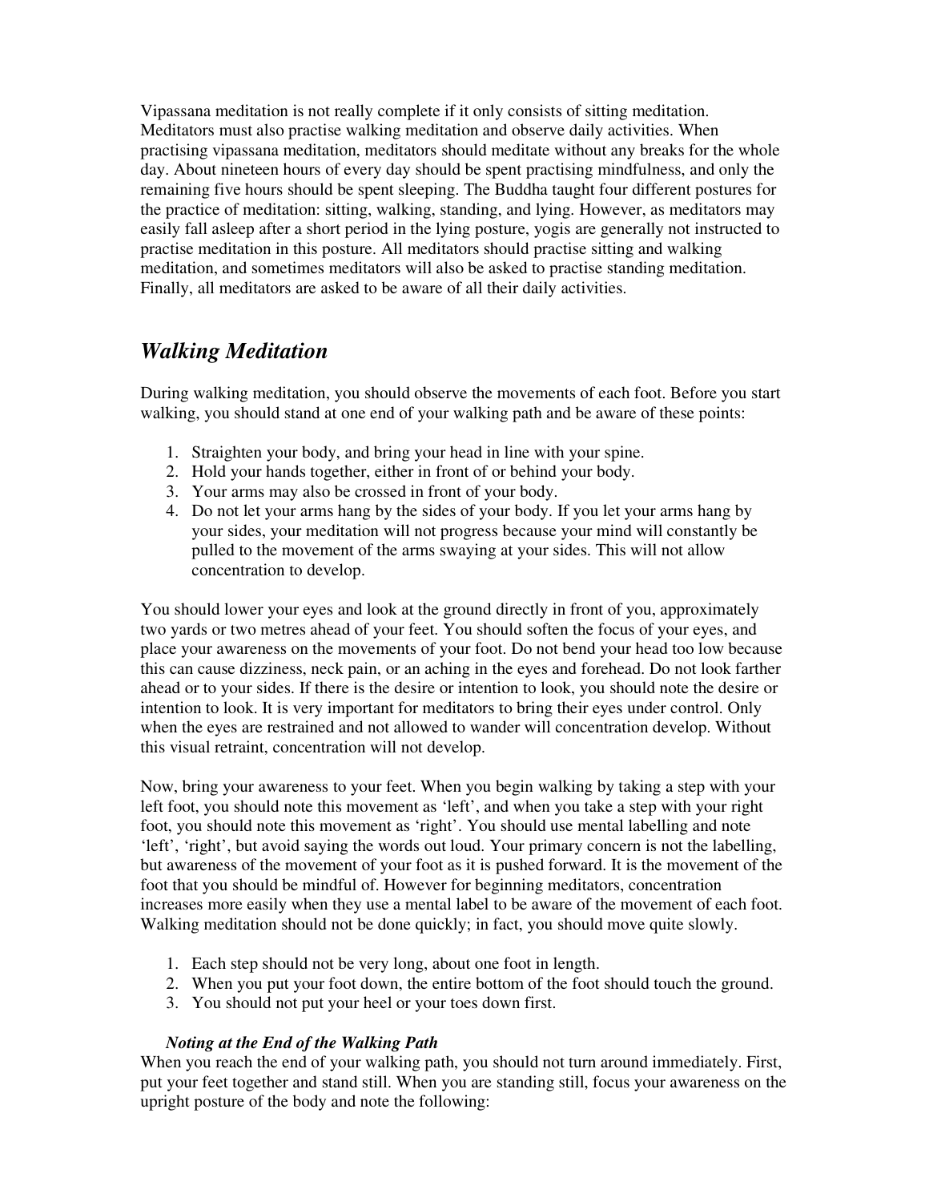Vipassana meditation is not really complete if it only consists of sitting meditation. Meditators must also practise walking meditation and observe daily activities. When practising vipassana meditation, meditators should meditate without any breaks for the whole day. About nineteen hours of every day should be spent practising mindfulness, and only the remaining five hours should be spent sleeping. The Buddha taught four different postures for the practice of meditation: sitting, walking, standing, and lying. However, as meditators may easily fall asleep after a short period in the lying posture, yogis are generally not instructed to practise meditation in this posture. All meditators should practise sitting and walking meditation, and sometimes meditators will also be asked to practise standing meditation. Finally, all meditators are asked to be aware of all their daily activities.

## *Walking Meditation*

During walking meditation, you should observe the movements of each foot. Before you start walking, you should stand at one end of your walking path and be aware of these points:

1. Straighten your body, and bring your head in line with your spine.
2. Hold your hands together, either in front of or behind your body.
3. Your arms may also be crossed in front of your body.
4. Do not let your arms hang by the sides of your body. If you let your arms hang by your sides, your meditation will not progress because your mind will constantly be pulled to the movement of the arms swaying at your sides. This will not allow concentration to develop.

You should lower your eyes and look at the ground directly in front of you, approximately two yards or two metres ahead of your feet. You should soften the focus of your eyes, and place your awareness on the movements of your foot. Do not bend your head too low because this can cause dizziness, neck pain, or an aching in the eyes and forehead. Do not look farther ahead or to your sides. If there is the desire or intention to look, you should note the desire or intention to look. It is very important for meditators to bring their eyes under control. Only when the eyes are restrained and not allowed to wander will concentration develop. Without this visual retraint, concentration will not develop.

Now, bring your awareness to your feet. When you begin walking by taking a step with your left foot, you should note this movement as 'left', and when you take a step with your right foot, you should note this movement as 'right'. You should use mental labelling and note 'left', 'right', but avoid saying the words out loud. Your primary concern is not the labelling, but awareness of the movement of your foot as it is pushed forward. It is the movement of the foot that you should be mindful of. However for beginning meditators, concentration increases more easily when they use a mental label to be aware of the movement of each foot. Walking meditation should not be done quickly; in fact, you should move quite slowly.

1. Each step should not be very long, about one foot in length.
2. When you put your foot down, the entire bottom of the foot should touch the ground.
3. You should not put your heel or your toes down first.

### ***Noting at the End of the Walking Path***

When you reach the end of your walking path, you should not turn around immediately. First, put your feet together and stand still. When you are standing still, focus your awareness on the upright posture of the body and note the following: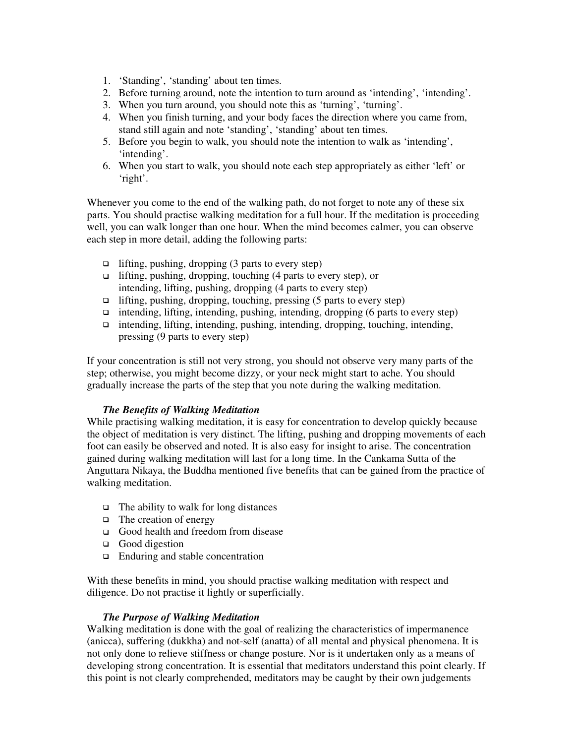1. ‘Standing’, ‘standing’ about ten times.
2. Before turning around, note the intention to turn around as ‘intending’, ‘intending’.
3. When you turn around, you should note this as ‘turning’, ‘turning’.
4. When you finish turning, and your body faces the direction where you came from, stand still again and note ‘standing’, ‘standing’ about ten times.
5. Before you begin to walk, you should note the intention to walk as ‘intending’, ‘intending’.
6. When you start to walk, you should note each step appropriately as either ‘left’ or ‘right’.

Whenever you come to the end of the walking path, do not forget to note any of these six parts. You should practise walking meditation for a full hour. If the meditation is proceeding well, you can walk longer than one hour. When the mind becomes calmer, you can observe each step in more detail, adding the following parts:

- lifting, pushing, dropping (3 parts to every step)
- lifting, pushing, dropping, touching (4 parts to every step), or
  intending, lifting, pushing, dropping (4 parts to every step)
- lifting, pushing, dropping, touching, pressing (5 parts to every step)
- intending, lifting, intending, pushing, intending, dropping (6 parts to every step)
- intending, lifting, intending, pushing, intending, dropping, touching, intending, pressing (9 parts to every step)

If your concentration is still not very strong, you should not observe very many parts of the step; otherwise, you might become dizzy, or your neck might start to ache. You should gradually increase the parts of the step that you note during the walking meditation.

***The Benefits of Walking Meditation***

While practising walking meditation, it is easy for concentration to develop quickly because the object of meditation is very distinct. The lifting, pushing and dropping movements of each foot can easily be observed and noted. It is also easy for insight to arise. The concentration gained during walking meditation will last for a long time. In the Cankama Sutta of the Anguttara Nikaya, the Buddha mentioned five benefits that can be gained from the practice of walking meditation.

- The ability to walk for long distances
- The creation of energy
- Good health and freedom from disease
- Good digestion
- Enduring and stable concentration

With these benefits in mind, you should practise walking meditation with respect and diligence. Do not practise it lightly or superficially.

***The Purpose of Walking Meditation***

Walking meditation is done with the goal of realizing the characteristics of impermanence (anicca), suffering (dukkha) and not-self (anatta) of all mental and physical phenomena. It is not only done to relieve stiffness or change posture. Nor is it undertaken only as a means of developing strong concentration. It is essential that meditators understand this point clearly. If this point is not clearly comprehended, meditators may be caught by their own judgements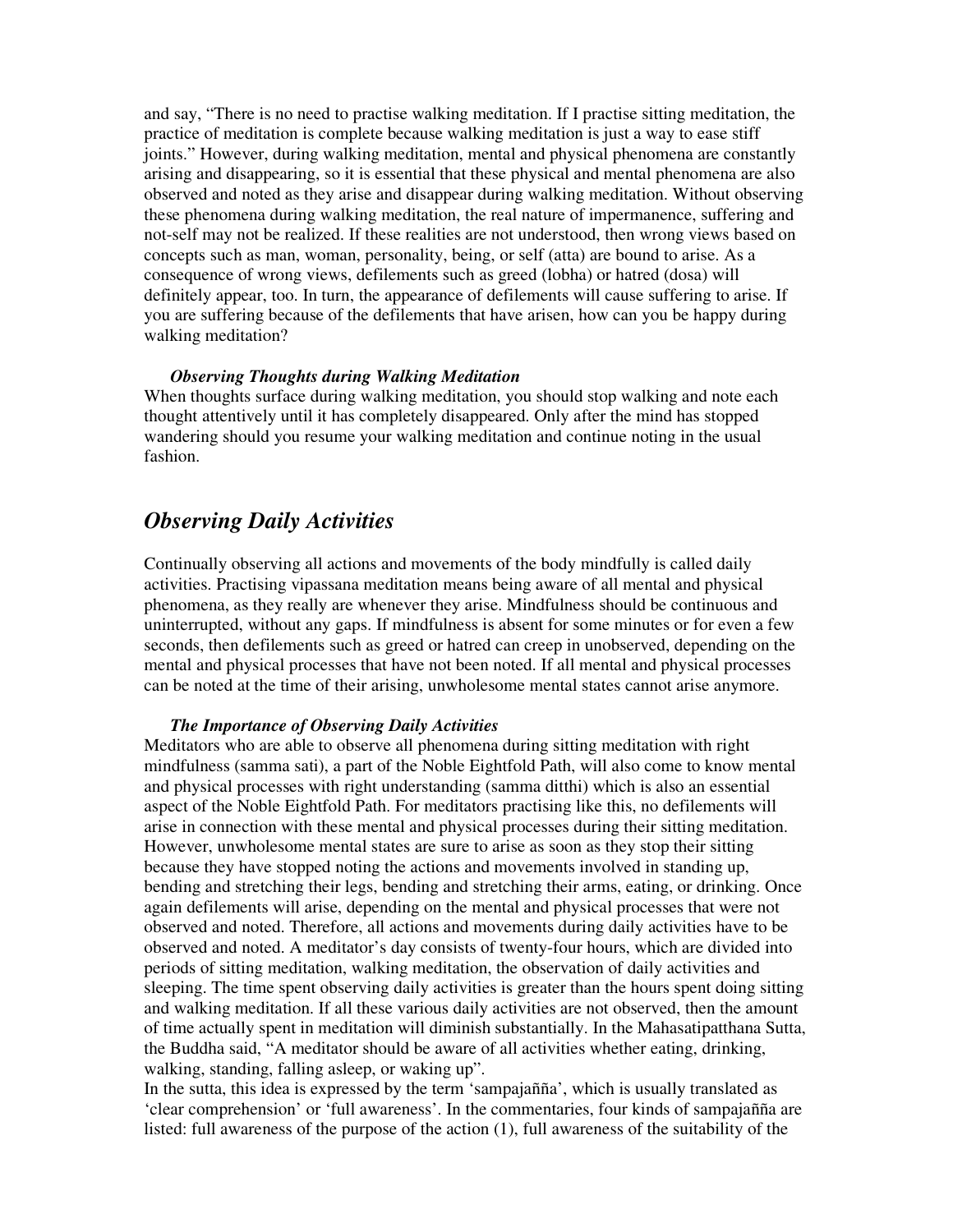and say, "There is no need to practise walking meditation. If I practise sitting meditation, the practice of meditation is complete because walking meditation is just a way to ease stiff joints." However, during walking meditation, mental and physical phenomena are constantly arising and disappearing, so it is essential that these physical and mental phenomena are also observed and noted as they arise and disappear during walking meditation. Without observing these phenomena during walking meditation, the real nature of impermanence, suffering and not-self may not be realized. If these realities are not understood, then wrong views based on concepts such as man, woman, personality, being, or self (atta) are bound to arise. As a consequence of wrong views, defilements such as greed (lobha) or hatred (dosa) will definitely appear, too. In turn, the appearance of defilements will cause suffering to arise. If you are suffering because of the defilements that have arisen, how can you be happy during walking meditation?

### *Observing Thoughts during Walking Meditation*

When thoughts surface during walking meditation, you should stop walking and note each thought attentively until it has completely disappeared. Only after the mind has stopped wandering should you resume your walking meditation and continue noting in the usual fashion.

## *Observing Daily Activities*

Continually observing all actions and movements of the body mindfully is called daily activities. Practising vipassana meditation means being aware of all mental and physical phenomena, as they really are whenever they arise. Mindfulness should be continuous and uninterrupted, without any gaps. If mindfulness is absent for some minutes or for even a few seconds, then defilements such as greed or hatred can creep in unobserved, depending on the mental and physical processes that have not been noted. If all mental and physical processes can be noted at the time of their arising, unwholesome mental states cannot arise anymore.

### *The Importance of Observing Daily Activities*

Meditators who are able to observe all phenomena during sitting meditation with right mindfulness (samma sati), a part of the Noble Eightfold Path, will also come to know mental and physical processes with right understanding (samma ditthi) which is also an essential aspect of the Noble Eightfold Path. For meditators practising like this, no defilements will arise in connection with these mental and physical processes during their sitting meditation. However, unwholesome mental states are sure to arise as soon as they stop their sitting because they have stopped noting the actions and movements involved in standing up, bending and stretching their legs, bending and stretching their arms, eating, or drinking. Once again defilements will arise, depending on the mental and physical processes that were not observed and noted. Therefore, all actions and movements during daily activities have to be observed and noted. A meditator's day consists of twenty-four hours, which are divided into periods of sitting meditation, walking meditation, the observation of daily activities and sleeping. The time spent observing daily activities is greater than the hours spent doing sitting and walking meditation. If all these various daily activities are not observed, then the amount of time actually spent in meditation will diminish substantially. In the Mahasatipatthana Sutta, the Buddha said, "A meditator should be aware of all activities whether eating, drinking, walking, standing, falling asleep, or waking up".

In the sutta, this idea is expressed by the term 'sampajañña', which is usually translated as 'clear comprehension' or 'full awareness'. In the commentaries, four kinds of sampajañña are listed: full awareness of the purpose of the action (1), full awareness of the suitability of the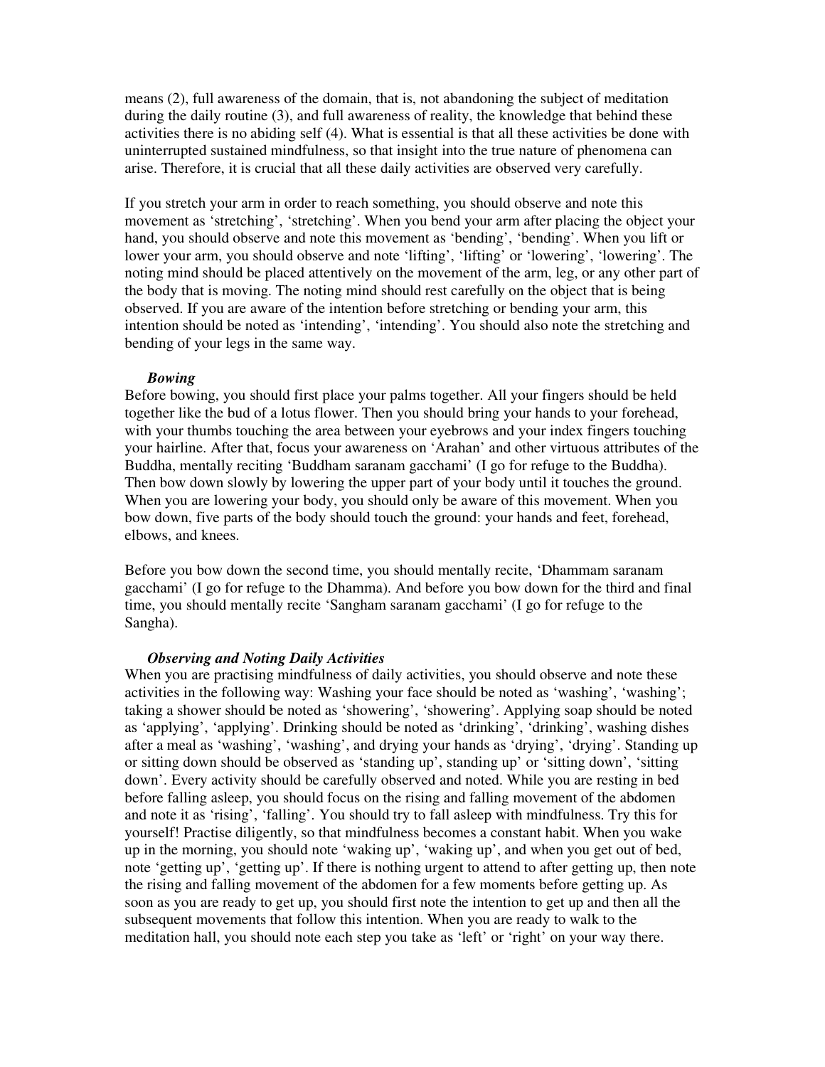means (2), full awareness of the domain, that is, not abandoning the subject of meditation during the daily routine (3), and full awareness of reality, the knowledge that behind these activities there is no abiding self (4). What is essential is that all these activities be done with uninterrupted sustained mindfulness, so that insight into the true nature of phenomena can arise. Therefore, it is crucial that all these daily activities are observed very carefully.

If you stretch your arm in order to reach something, you should observe and note this movement as 'stretching', 'stretching'. When you bend your arm after placing the object your hand, you should observe and note this movement as 'bending', 'bending'. When you lift or lower your arm, you should observe and note 'lifting', 'lifting' or 'lowering', 'lowering'. The noting mind should be placed attentively on the movement of the arm, leg, or any other part of the body that is moving. The noting mind should rest carefully on the object that is being observed. If you are aware of the intention before stretching or bending your arm, this intention should be noted as 'intending', 'intending'. You should also note the stretching and bending of your legs in the same way.

### *Bowing*

Before bowing, you should first place your palms together. All your fingers should be held together like the bud of a lotus flower. Then you should bring your hands to your forehead, with your thumbs touching the area between your eyebrows and your index fingers touching your hairline. After that, focus your awareness on 'Arahan' and other virtuous attributes of the Buddha, mentally reciting 'Buddham saranam gacchami' (I go for refuge to the Buddha). Then bow down slowly by lowering the upper part of your body until it touches the ground. When you are lowering your body, you should only be aware of this movement. When you bow down, five parts of the body should touch the ground: your hands and feet, forehead, elbows, and knees.

Before you bow down the second time, you should mentally recite, 'Dhammam saranam gacchami' (I go for refuge to the Dhamma). And before you bow down for the third and final time, you should mentally recite 'Sangham saranam gacchami' (I go for refuge to the Sangha).

### *Observing and Noting Daily Activities*

When you are practising mindfulness of daily activities, you should observe and note these activities in the following way: Washing your face should be noted as 'washing', 'washing'; taking a shower should be noted as 'showering', 'showering'. Applying soap should be noted as 'applying', 'applying'. Drinking should be noted as 'drinking', 'drinking', washing dishes after a meal as 'washing', 'washing', and drying your hands as 'drying', 'drying'. Standing up or sitting down should be observed as 'standing up', standing up' or 'sitting down', 'sitting down'. Every activity should be carefully observed and noted. While you are resting in bed before falling asleep, you should focus on the rising and falling movement of the abdomen and note it as 'rising', 'falling'. You should try to fall asleep with mindfulness. Try this for yourself! Practise diligently, so that mindfulness becomes a constant habit. When you wake up in the morning, you should note 'waking up', 'waking up', and when you get out of bed, note 'getting up', 'getting up'. If there is nothing urgent to attend to after getting up, then note the rising and falling movement of the abdomen for a few moments before getting up. As soon as you are ready to get up, you should first note the intention to get up and then all the subsequent movements that follow this intention. When you are ready to walk to the meditation hall, you should note each step you take as 'left' or 'right' on your way there.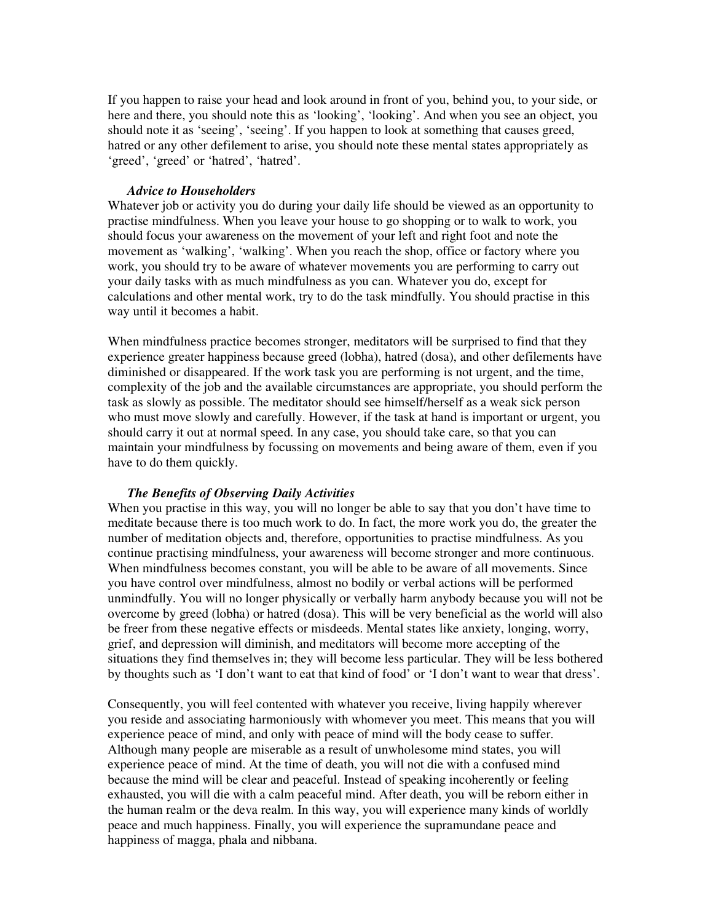If you happen to raise your head and look around in front of you, behind you, to your side, or here and there, you should note this as 'looking', 'looking'. And when you see an object, you should note it as 'seeing', 'seeing'. If you happen to look at something that causes greed, hatred or any other defilement to arise, you should note these mental states appropriately as 'greed', 'greed' or 'hatred', 'hatred'.

### *Advice to Householders*

Whatever job or activity you do during your daily life should be viewed as an opportunity to practise mindfulness. When you leave your house to go shopping or to walk to work, you should focus your awareness on the movement of your left and right foot and note the movement as 'walking', 'walking'. When you reach the shop, office or factory where you work, you should try to be aware of whatever movements you are performing to carry out your daily tasks with as much mindfulness as you can. Whatever you do, except for calculations and other mental work, try to do the task mindfully. You should practise in this way until it becomes a habit.

When mindfulness practice becomes stronger, meditators will be surprised to find that they experience greater happiness because greed (lobha), hatred (dosa), and other defilements have diminished or disappeared. If the work task you are performing is not urgent, and the time, complexity of the job and the available circumstances are appropriate, you should perform the task as slowly as possible. The meditator should see himself/herself as a weak sick person who must move slowly and carefully. However, if the task at hand is important or urgent, you should carry it out at normal speed. In any case, you should take care, so that you can maintain your mindfulness by focussing on movements and being aware of them, even if you have to do them quickly.

### *The Benefits of Observing Daily Activities*

When you practise in this way, you will no longer be able to say that you don't have time to meditate because there is too much work to do. In fact, the more work you do, the greater the number of meditation objects and, therefore, opportunities to practise mindfulness. As you continue practising mindfulness, your awareness will become stronger and more continuous. When mindfulness becomes constant, you will be able to be aware of all movements. Since you have control over mindfulness, almost no bodily or verbal actions will be performed unmindfully. You will no longer physically or verbally harm anybody because you will not be overcome by greed (lobha) or hatred (dosa). This will be very beneficial as the world will also be freer from these negative effects or misdeeds. Mental states like anxiety, longing, worry, grief, and depression will diminish, and meditators will become more accepting of the situations they find themselves in; they will become less particular. They will be less bothered by thoughts such as 'I don't want to eat that kind of food' or 'I don't want to wear that dress'.

Consequently, you will feel contented with whatever you receive, living happily wherever you reside and associating harmoniously with whomever you meet. This means that you will experience peace of mind, and only with peace of mind will the body cease to suffer. Although many people are miserable as a result of unwholesome mind states, you will experience peace of mind. At the time of death, you will not die with a confused mind because the mind will be clear and peaceful. Instead of speaking incoherently or feeling exhausted, you will die with a calm peaceful mind. After death, you will be reborn either in the human realm or the deva realm. In this way, you will experience many kinds of worldly peace and much happiness. Finally, you will experience the supramundane peace and happiness of magga, phala and nibbana.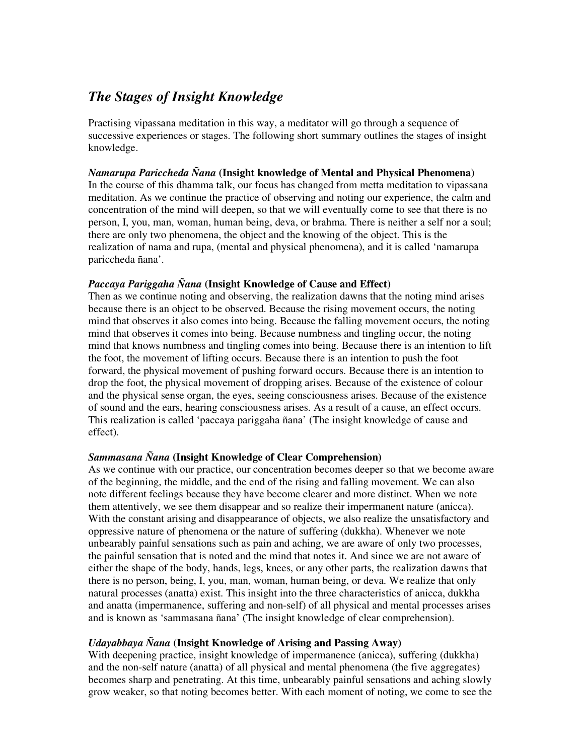## *The Stages of Insight Knowledge*

Practising vipassana meditation in this way, a meditator will go through a sequence of successive experiences or stages. The following short summary outlines the stages of insight knowledge.

***Namarupa Pariccheda Ñana* (Insight knowledge of Mental and Physical Phenomena)**
In the course of this dhamma talk, our focus has changed from metta meditation to vipassana meditation. As we continue the practice of observing and noting our experience, the calm and concentration of the mind will deepen, so that we will eventually come to see that there is no person, I, you, man, woman, human being, deva, or brahma. There is neither a self nor a soul; there are only two phenomena, the object and the knowing of the object. This is the realization of nama and rupa, (mental and physical phenomena), and it is called 'namarupa pariccheda ñana'.

***Paccaya Pariggaha Ñana* (Insight Knowledge of Cause and Effect)**
Then as we continue noting and observing, the realization dawns that the noting mind arises because there is an object to be observed. Because the rising movement occurs, the noting mind that observes it also comes into being. Because the falling movement occurs, the noting mind that observes it comes into being. Because numbness and tingling occur, the noting mind that knows numbness and tingling comes into being. Because there is an intention to lift the foot, the movement of lifting occurs. Because there is an intention to push the foot forward, the physical movement of pushing forward occurs. Because there is an intention to drop the foot, the physical movement of dropping arises. Because of the existence of colour and the physical sense organ, the eyes, seeing consciousness arises. Because of the existence of sound and the ears, hearing consciousness arises. As a result of a cause, an effect occurs. This realization is called 'paccaya pariggaha ñana' (The insight knowledge of cause and effect).

***Sammasana Ñana* (Insight Knowledge of Clear Comprehension)**
As we continue with our practice, our concentration becomes deeper so that we become aware of the beginning, the middle, and the end of the rising and falling movement. We can also note different feelings because they have become clearer and more distinct. When we note them attentively, we see them disappear and so realize their impermanent nature (anicca). With the constant arising and disappearance of objects, we also realize the unsatisfactory and oppressive nature of phenomena or the nature of suffering (dukkha). Whenever we note unbearably painful sensations such as pain and aching, we are aware of only two processes, the painful sensation that is noted and the mind that notes it. And since we are not aware of either the shape of the body, hands, legs, knees, or any other parts, the realization dawns that there is no person, being, I, you, man, woman, human being, or deva. We realize that only natural processes (anatta) exist. This insight into the three characteristics of anicca, dukkha and anatta (impermanence, suffering and non-self) of all physical and mental processes arises and is known as 'sammasana ñana' (The insight knowledge of clear comprehension).

***Udayabbaya Ñana* (Insight Knowledge of Arising and Passing Away)**
With deepening practice, insight knowledge of impermanence (anicca), suffering (dukkha) and the non-self nature (anatta) of all physical and mental phenomena (the five aggregates) becomes sharp and penetrating. At this time, unbearably painful sensations and aching slowly grow weaker, so that noting becomes better. With each moment of noting, we come to see the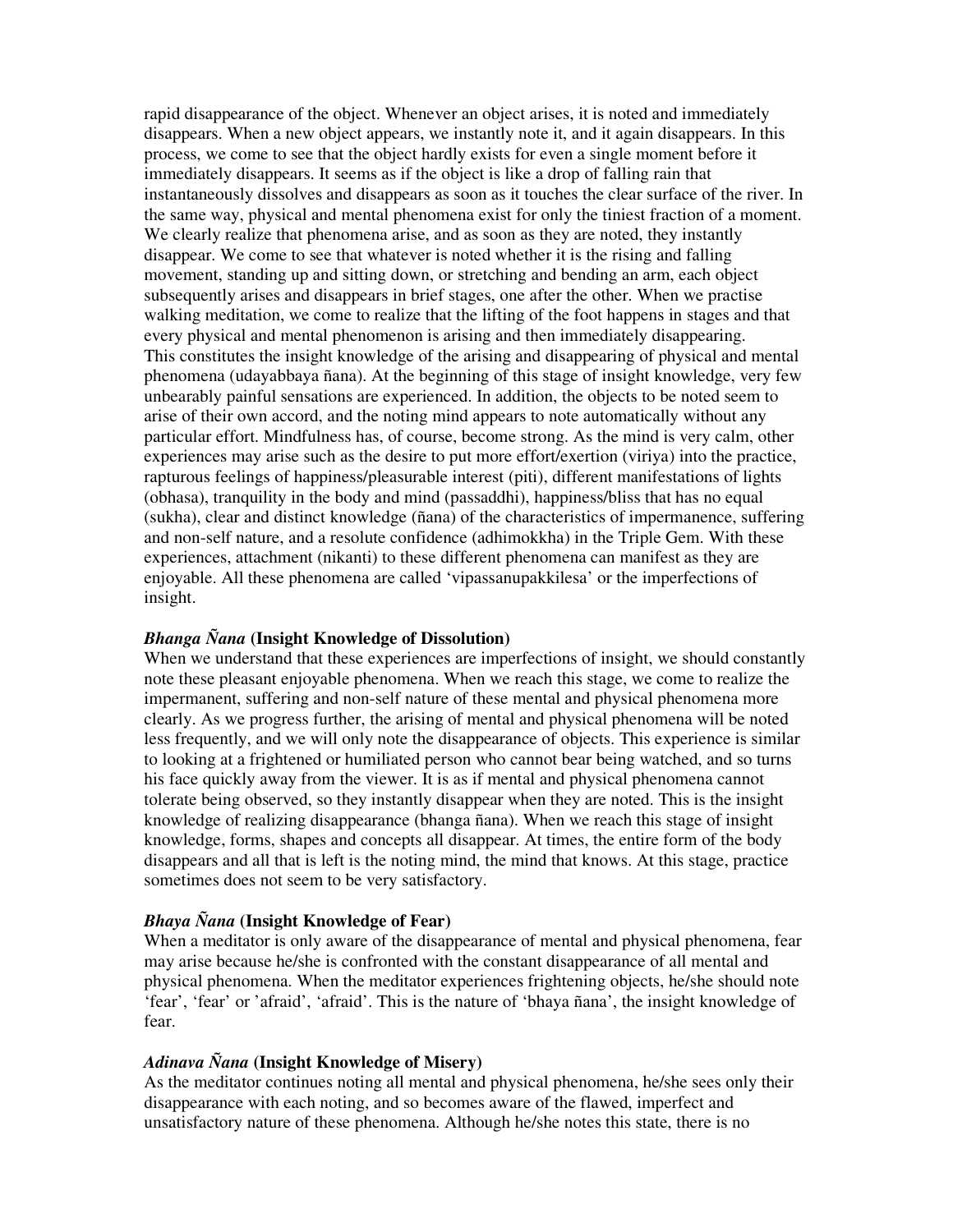rapid disappearance of the object. Whenever an object arises, it is noted and immediately disappears. When a new object appears, we instantly note it, and it again disappears. In this process, we come to see that the object hardly exists for even a single moment before it immediately disappears. It seems as if the object is like a drop of falling rain that instantaneously dissolves and disappears as soon as it touches the clear surface of the river. In the same way, physical and mental phenomena exist for only the tiniest fraction of a moment. We clearly realize that phenomena arise, and as soon as they are noted, they instantly disappear. We come to see that whatever is noted whether it is the rising and falling movement, standing up and sitting down, or stretching and bending an arm, each object subsequently arises and disappears in brief stages, one after the other. When we practise walking meditation, we come to realize that the lifting of the foot happens in stages and that every physical and mental phenomenon is arising and then immediately disappearing.
This constitutes the insight knowledge of the arising and disappearing of physical and mental phenomena (udayabbaya ñana). At the beginning of this stage of insight knowledge, very few unbearably painful sensations are experienced. In addition, the objects to be noted seem to arise of their own accord, and the noting mind appears to note automatically without any particular effort. Mindfulness has, of course, become strong. As the mind is very calm, other experiences may arise such as the desire to put more effort/exertion (viriya) into the practice, rapturous feelings of happiness/pleasurable interest (piti), different manifestations of lights (obhasa), tranquility in the body and mind (passaddhi), happiness/bliss that has no equal (sukha), clear and distinct knowledge (ñana) of the characteristics of impermanence, suffering and non-self nature, and a resolute confidence (adhimokkha) in the Triple Gem. With these experiences, attachment (nikanti) to these different phenomena can manifest as they are enjoyable. All these phenomena are called 'vipassanupakkilesa' or the imperfections of insight.

### *Bhanga Ñana* (Insight Knowledge of Dissolution)

When we understand that these experiences are imperfections of insight, we should constantly note these pleasant enjoyable phenomena. When we reach this stage, we come to realize the impermanent, suffering and non-self nature of these mental and physical phenomena more clearly. As we progress further, the arising of mental and physical phenomena will be noted less frequently, and we will only note the disappearance of objects. This experience is similar to looking at a frightened or humiliated person who cannot bear being watched, and so turns his face quickly away from the viewer. It is as if mental and physical phenomena cannot tolerate being observed, so they instantly disappear when they are noted. This is the insight knowledge of realizing disappearance (bhanga ñana). When we reach this stage of insight knowledge, forms, shapes and concepts all disappear. At times, the entire form of the body disappears and all that is left is the noting mind, the mind that knows. At this stage, practice sometimes does not seem to be very satisfactory.

### *Bhaya Ñana* (Insight Knowledge of Fear)

When a meditator is only aware of the disappearance of mental and physical phenomena, fear may arise because he/she is confronted with the constant disappearance of all mental and physical phenomena. When the meditator experiences frightening objects, he/she should note 'fear', 'fear' or 'afraid', 'afraid'. This is the nature of 'bhaya ñana', the insight knowledge of fear.

### *Adinava Ñana* (Insight Knowledge of Misery)

As the meditator continues noting all mental and physical phenomena, he/she sees only their disappearance with each noting, and so becomes aware of the flawed, imperfect and unsatisfactory nature of these phenomena. Although he/she notes this state, there is no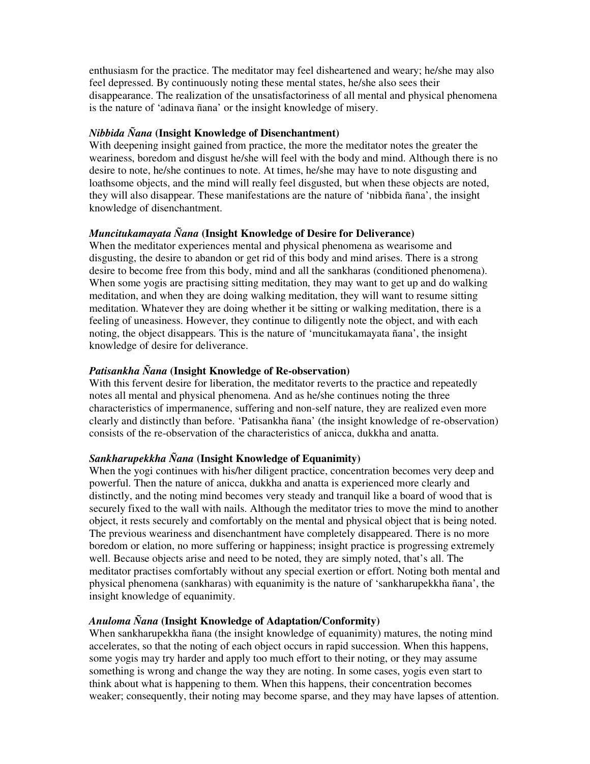enthusiasm for the practice. The meditator may feel disheartened and weary; he/she may also feel depressed. By continuously noting these mental states, he/she also sees their disappearance. The realization of the unsatisfactoriness of all mental and physical phenomena is the nature of 'adinava ñana' or the insight knowledge of misery.

***Nibbida Ñana* (Insight Knowledge of Disenchantment)**

With deepening insight gained from practice, the more the meditator notes the greater the weariness, boredom and disgust he/she will feel with the body and mind. Although there is no desire to note, he/she continues to note. At times, he/she may have to note disgusting and loathsome objects, and the mind will really feel disgusted, but when these objects are noted, they will also disappear. These manifestations are the nature of 'nibbida ñana', the insight knowledge of disenchantment.

***Muncitukamayata Ñana* (Insight Knowledge of Desire for Deliverance)**

When the meditator experiences mental and physical phenomena as wearisome and disgusting, the desire to abandon or get rid of this body and mind arises. There is a strong desire to become free from this body, mind and all the sankharas (conditioned phenomena). When some yogis are practising sitting meditation, they may want to get up and do walking meditation, and when they are doing walking meditation, they will want to resume sitting meditation. Whatever they are doing whether it be sitting or walking meditation, there is a feeling of uneasiness. However, they continue to diligently note the object, and with each noting, the object disappears. This is the nature of 'muncitukamayata ñana', the insight knowledge of desire for deliverance.

***Patisankha Ñana* (Insight Knowledge of Re-observation)**

With this fervent desire for liberation, the meditator reverts to the practice and repeatedly notes all mental and physical phenomena. And as he/she continues noting the three characteristics of impermanence, suffering and non-self nature, they are realized even more clearly and distinctly than before. 'Patisankha ñana' (the insight knowledge of re-observation) consists of the re-observation of the characteristics of anicca, dukkha and anatta.

***Sankharupekkha Ñana* (Insight Knowledge of Equanimity)**

When the yogi continues with his/her diligent practice, concentration becomes very deep and powerful. Then the nature of anicca, dukkha and anatta is experienced more clearly and distinctly, and the noting mind becomes very steady and tranquil like a board of wood that is securely fixed to the wall with nails. Although the meditator tries to move the mind to another object, it rests securely and comfortably on the mental and physical object that is being noted. The previous weariness and disenchantment have completely disappeared. There is no more boredom or elation, no more suffering or happiness; insight practice is progressing extremely well. Because objects arise and need to be noted, they are simply noted, that's all. The meditator practises comfortably without any special exertion or effort. Noting both mental and physical phenomena (sankharas) with equanimity is the nature of 'sankharupekkha ñana', the insight knowledge of equanimity.

***Anuloma Ñana* (Insight Knowledge of Adaptation/Conformity)**

When sankharupekkha ñana (the insight knowledge of equanimity) matures, the noting mind accelerates, so that the noting of each object occurs in rapid succession. When this happens, some yogis may try harder and apply too much effort to their noting, or they may assume something is wrong and change the way they are noting. In some cases, yogis even start to think about what is happening to them. When this happens, their concentration becomes weaker; consequently, their noting may become sparse, and they may have lapses of attention.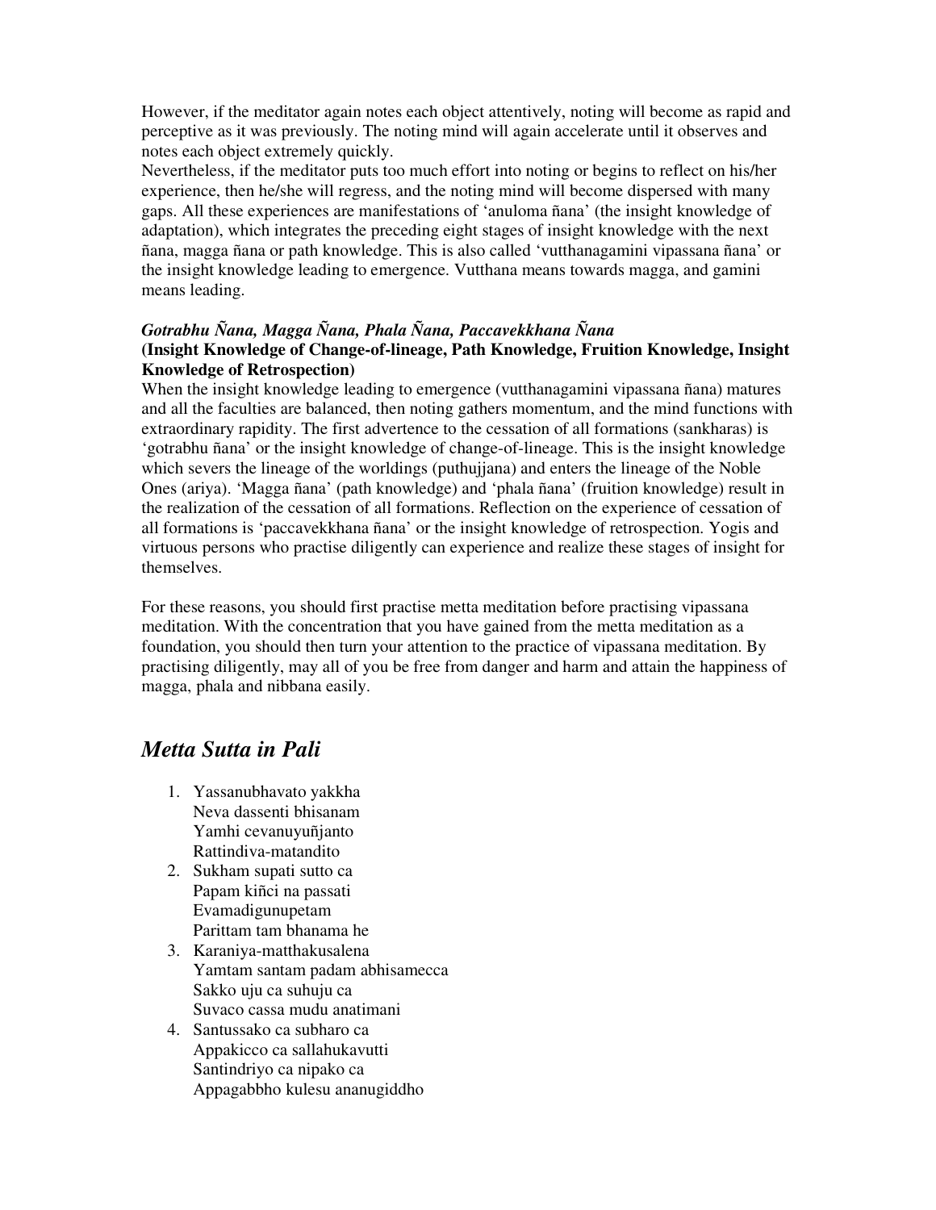However, if the meditator again notes each object attentively, noting will become as rapid and perceptive as it was previously. The noting mind will again accelerate until it observes and notes each object extremely quickly.
Nevertheless, if the meditator puts too much effort into noting or begins to reflect on his/her experience, then he/she will regress, and the noting mind will become dispersed with many gaps. All these experiences are manifestations of 'anuloma ñana' (the insight knowledge of adaptation), which integrates the preceding eight stages of insight knowledge with the next ñana, magga ñana or path knowledge. This is also called 'vutthanagamini vipassana ñana' or the insight knowledge leading to emergence. Vutthana means towards magga, and gamini means leading.

***Gotrabhu Ñana, Magga Ñana, Phala Ñana, Paccavekkhana Ñana***
**(Insight Knowledge of Change-of-lineage, Path Knowledge, Fruition Knowledge, Insight Knowledge of Retrospection)**

When the insight knowledge leading to emergence (vutthanagamini vipassana ñana) matures and all the faculties are balanced, then noting gathers momentum, and the mind functions with extraordinary rapidity. The first advertence to the cessation of all formations (sankharas) is 'gotrabhu ñana' or the insight knowledge of change-of-lineage. This is the insight knowledge which severs the lineage of the worldings (puthujjana) and enters the lineage of the Noble Ones (ariya). 'Magga ñana' (path knowledge) and 'phala ñana' (fruition knowledge) result in the realization of the cessation of all formations. Reflection on the experience of cessation of all formations is 'paccavekkhana ñana' or the insight knowledge of retrospection. Yogis and virtuous persons who practise diligently can experience and realize these stages of insight for themselves.

For these reasons, you should first practise metta meditation before practising vipassana meditation. With the concentration that you have gained from the metta meditation as a foundation, you should then turn your attention to the practice of vipassana meditation. By practising diligently, may all of you be free from danger and harm and attain the happiness of magga, phala and nibbana easily.

## *Metta Sutta in Pali*

1. Yassanubhavato yakkha
   Neva dassenti bhisanam
   Yamhi cevanuyuñjanto
   Rattindiva-matandito
2. Sukham supati sutto ca
   Papam kiñci na passati
   Evamadigunupetam
   Parittam tam bhanama he
3. Karaniya-matthakusalena
   Yamtam santam padam abhisamecca
   Sakko uju ca suhuju ca
   Suvaco cassa mudu anatimani
4. Santussako ca subharo ca
   Appakicco ca sallahukavutti
   Santindriyo ca nipako ca
   Appagabbho kulesu ananugiddho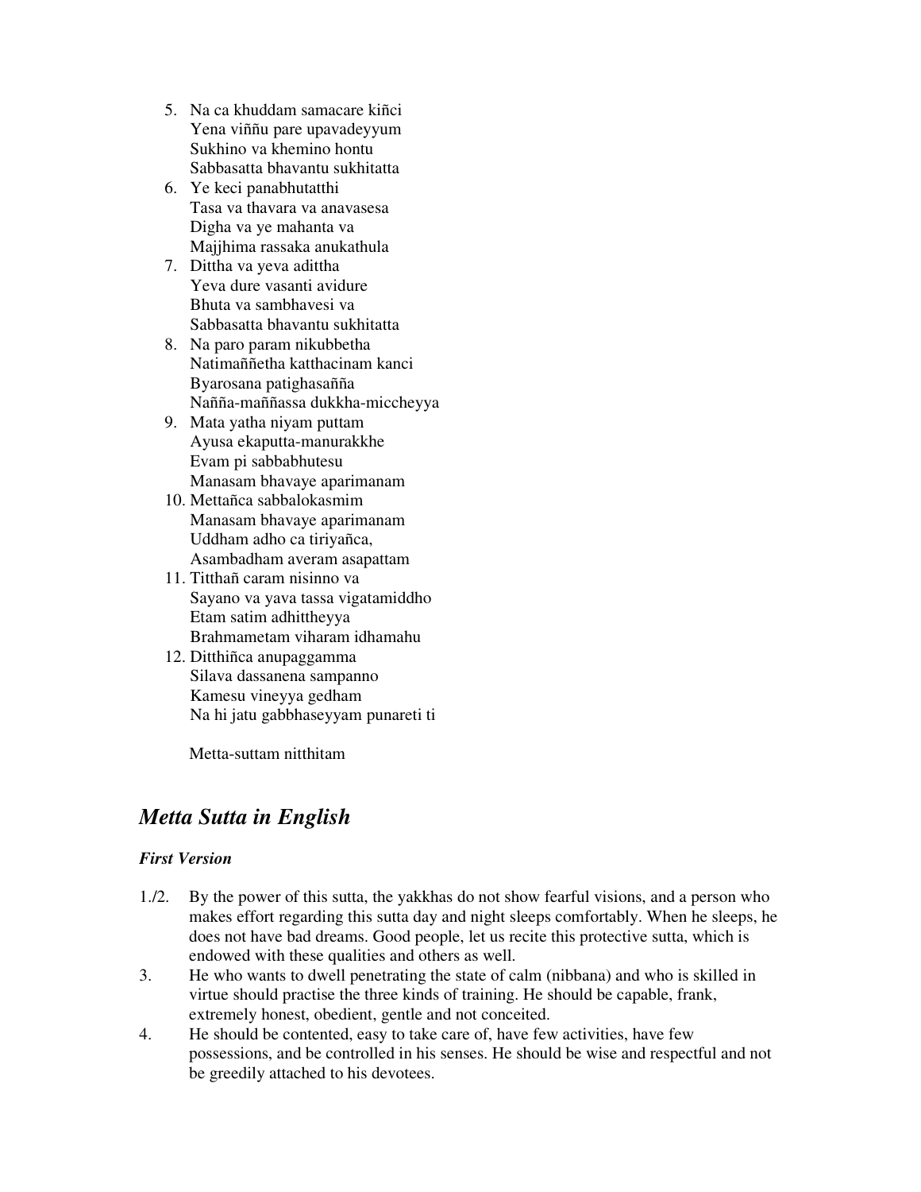5. Na ca khuddam samacare kiñci  
   Yena viññu pare upavadeyyum  
   Sukhino va khemino hontu  
   Sabbasatta bhavantu sukhitatta
6. Ye keci panabhutatthi  
   Tasa va thavara va anavasesa  
   Digha va ye mahanta va  
   Majjhima rassaka anukathula
7. Dittha va yeva adittha  
   Yeva dure vasanti avidure  
   Bhuta va sambhavesi va  
   Sabbasatta bhavantu sukhitatta
8. Na paro param nikubbetha  
   Natimaññetha katthacinam kanci  
   Byarosana patighasañña  
   Nañña-maññassa dukkha-miccheyya
9. Mata yatha niyam puttam  
   Ayusa ekaputta-manurakkhe  
   Evam pi sabbabhutesu  
   Manasam bhavaye aparimanam
10. Mettañca sabbalokasmim  
    Manasam bhavaye aparimanam  
    Uddham adho ca tiriyañca,  
    Asambadham averam asapattam
11. Titthañ caram nisinno va  
    Sayano va yava tassa vigatamiddho  
    Etam satim adhittheyya  
    Brahmametam viharam idhamahu
12. Ditthiñca anupaggamma  
    Silava dassanena sampanno  
    Kamesu vineyya gedham  
    Na hi jatu gabbhaseyyam punareti ti

    Metta-suttam nitthitam

## *Metta Sutta in English*

### *First Version*

1./2. By the power of this sutta, the yakkhas do not show fearful visions, and a person who makes effort regarding this sutta day and night sleeps comfortably. When he sleeps, he does not have bad dreams. Good people, let us recite this protective sutta, which is endowed with these qualities and others as well.

3. He who wants to dwell penetrating the state of calm (nibbana) and who is skilled in virtue should practise the three kinds of training. He should be capable, frank, extremely honest, obedient, gentle and not conceited.

4. He should be contented, easy to take care of, have few activities, have few possessions, and be controlled in his senses. He should be wise and respectful and not be greedily attached to his devotees.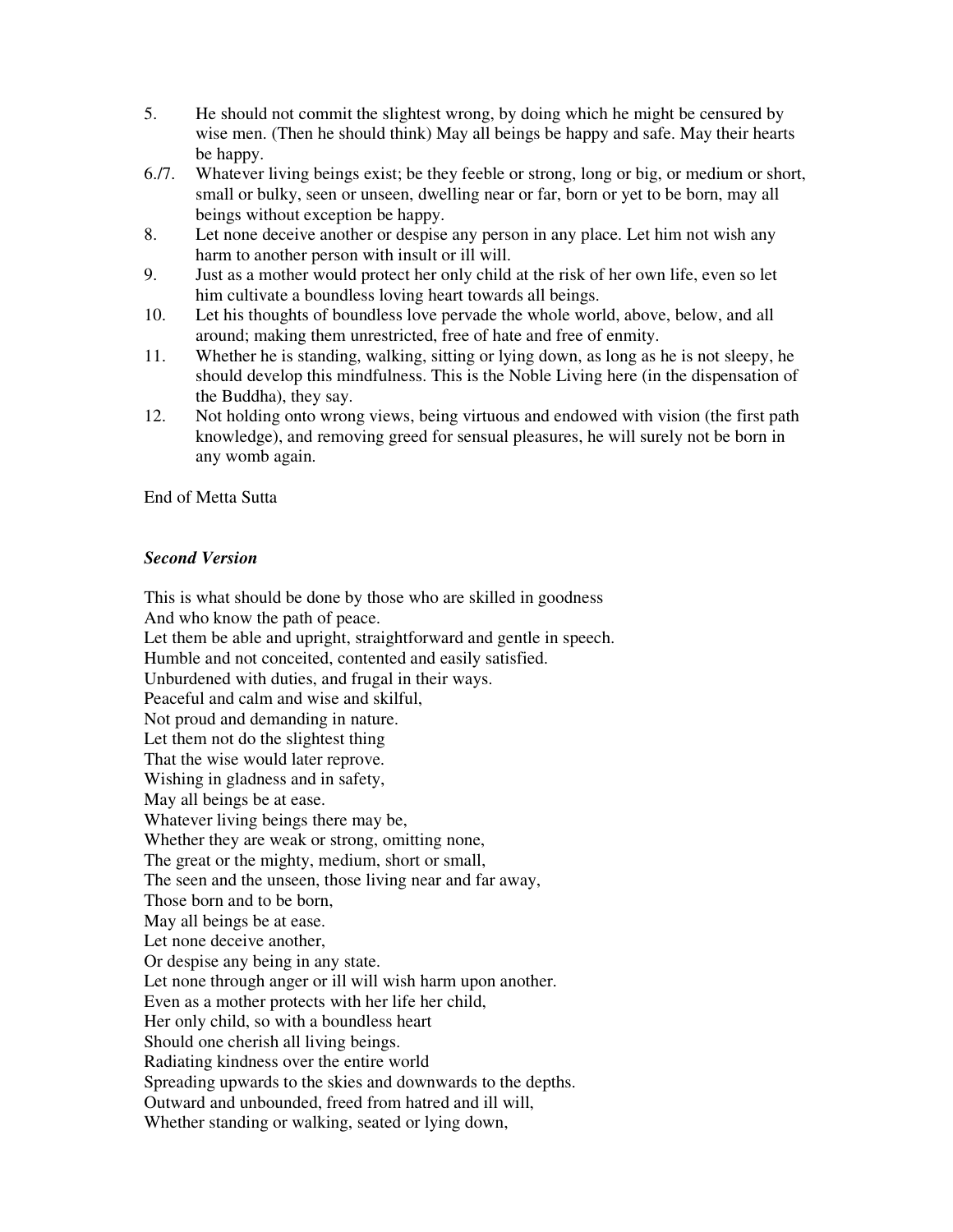5. He should not commit the slightest wrong, by doing which he might be censured by wise men. (Then he should think) May all beings be happy and safe. May their hearts be happy.

6./7. Whatever living beings exist; be they feeble or strong, long or big, or medium or short, small or bulky, seen or unseen, dwelling near or far, born or yet to be born, may all beings without exception be happy.

8. Let none deceive another or despise any person in any place. Let him not wish any harm to another person with insult or ill will.

9. Just as a mother would protect her only child at the risk of her own life, even so let him cultivate a boundless loving heart towards all beings.

10. Let his thoughts of boundless love pervade the whole world, above, below, and all around; making them unrestricted, free of hate and free of enmity.

11. Whether he is standing, walking, sitting or lying down, as long as he is not sleepy, he should develop this mindfulness. This is the Noble Living here (in the dispensation of the Buddha), they say.

12. Not holding onto wrong views, being virtuous and endowed with vision (the first path knowledge), and removing greed for sensual pleasures, he will surely not be born in any womb again.

End of Metta Sutta

### *Second Version*

This is what should be done by those who are skilled in goodness  
And who know the path of peace.  
Let them be able and upright, straightforward and gentle in speech.  
Humble and not conceited, contented and easily satisfied.  
Unburdened with duties, and frugal in their ways.  
Peaceful and calm and wise and skilful,  
Not proud and demanding in nature.  
Let them not do the slightest thing  
That the wise would later reprove.  
Wishing in gladness and in safety,  
May all beings be at ease.  
Whatever living beings there may be,  
Whether they are weak or strong, omitting none,  
The great or the mighty, medium, short or small,  
The seen and the unseen, those living near and far away,  
Those born and to be born,  
May all beings be at ease.  
Let none deceive another,  
Or despise any being in any state.  
Let none through anger or ill will wish harm upon another.  
Even as a mother protects with her life her child,  
Her only child, so with a boundless heart  
Should one cherish all living beings.  
Radiating kindness over the entire world  
Spreading upwards to the skies and downwards to the depths.  
Outward and unbounded, freed from hatred and ill will,  
Whether standing or walking, seated or lying down,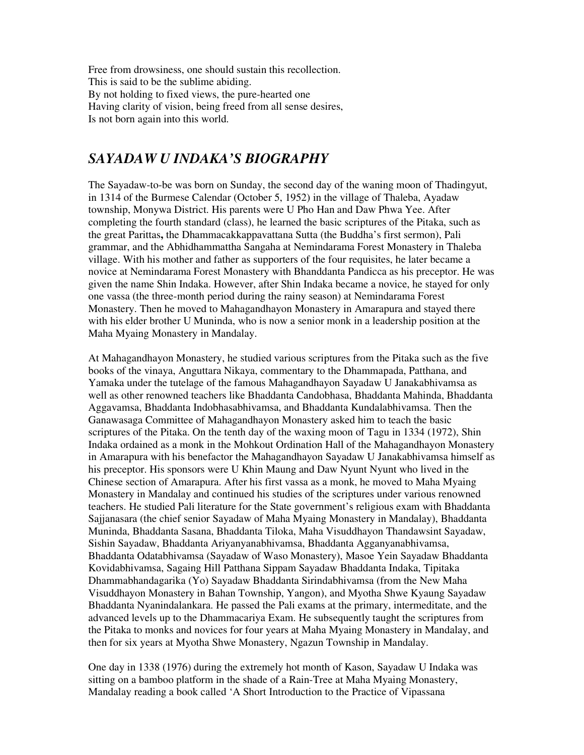Free from drowsiness, one should sustain this recollection.
This is said to be the sublime abiding.
By not holding to fixed views, the pure-hearted one
Having clarity of vision, being freed from all sense desires,
Is not born again into this world.

## *SAYADAW U INDAKA'S BIOGRAPHY*

The Sayadaw-to-be was born on Sunday, the second day of the waning moon of Thadingyut, in 1314 of the Burmese Calendar (October 5, 1952) in the village of Thaleba, Ayadaw township, Monywa District. His parents were U Pho Han and Daw Phwa Yee. After completing the fourth standard (class), he learned the basic scriptures of the Pitaka, such as the great Parittas**,** the Dhammacakkappavattana Sutta (the Buddha's first sermon), Pali grammar, and the Abhidhammattha Sangaha at Nemindarama Forest Monastery in Thaleba village. With his mother and father as supporters of the four requisites, he later became a novice at Nemindarama Forest Monastery with Bhanddanta Pandicca as his preceptor. He was given the name Shin Indaka. However, after Shin Indaka became a novice, he stayed for only one vassa (the three-month period during the rainy season) at Nemindarama Forest Monastery. Then he moved to Mahagandhayon Monastery in Amarapura and stayed there with his elder brother U Muninda, who is now a senior monk in a leadership position at the Maha Myaing Monastery in Mandalay.

At Mahagandhayon Monastery, he studied various scriptures from the Pitaka such as the five books of the vinaya, Anguttara Nikaya, commentary to the Dhammapada, Patthana, and Yamaka under the tutelage of the famous Mahagandhayon Sayadaw U Janakabhivamsa as well as other renowned teachers like Bhaddanta Candobhasa, Bhaddanta Mahinda, Bhaddanta Aggavamsa, Bhaddanta Indobhasabhivamsa, and Bhaddanta Kundalabhivamsa. Then the Ganawasaga Committee of Mahagandhayon Monastery asked him to teach the basic scriptures of the Pitaka. On the tenth day of the waxing moon of Tagu in 1334 (1972), Shin Indaka ordained as a monk in the Mohkout Ordination Hall of the Mahagandhayon Monastery in Amarapura with his benefactor the Mahagandhayon Sayadaw U Janakabhivamsa himself as his preceptor. His sponsors were U Khin Maung and Daw Nyunt Nyunt who lived in the Chinese section of Amarapura. After his first vassa as a monk, he moved to Maha Myaing Monastery in Mandalay and continued his studies of the scriptures under various renowned teachers. He studied Pali literature for the State government's religious exam with Bhaddanta Sajjanasara (the chief senior Sayadaw of Maha Myaing Monastery in Mandalay), Bhaddanta Muninda, Bhaddanta Sasana, Bhaddanta Tiloka, Maha Visuddhayon Thandawsint Sayadaw, Sishin Sayadaw, Bhaddanta Ariyanyanabhivamsa, Bhaddanta Agganyanabhivamsa, Bhaddanta Odatabhivamsa (Sayadaw of Waso Monastery), Masoe Yein Sayadaw Bhaddanta Kovidabhivamsa, Sagaing Hill Patthana Sippam Sayadaw Bhaddanta Indaka, Tipitaka Dhammabhandagarika (Yo) Sayadaw Bhaddanta Sirindabhivamsa (from the New Maha Visuddhayon Monastery in Bahan Township, Yangon), and Myotha Shwe Kyaung Sayadaw Bhaddanta Nyanindalankara. He passed the Pali exams at the primary, intermeditate, and the advanced levels up to the Dhammacariya Exam. He subsequently taught the scriptures from the Pitaka to monks and novices for four years at Maha Myaing Monastery in Mandalay, and then for six years at Myotha Shwe Monastery, Ngazun Township in Mandalay.

One day in 1338 (1976) during the extremely hot month of Kason, Sayadaw U Indaka was sitting on a bamboo platform in the shade of a Rain-Tree at Maha Myaing Monastery, Mandalay reading a book called 'A Short Introduction to the Practice of Vipassana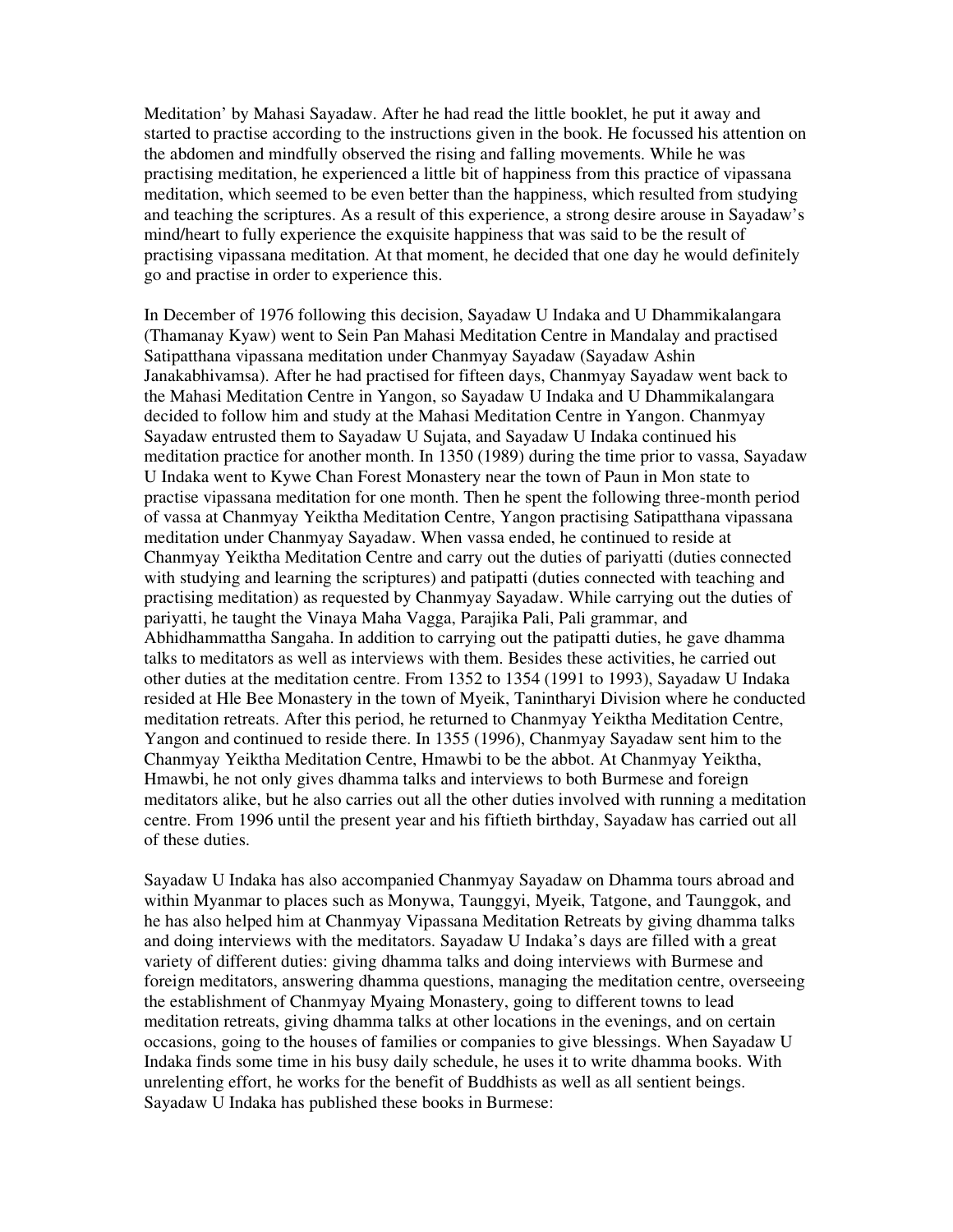Meditation' by Mahasi Sayadaw. After he had read the little booklet, he put it away and started to practise according to the instructions given in the book. He focussed his attention on the abdomen and mindfully observed the rising and falling movements. While he was practising meditation, he experienced a little bit of happiness from this practice of vipassana meditation, which seemed to be even better than the happiness, which resulted from studying and teaching the scriptures. As a result of this experience, a strong desire arouse in Sayadaw's mind/heart to fully experience the exquisite happiness that was said to be the result of practising vipassana meditation. At that moment, he decided that one day he would definitely go and practise in order to experience this.

In December of 1976 following this decision, Sayadaw U Indaka and U Dhammikalangara (Thamanay Kyaw) went to Sein Pan Mahasi Meditation Centre in Mandalay and practised Satipatthana vipassana meditation under Chanmyay Sayadaw (Sayadaw Ashin Janakabhivamsa). After he had practised for fifteen days, Chanmyay Sayadaw went back to the Mahasi Meditation Centre in Yangon, so Sayadaw U Indaka and U Dhammikalangara decided to follow him and study at the Mahasi Meditation Centre in Yangon. Chanmyay Sayadaw entrusted them to Sayadaw U Sujata, and Sayadaw U Indaka continued his meditation practice for another month. In 1350 (1989) during the time prior to vassa, Sayadaw U Indaka went to Kywe Chan Forest Monastery near the town of Paun in Mon state to practise vipassana meditation for one month. Then he spent the following three-month period of vassa at Chanmyay Yeiktha Meditation Centre, Yangon practising Satipatthana vipassana meditation under Chanmyay Sayadaw. When vassa ended, he continued to reside at Chanmyay Yeiktha Meditation Centre and carry out the duties of pariyatti (duties connected with studying and learning the scriptures) and patipatti (duties connected with teaching and practising meditation) as requested by Chanmyay Sayadaw. While carrying out the duties of pariyatti, he taught the Vinaya Maha Vagga, Parajika Pali, Pali grammar, and Abhidhammattha Sangaha. In addition to carrying out the patipatti duties, he gave dhamma talks to meditators as well as interviews with them. Besides these activities, he carried out other duties at the meditation centre. From 1352 to 1354 (1991 to 1993), Sayadaw U Indaka resided at Hle Bee Monastery in the town of Myeik, Tanintharyi Division where he conducted meditation retreats. After this period, he returned to Chanmyay Yeiktha Meditation Centre, Yangon and continued to reside there. In 1355 (1996), Chanmyay Sayadaw sent him to the Chanmyay Yeiktha Meditation Centre, Hmawbi to be the abbot. At Chanmyay Yeiktha, Hmawbi, he not only gives dhamma talks and interviews to both Burmese and foreign meditators alike, but he also carries out all the other duties involved with running a meditation centre. From 1996 until the present year and his fiftieth birthday, Sayadaw has carried out all of these duties.

Sayadaw U Indaka has also accompanied Chanmyay Sayadaw on Dhamma tours abroad and within Myanmar to places such as Monywa, Taunggyi, Myeik, Tatgone, and Taunggok, and he has also helped him at Chanmyay Vipassana Meditation Retreats by giving dhamma talks and doing interviews with the meditators. Sayadaw U Indaka's days are filled with a great variety of different duties: giving dhamma talks and doing interviews with Burmese and foreign meditators, answering dhamma questions, managing the meditation centre, overseeing the establishment of Chanmyay Myaing Monastery, going to different towns to lead meditation retreats, giving dhamma talks at other locations in the evenings, and on certain occasions, going to the houses of families or companies to give blessings. When Sayadaw U Indaka finds some time in his busy daily schedule, he uses it to write dhamma books. With unrelenting effort, he works for the benefit of Buddhists as well as all sentient beings. Sayadaw U Indaka has published these books in Burmese: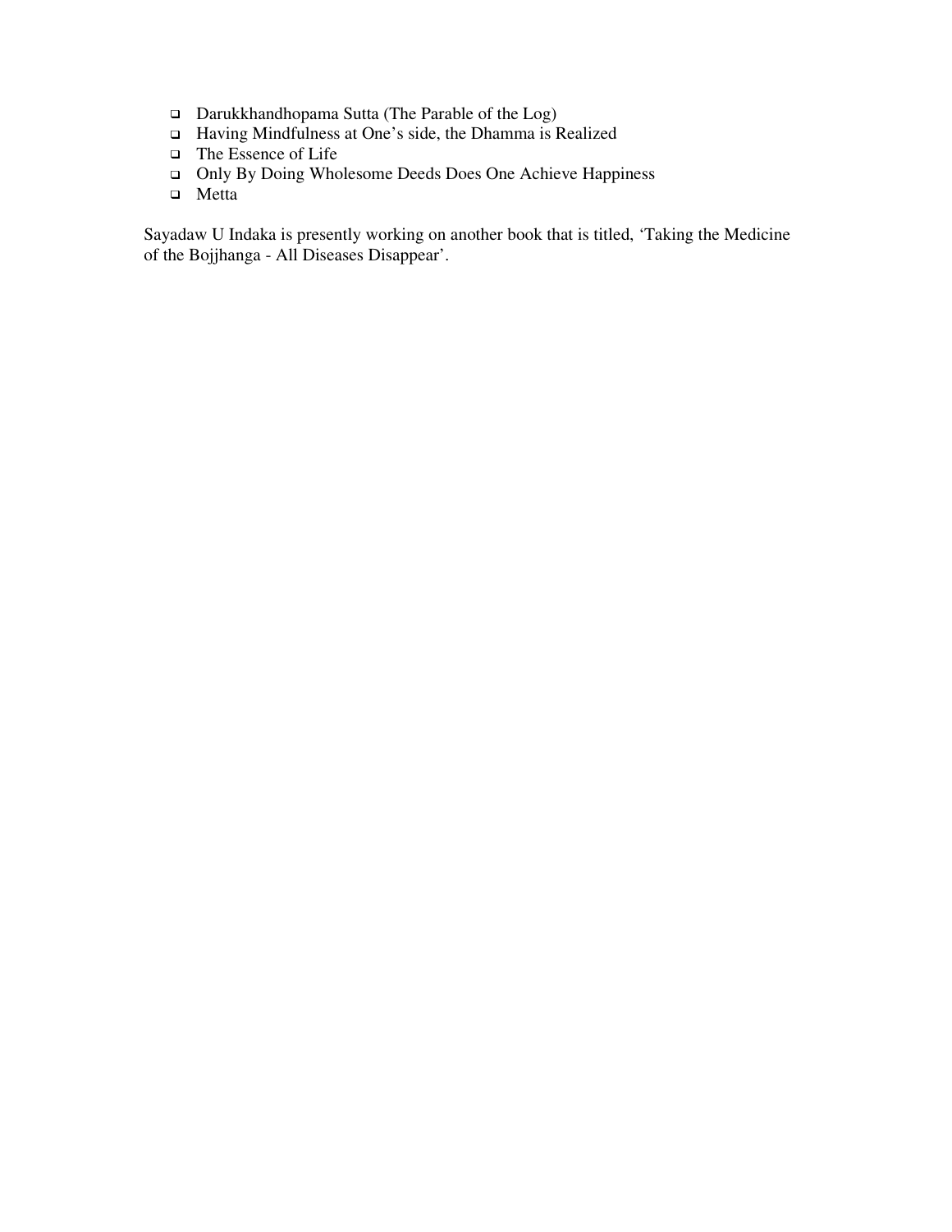- Darukkhandhopama Sutta (The Parable of the Log)
- Having Mindfulness at One's side, the Dhamma is Realized
- The Essence of Life
- Only By Doing Wholesome Deeds Does One Achieve Happiness
- Metta

Sayadaw U Indaka is presently working on another book that is titled, 'Taking the Medicine of the Bojjhanga - All Diseases Disappear'.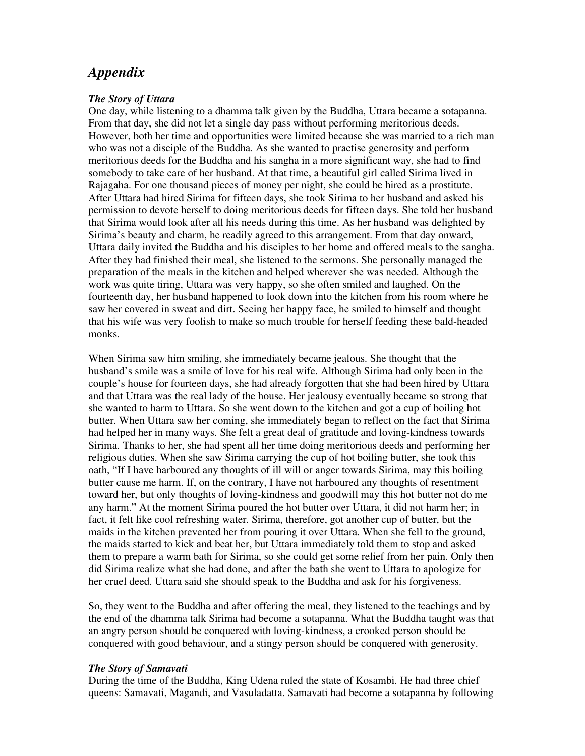# *Appendix*

***The Story of Uttara***

One day, while listening to a dhamma talk given by the Buddha, Uttara became a sotapanna. From that day, she did not let a single day pass without performing meritorious deeds. However, both her time and opportunities were limited because she was married to a rich man who was not a disciple of the Buddha. As she wanted to practise generosity and perform meritorious deeds for the Buddha and his sangha in a more significant way, she had to find somebody to take care of her husband. At that time, a beautiful girl called Sirima lived in Rajagaha. For one thousand pieces of money per night, she could be hired as a prostitute. After Uttara had hired Sirima for fifteen days, she took Sirima to her husband and asked his permission to devote herself to doing meritorious deeds for fifteen days. She told her husband that Sirima would look after all his needs during this time. As her husband was delighted by Sirima's beauty and charm, he readily agreed to this arrangement. From that day onward, Uttara daily invited the Buddha and his disciples to her home and offered meals to the sangha. After they had finished their meal, she listened to the sermons. She personally managed the preparation of the meals in the kitchen and helped wherever she was needed. Although the work was quite tiring, Uttara was very happy, so she often smiled and laughed. On the fourteenth day, her husband happened to look down into the kitchen from his room where he saw her covered in sweat and dirt. Seeing her happy face, he smiled to himself and thought that his wife was very foolish to make so much trouble for herself feeding these bald-headed monks.

When Sirima saw him smiling, she immediately became jealous. She thought that the husband's smile was a smile of love for his real wife. Although Sirima had only been in the couple's house for fourteen days, she had already forgotten that she had been hired by Uttara and that Uttara was the real lady of the house. Her jealousy eventually became so strong that she wanted to harm to Uttara. So she went down to the kitchen and got a cup of boiling hot butter. When Uttara saw her coming, she immediately began to reflect on the fact that Sirima had helped her in many ways. She felt a great deal of gratitude and loving-kindness towards Sirima. Thanks to her, she had spent all her time doing meritorious deeds and performing her religious duties. When she saw Sirima carrying the cup of hot boiling butter, she took this oath, "If I have harboured any thoughts of ill will or anger towards Sirima, may this boiling butter cause me harm. If, on the contrary, I have not harboured any thoughts of resentment toward her, but only thoughts of loving-kindness and goodwill may this hot butter not do me any harm." At the moment Sirima poured the hot butter over Uttara, it did not harm her; in fact, it felt like cool refreshing water. Sirima, therefore, got another cup of butter, but the maids in the kitchen prevented her from pouring it over Uttara. When she fell to the ground, the maids started to kick and beat her, but Uttara immediately told them to stop and asked them to prepare a warm bath for Sirima, so she could get some relief from her pain. Only then did Sirima realize what she had done, and after the bath she went to Uttara to apologize for her cruel deed. Uttara said she should speak to the Buddha and ask for his forgiveness.

So, they went to the Buddha and after offering the meal, they listened to the teachings and by the end of the dhamma talk Sirima had become a sotapanna. What the Buddha taught was that an angry person should be conquered with loving-kindness, a crooked person should be conquered with good behaviour, and a stingy person should be conquered with generosity.

***The Story of Samavati***

During the time of the Buddha, King Udena ruled the state of Kosambi. He had three chief queens: Samavati, Magandi, and Vasuladatta. Samavati had become a sotapanna by following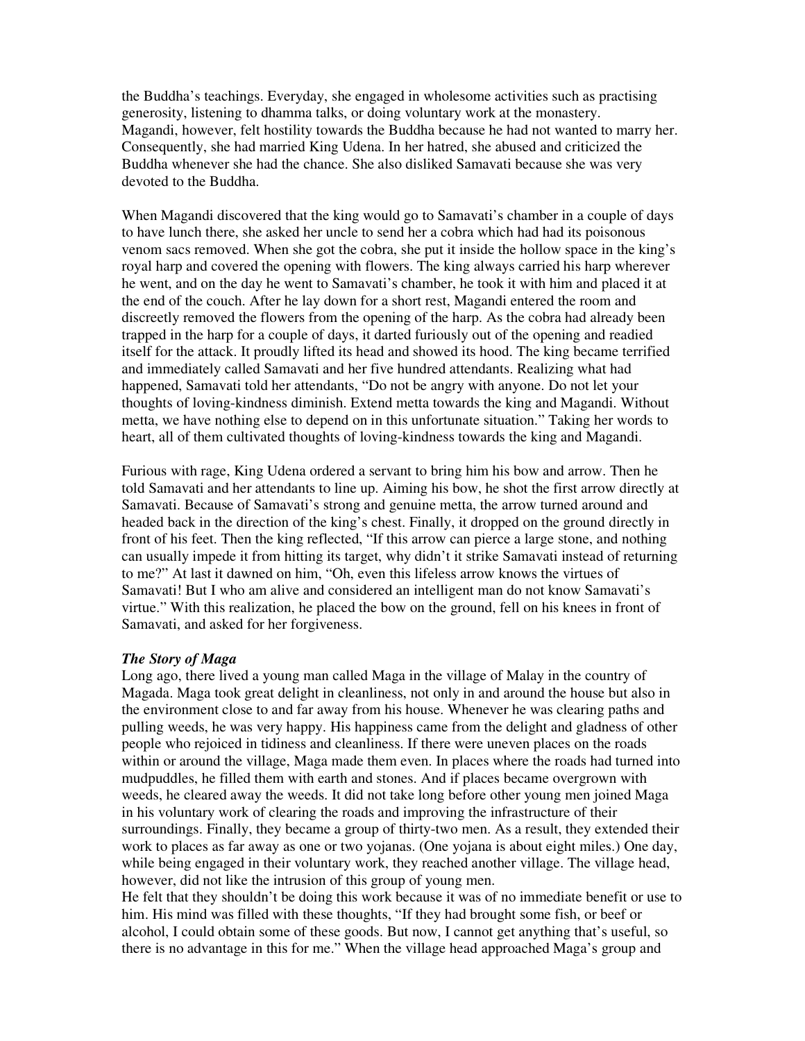the Buddha's teachings. Everyday, she engaged in wholesome activities such as practising generosity, listening to dhamma talks, or doing voluntary work at the monastery.
Magandi, however, felt hostility towards the Buddha because he had not wanted to marry her. Consequently, she had married King Udena. In her hatred, she abused and criticized the Buddha whenever she had the chance. She also disliked Samavati because she was very devoted to the Buddha.

When Magandi discovered that the king would go to Samavati's chamber in a couple of days to have lunch there, she asked her uncle to send her a cobra which had had its poisonous venom sacs removed. When she got the cobra, she put it inside the hollow space in the king's royal harp and covered the opening with flowers. The king always carried his harp wherever he went, and on the day he went to Samavati's chamber, he took it with him and placed it at the end of the couch. After he lay down for a short rest, Magandi entered the room and discreetly removed the flowers from the opening of the harp. As the cobra had already been trapped in the harp for a couple of days, it darted furiously out of the opening and readied itself for the attack. It proudly lifted its head and showed its hood. The king became terrified and immediately called Samavati and her five hundred attendants. Realizing what had happened, Samavati told her attendants, "Do not be angry with anyone. Do not let your thoughts of loving-kindness diminish. Extend metta towards the king and Magandi. Without metta, we have nothing else to depend on in this unfortunate situation." Taking her words to heart, all of them cultivated thoughts of loving-kindness towards the king and Magandi.

Furious with rage, King Udena ordered a servant to bring him his bow and arrow. Then he told Samavati and her attendants to line up. Aiming his bow, he shot the first arrow directly at Samavati. Because of Samavati's strong and genuine metta, the arrow turned around and headed back in the direction of the king's chest. Finally, it dropped on the ground directly in front of his feet. Then the king reflected, "If this arrow can pierce a large stone, and nothing can usually impede it from hitting its target, why didn't it strike Samavati instead of returning to me?" At last it dawned on him, "Oh, even this lifeless arrow knows the virtues of Samavati! But I who am alive and considered an intelligent man do not know Samavati's virtue." With this realization, he placed the bow on the ground, fell on his knees in front of Samavati, and asked for her forgiveness.

***The Story of Maga***

Long ago, there lived a young man called Maga in the village of Malay in the country of Magada. Maga took great delight in cleanliness, not only in and around the house but also in the environment close to and far away from his house. Whenever he was clearing paths and pulling weeds, he was very happy. His happiness came from the delight and gladness of other people who rejoiced in tidiness and cleanliness. If there were uneven places on the roads within or around the village, Maga made them even. In places where the roads had turned into mudpuddles, he filled them with earth and stones. And if places became overgrown with weeds, he cleared away the weeds. It did not take long before other young men joined Maga in his voluntary work of clearing the roads and improving the infrastructure of their surroundings. Finally, they became a group of thirty-two men. As a result, they extended their work to places as far away as one or two yojanas. (One yojana is about eight miles.) One day, while being engaged in their voluntary work, they reached another village. The village head, however, did not like the intrusion of this group of young men.
He felt that they shouldn't be doing this work because it was of no immediate benefit or use to him. His mind was filled with these thoughts, "If they had brought some fish, or beef or alcohol, I could obtain some of these goods. But now, I cannot get anything that's useful, so there is no advantage in this for me." When the village head approached Maga's group and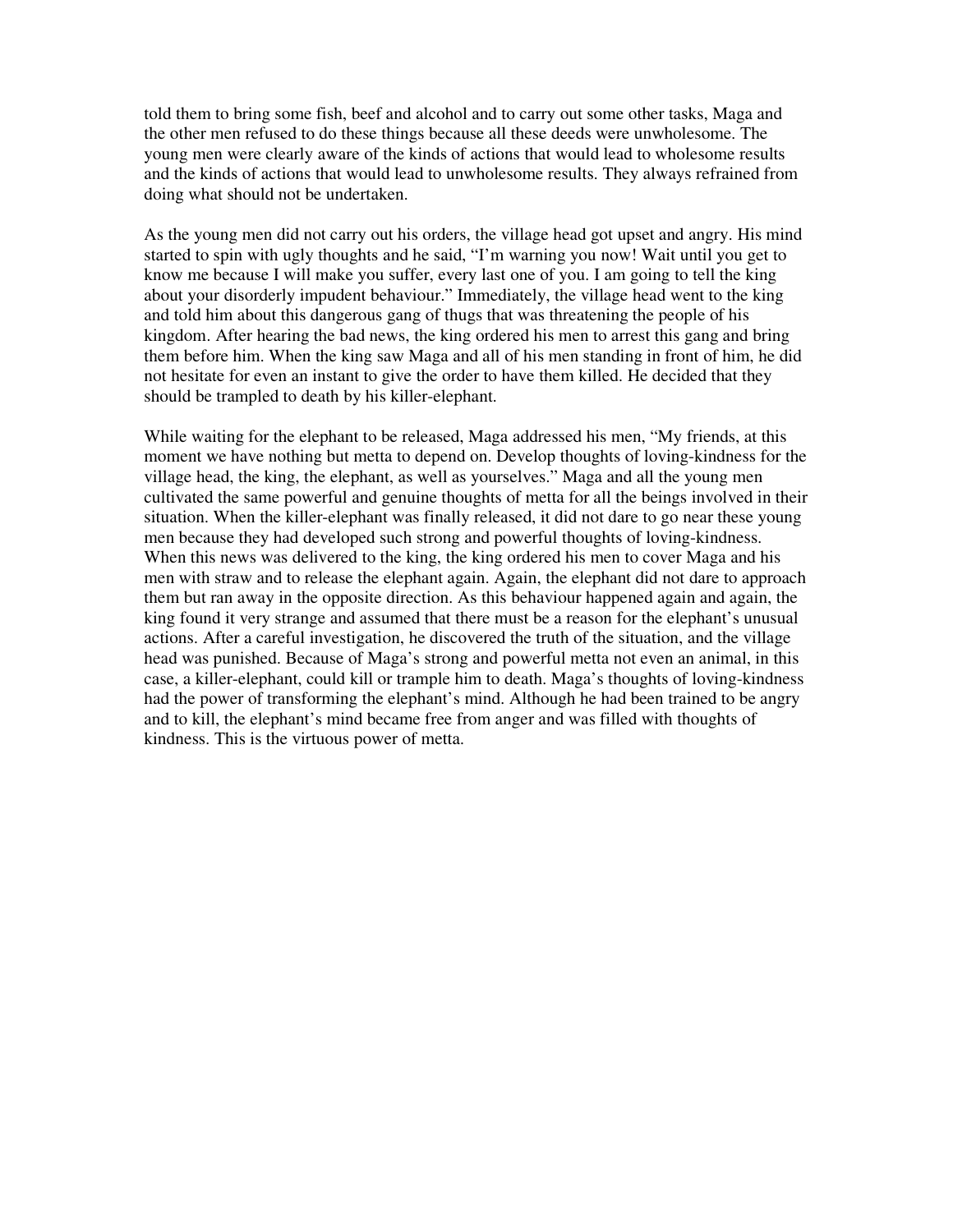told them to bring some fish, beef and alcohol and to carry out some other tasks, Maga and the other men refused to do these things because all these deeds were unwholesome. The young men were clearly aware of the kinds of actions that would lead to wholesome results and the kinds of actions that would lead to unwholesome results. They always refrained from doing what should not be undertaken.

As the young men did not carry out his orders, the village head got upset and angry. His mind started to spin with ugly thoughts and he said, "I'm warning you now! Wait until you get to know me because I will make you suffer, every last one of you. I am going to tell the king about your disorderly impudent behaviour." Immediately, the village head went to the king and told him about this dangerous gang of thugs that was threatening the people of his kingdom. After hearing the bad news, the king ordered his men to arrest this gang and bring them before him. When the king saw Maga and all of his men standing in front of him, he did not hesitate for even an instant to give the order to have them killed. He decided that they should be trampled to death by his killer-elephant.

While waiting for the elephant to be released, Maga addressed his men, "My friends, at this moment we have nothing but metta to depend on. Develop thoughts of loving-kindness for the village head, the king, the elephant, as well as yourselves." Maga and all the young men cultivated the same powerful and genuine thoughts of metta for all the beings involved in their situation. When the killer-elephant was finally released, it did not dare to go near these young men because they had developed such strong and powerful thoughts of loving-kindness. When this news was delivered to the king, the king ordered his men to cover Maga and his men with straw and to release the elephant again. Again, the elephant did not dare to approach them but ran away in the opposite direction. As this behaviour happened again and again, the king found it very strange and assumed that there must be a reason for the elephant's unusual actions. After a careful investigation, he discovered the truth of the situation, and the village head was punished. Because of Maga's strong and powerful metta not even an animal, in this case, a killer-elephant, could kill or trample him to death. Maga's thoughts of loving-kindness had the power of transforming the elephant's mind. Although he had been trained to be angry and to kill, the elephant's mind became free from anger and was filled with thoughts of kindness. This is the virtuous power of metta.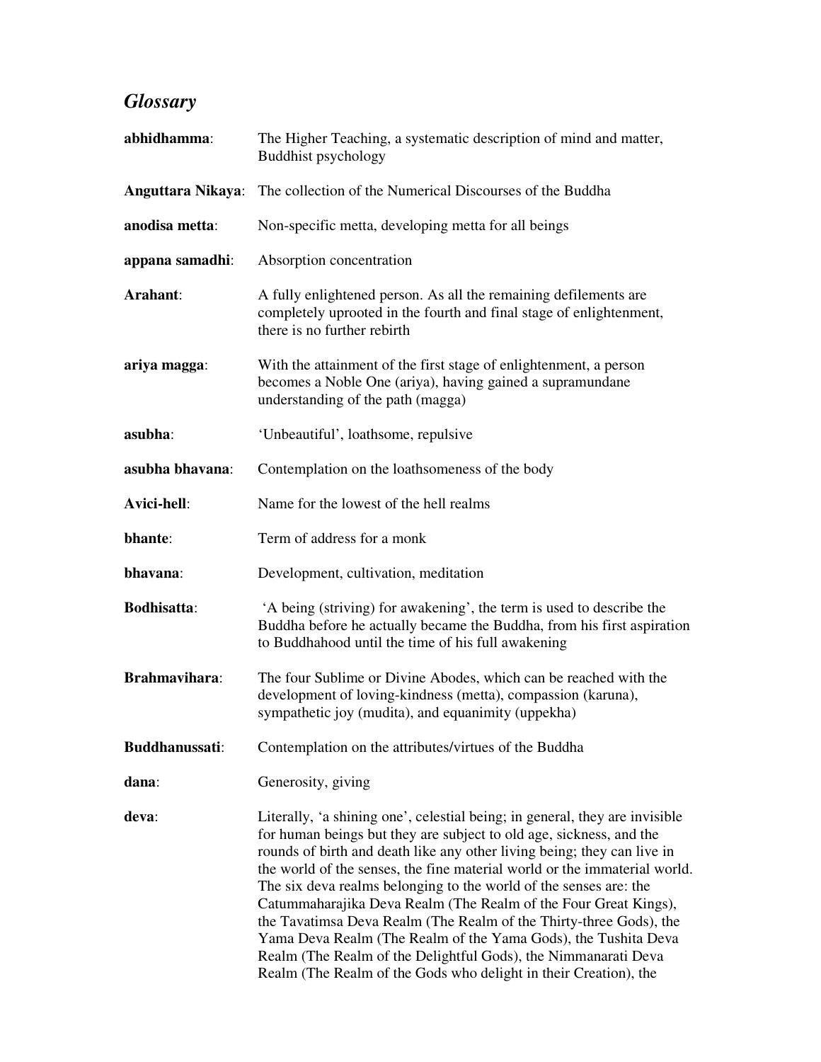## *Glossary*

**abhidhamma**: The Higher Teaching, a systematic description of mind and matter, Buddhist psychology

**Anguttara Nikaya**: The collection of the Numerical Discourses of the Buddha

**anodisa metta**: Non-specific metta, developing metta for all beings

**appana samadhi**: Absorption concentration

**Arahant**: A fully enlightened person. As all the remaining defilements are completely uprooted in the fourth and final stage of enlightenment, there is no further rebirth

**ariya magga**: With the attainment of the first stage of enlightenment, a person becomes a Noble One (ariya), having gained a supramundane understanding of the path (magga)

**asubha**: 'Unbeautiful', loathsome, repulsive

**asubha bhavana**: Contemplation on the loathsomeness of the body

**Avici-hell**: Name for the lowest of the hell realms

**bhante**: Term of address for a monk

**bhavana**: Development, cultivation, meditation

**Bodhisatta**: 'A being (striving) for awakening', the term is used to describe the Buddha before he actually became the Buddha, from his first aspiration to Buddhahood until the time of his full awakening

**Brahmavihara**: The four Sublime or Divine Abodes, which can be reached with the development of loving-kindness (metta), compassion (karuna), sympathetic joy (mudita), and equanimity (uppekha)

**Buddhanussati**: Contemplation on the attributes/virtues of the Buddha

**dana**: Generosity, giving

**deva**: Literally, 'a shining one', celestial being; in general, they are invisible for human beings but they are subject to old age, sickness, and the rounds of birth and death like any other living being; they can live in the world of the senses, the fine material world or the immaterial world. The six deva realms belonging to the world of the senses are: the Catummaharajika Deva Realm (The Realm of the Four Great Kings), the Tavatimsa Deva Realm (The Realm of the Thirty-three Gods), the Yama Deva Realm (The Realm of the Yama Gods), the Tushita Deva Realm (The Realm of the Delightful Gods), the Nimmanarati Deva Realm (The Realm of the Gods who delight in their Creation), the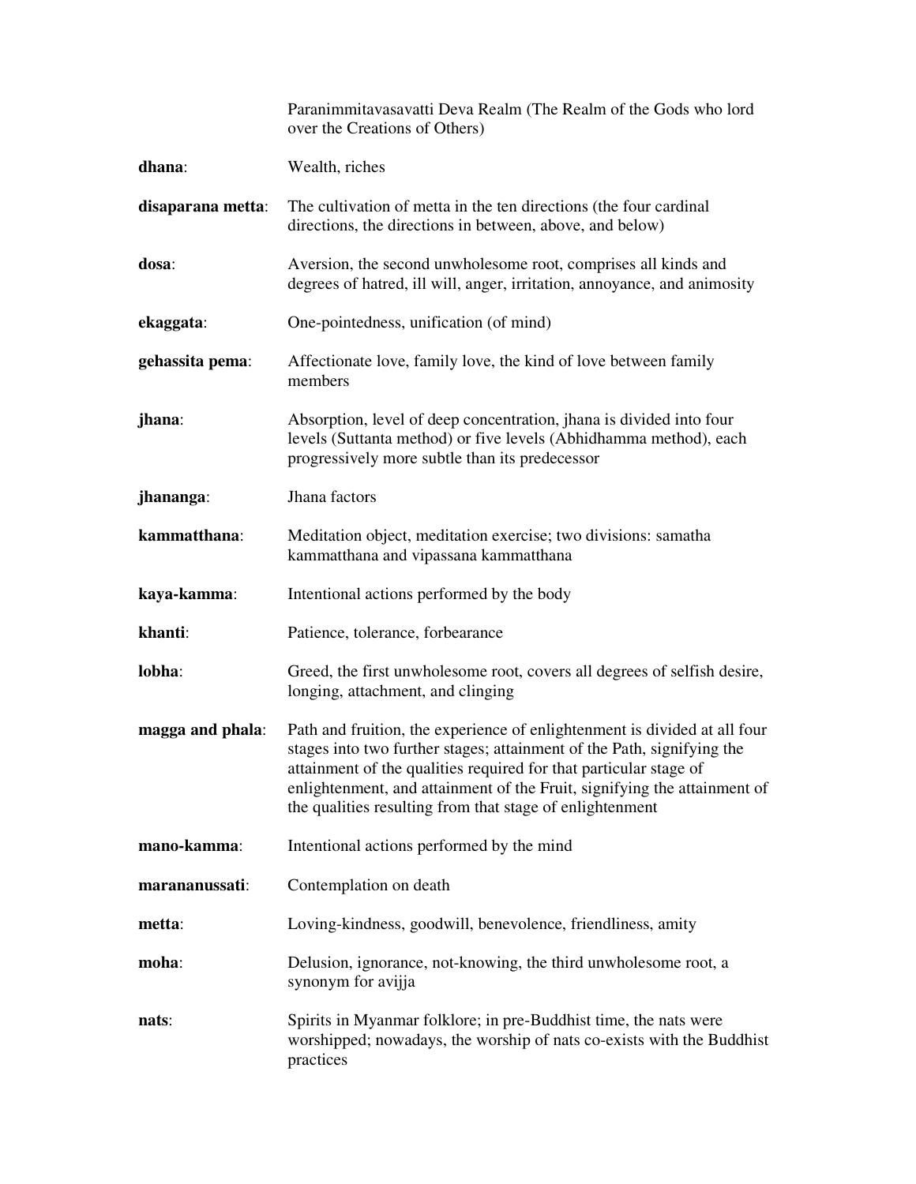Paranimmitavasavatti Deva Realm (The Realm of the Gods who lord over the Creations of Others)

**dhana**: Wealth, riches

**disaparana metta**: The cultivation of metta in the ten directions (the four cardinal directions, the directions in between, above, and below)

**dosa**: Aversion, the second unwholesome root, comprises all kinds and degrees of hatred, ill will, anger, irritation, annoyance, and animosity

**ekaggata**: One-pointedness, unification (of mind)

**gehassita pema**: Affectionate love, family love, the kind of love between family members

**jhana**: Absorption, level of deep concentration, jhana is divided into four levels (Suttanta method) or five levels (Abhidhamma method), each progressively more subtle than its predecessor

**jhananga**: Jhana factors

**kammatthana**: Meditation object, meditation exercise; two divisions: samatha kammatthana and vipassana kammatthana

**kaya-kamma**: Intentional actions performed by the body

**khanti**: Patience, tolerance, forbearance

**lobha**: Greed, the first unwholesome root, covers all degrees of selfish desire, longing, attachment, and clinging

**magga and phala**: Path and fruition, the experience of enlightenment is divided at all four stages into two further stages; attainment of the Path, signifying the attainment of the qualities required for that particular stage of enlightenment, and attainment of the Fruit, signifying the attainment of the qualities resulting from that stage of enlightenment

**mano-kamma**: Intentional actions performed by the mind

**marananussati**: Contemplation on death

**metta**: Loving-kindness, goodwill, benevolence, friendliness, amity

**moha**: Delusion, ignorance, not-knowing, the third unwholesome root, a synonym for avijja

**nats**: Spirits in Myanmar folklore; in pre-Buddhist time, the nats were worshipped; nowadays, the worship of nats co-exists with the Buddhist practices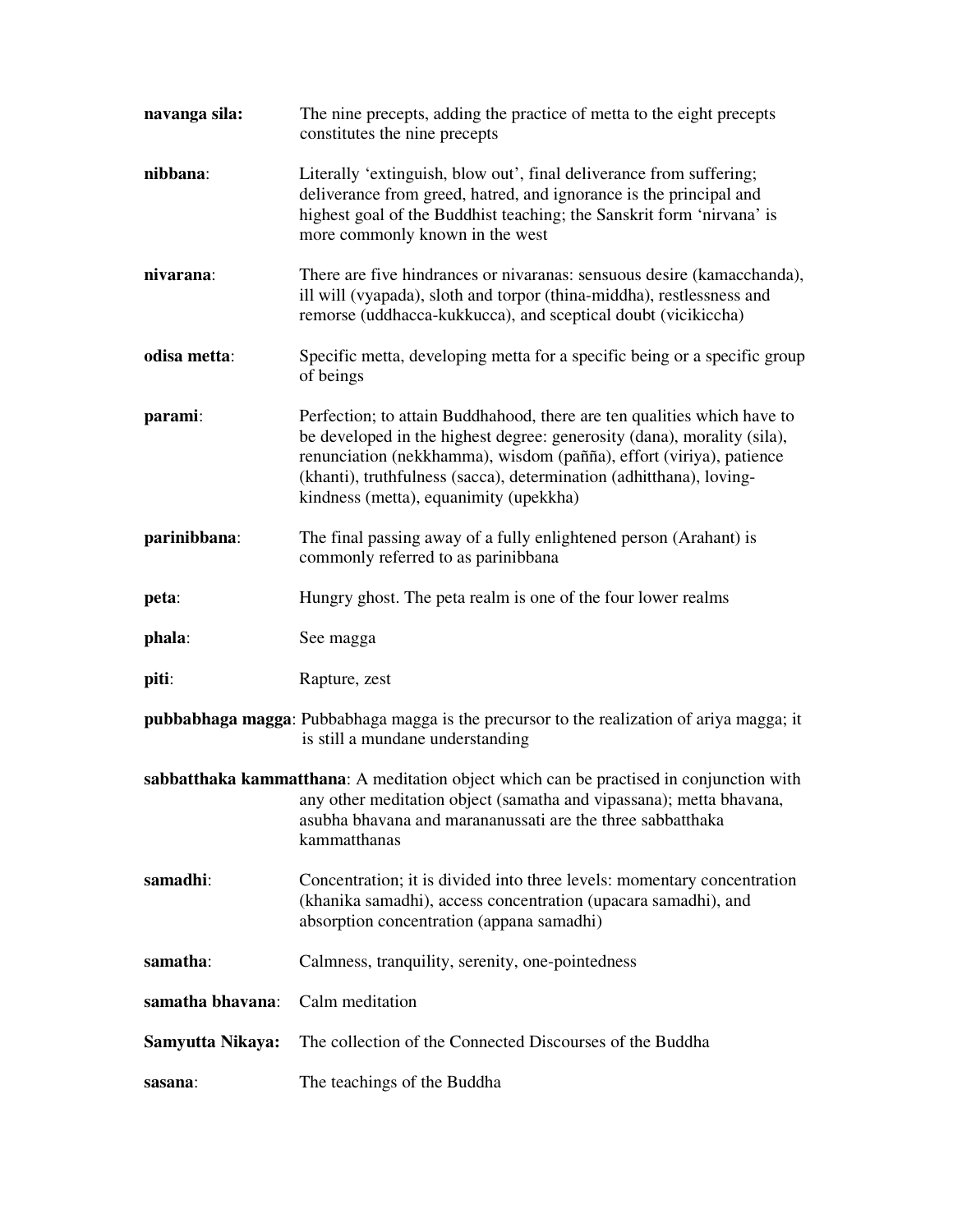**navanga sila:** The nine precepts, adding the practice of metta to the eight precepts constitutes the nine precepts

**nibbana**: Literally 'extinguish, blow out', final deliverance from suffering; deliverance from greed, hatred, and ignorance is the principal and highest goal of the Buddhist teaching; the Sanskrit form 'nirvana' is more commonly known in the west

**nivarana**: There are five hindrances or nivaranas: sensuous desire (kamacchanda), ill will (vyapada), sloth and torpor (thina-middha), restlessness and remorse (uddhacca-kukkucca), and sceptical doubt (vicikiccha)

**odisa metta**: Specific metta, developing metta for a specific being or a specific group of beings

**parami**: Perfection; to attain Buddhahood, there are ten qualities which have to be developed in the highest degree: generosity (dana), morality (sila), renunciation (nekkhamma), wisdom (pañña), effort (viriya), patience (khanti), truthfulness (sacca), determination (adhitthana), loving-kindness (metta), equanimity (upekkha)

**parinibbana**: The final passing away of a fully enlightened person (Arahant) is commonly referred to as parinibbana

**peta**: Hungry ghost. The peta realm is one of the four lower realms

**phala**: See magga

**piti**: Rapture, zest

**pubbabhaga magga**: Pubbabhaga magga is the precursor to the realization of ariya magga; it is still a mundane understanding

**sabbatthaka kammatthana**: A meditation object which can be practised in conjunction with any other meditation object (samatha and vipassana); metta bhavana, asubha bhavana and marananussati are the three sabbatthaka kammatthanas

**samadhi**: Concentration; it is divided into three levels: momentary concentration (khanika samadhi), access concentration (upacara samadhi), and absorption concentration (appana samadhi)

**samatha**: Calmness, tranquility, serenity, one-pointedness

**samatha bhavana**: Calm meditation

**Samyutta Nikaya:** The collection of the Connected Discourses of the Buddha

**sasana**: The teachings of the Buddha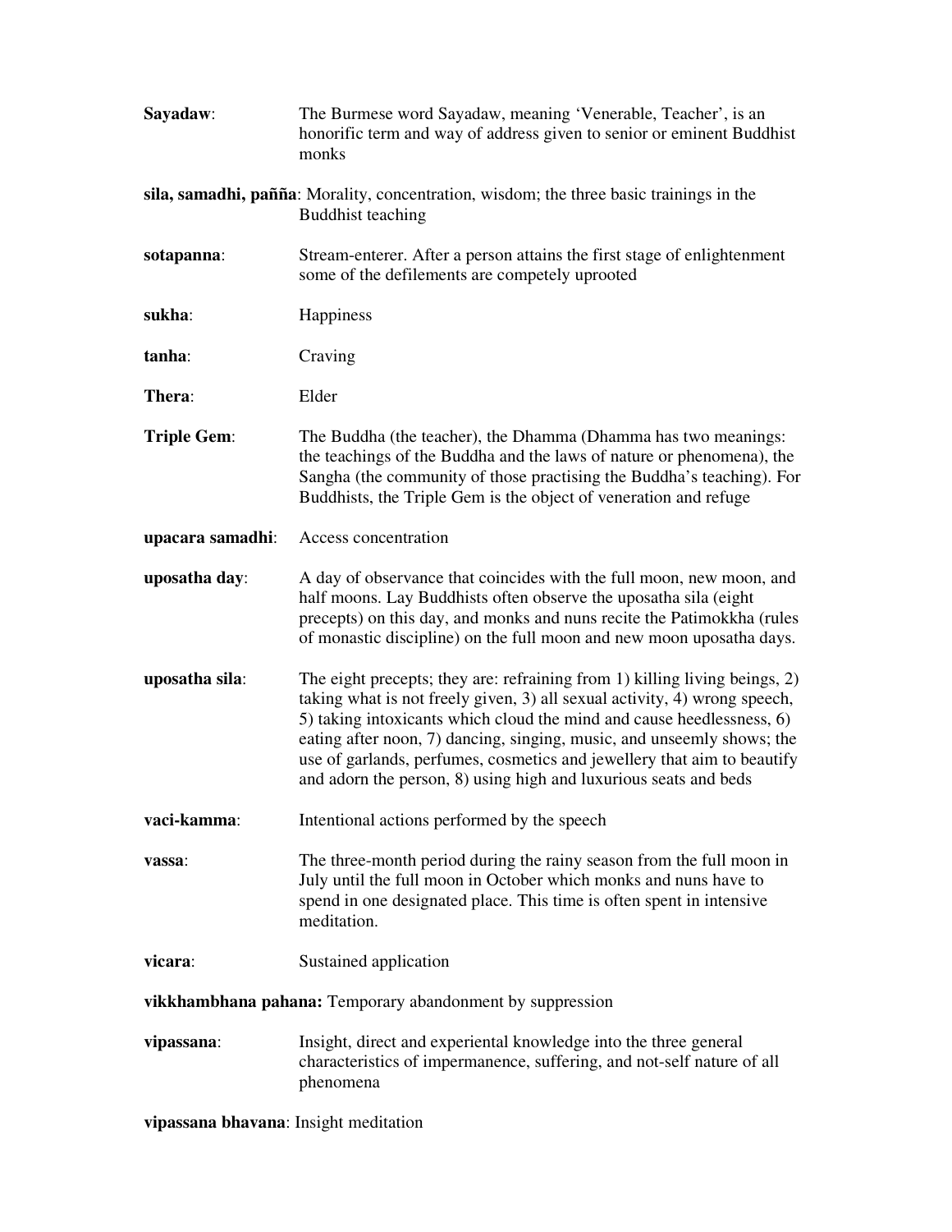**Sayadaw**: The Burmese word Sayadaw, meaning 'Venerable, Teacher', is an honorific term and way of address given to senior or eminent Buddhist monks

**sila, samadhi, pañña**: Morality, concentration, wisdom; the three basic trainings in the Buddhist teaching

**sotapanna**: Stream-enterer. After a person attains the first stage of enlightenment some of the defilements are competely uprooted

**sukha**: Happiness

**tanha**: Craving

**Thera**: Elder

**Triple Gem**: The Buddha (the teacher), the Dhamma (Dhamma has two meanings: the teachings of the Buddha and the laws of nature or phenomena), the Sangha (the community of those practising the Buddha's teaching). For Buddhists, the Triple Gem is the object of veneration and refuge

**upacara samadhi**: Access concentration

**uposatha day**: A day of observance that coincides with the full moon, new moon, and half moons. Lay Buddhists often observe the uposatha sila (eight precepts) on this day, and monks and nuns recite the Patimokkha (rules of monastic discipline) on the full moon and new moon uposatha days.

**uposatha sila**: The eight precepts; they are: refraining from 1) killing living beings, 2) taking what is not freely given, 3) all sexual activity, 4) wrong speech, 5) taking intoxicants which cloud the mind and cause heedlessness, 6) eating after noon, 7) dancing, singing, music, and unseemly shows; the use of garlands, perfumes, cosmetics and jewellery that aim to beautify and adorn the person, 8) using high and luxurious seats and beds

**vaci-kamma**: Intentional actions performed by the speech

**vassa**: The three-month period during the rainy season from the full moon in July until the full moon in October which monks and nuns have to spend in one designated place. This time is often spent in intensive meditation.

**vicara**: Sustained application

**vikkhambhana pahana:** Temporary abandonment by suppression

**vipassana**: Insight, direct and experiental knowledge into the three general characteristics of impermanence, suffering, and not-self nature of all phenomena

**vipassana bhavana**: Insight meditation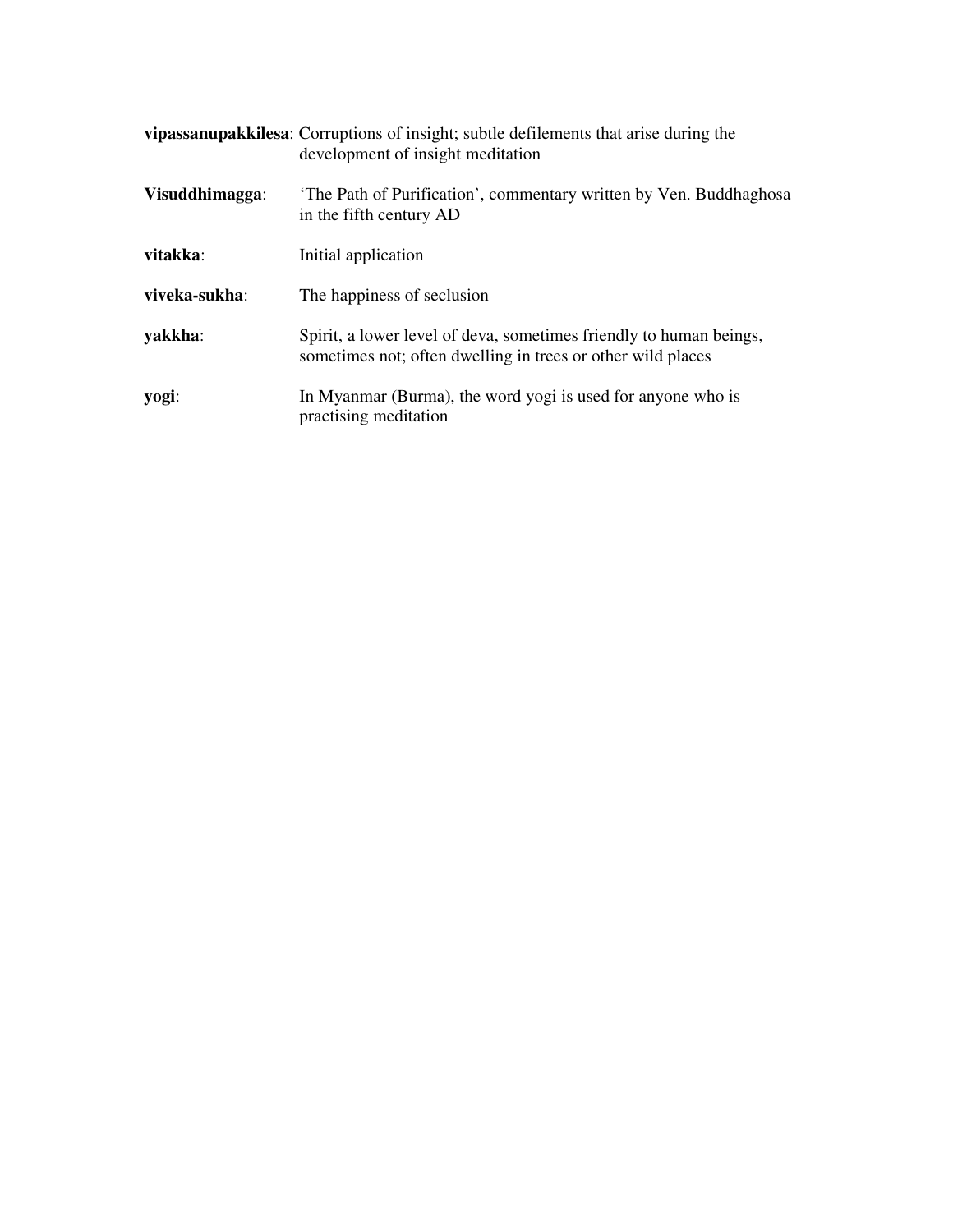**vipassanupakkilesa**: Corruptions of insight; subtle defilements that arise during the development of insight meditation

**Visuddhimagga**: 'The Path of Purification', commentary written by Ven. Buddhaghosa in the fifth century AD

**vitakka**: Initial application

**viveka-sukha**: The happiness of seclusion

**yakkha**: Spirit, a lower level of deva, sometimes friendly to human beings, sometimes not; often dwelling in trees or other wild places

**yogi**: In Myanmar (Burma), the word yogi is used for anyone who is practising meditation